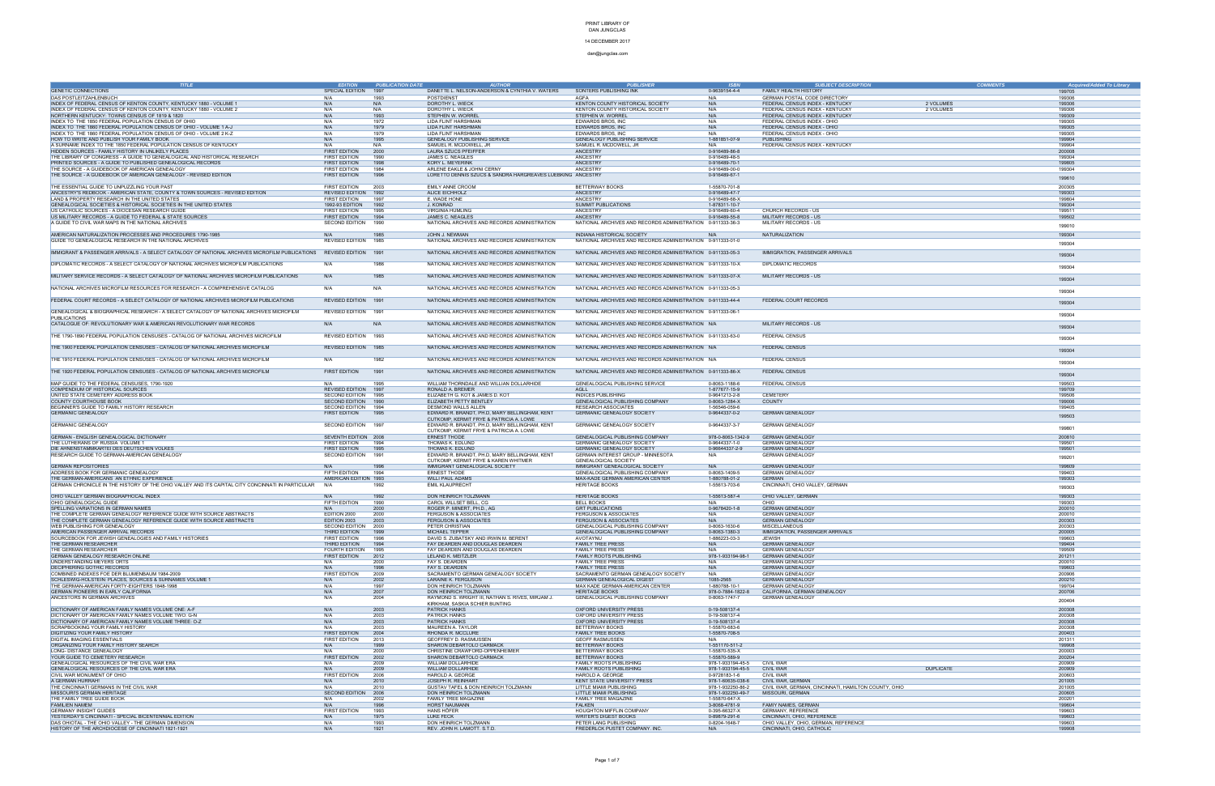PRINT LIBRARY OF
DAN JUNGCLAS

14 DECEMBER 2017

dan@jungclas.com

| TITLE | EDITION | PUBLICATION DATE | AUTHOR | PUBLISHER | ISBN | SUBJECT DESCRIPTION | COMMENTS | Acquired/Added To Library |
|---|---|---|---|---|---|---|---|---|
| GENETIC CONNECTIONS | SPECIAL EDITION | 1997 | DANETTE L. NELSON-ANDERSON & CYNTHIA V. WATERS | SONTERS PUBLISHING INK | 0-9639154-4-4 | FAMILY HEALTH HISTORY | | 199705 |
| DAS POSTLEITZAHLENBUCH | N/A | 1993 | POSTDIENST | AGFA | N/A | GERMAN POSTAL CODE DIRECTORY | | 199306 |
| INDEX OF FEDERAL CENSUS OF KENTON COUNTY, KENTUCKY 1860 - VOLUME 1 | N/A | N/A | DOROTHY L. WIECK | KENTON COUNTY HISTORICAL SOCIETY | N/A | FEDERAL CENSUS INDEX - KENTUCKY | 2 VOLUMES | 199306 |
| INDEX OF FEDERAL CENSUS OF KENTON COUNTY, KENTUCKY 1860 - VOLUME 2 | N/A | N/A | DOROTHY L. WIECK | KENTON COUNTY HISTORICAL SOCIETY | N/A | FEDERAL CENSUS INDEX - KENTUCKY | 2 VOLUMES | 199306 |
| NORTHERN KENTUCKY: TOWNS CENSUS OF 1819 & 1820 | N/A | 1993 | STEPHEN W. WORREL | STEPHEN W. WORREL | N/A | FEDERAL CENSUS INDEX - KENTUCKY | | 199309 |
| INDEX TO THE 1850 FEDERAL POPULATION CENSUS OF OHIO | N/A | 1972 | LIDA FLINT HARSHMAN | EDWARDS BROS, INC | N/A | FEDERAL CENSUS INDEX - OHIO | | 199305 |
| INDEX TO THE 1860 FEDERAL POPULATION CENSUS OF OHIO - VOLUME 1 A-J | N/A | 1979 | LIDA FLINT HARSHMAN | EDWARDS BROS, INC | N/A | FEDERAL CENSUS INDEX - OHIO | | 199305 |
| INDEX TO THE 1860 FEDERAL POPULATION CENSUS OF OHIO - VOLUME 2 K-Z | N/A | 1979 | LIDA FLINT HARSHMAN | EDWARDS BROS, INC | N/A | FEDERAL CENSUS INDEX - OHIO | | 199305 |
| HOW TO WRITE AND PUBLISH YOUR FAMILY BOOK | N/A | 1995 | GENEALOGY PUBLISHING SERVICE | GENEALOGY PUBLISHING SERVICE | 1-881851-07-9 | PUBLISHING | | 199904 |
| A SURNAME INDEX TO THE 1850 FEDERAL POPULATION CENSUS OF KENTUCKY | N/A | N/A | SAMUEL R. MCDOWELL, JR | SAMUEL R. MCDOWELL, JR | N/A | FEDERAL CENSUS INDEX - KENTUCKY | | 199904 |
| HIDDEN SOURCES - FAMILY HISTORY IN UNLIKELY PLACES | FIRST EDITION | 2000 | LAURA SZUCS PFEIFFER | ANCESTRY | 0-916489-86-8 | | | 200008 |
| THE LIBRARY OF CONGRESS - A GUIDE TO GENEALOGICAL AND HISTORICAL RESEARCH | FIRST EDITION | 1990 | JAMES C. NEAGLES | ANCESTRY | 0-916489-48-5 | | | 199304 |
| PRINTED SOURCES - A GUIDE TO PUBLISHED GENEALOGICAL RECORDS | FIRST EDITION | 1998 | KORY L. MEYERINK | ANCESTRY | 0-916489-70-1 | | | 199805 |
| THE SOURCE - A GUIDEBOOK OF AMERICAN GENEALOGY | FIRST EDITION | 1984 | ARLENE EAKLE & JOHNI CERNY | ANCESTRY | 0-916489-00-0 | | | 199304 |
| THE SOURCE - A GUIDEBOOK OF AMERICAN GENEALOGY - REVISED EDITION | FIRST EDITION | 1996 | LORETTO DENNIS SZUCS & SANDRA HARGREAVES LUEBKING | ANCESTRY | 0-916489-67-1 | | | 199610 |
| THE ESSENTIAL GUIDE TO UNPUZZLING YOUR PAST | FIRST EDITION | 2003 | EMILY ANNE CROOM | BETTERWAY BOOKS | 1-55870-701-8 | | | 200305 |
| ANCESTRY'S REDBOOK - AMERICAN STATE, COUNTY & TOWN SOURCES - REVISED EDITION | REVISED EDITION | 1992 | ALICE EICHHOLZ | ANCESTRY | 0-916489-47-7 | | | 199303 |
| LAND & PROPERTY RESEARCH IN THE UNITED STATES | FIRST EDITION | 1997 | E. WADE HONE | ANCESTRY | 0-916489-68-X | | | 199804 |
| GENEALOGICAL SOCIETIES & HISTORICAL SOCIETIES IN THE UNITED STATES | 1992-93 EDITION | 1992 | J. KONRAD | SUMMIT PUBLICATIONS | 1-878311-10-7 | | | 199304 |
| US CATHOLIC SOURCES - A DIOCESAN RESEARCH GUIDE | FIRST EDITION | 1995 | VIRGINIA HUMLING | ANCESTRY | 0-916489-60-4 | CHURCH RECORDS - US | | 199511 |
| US MILITARY RECORDS - A GUIDE TO FEDERAL & STATE SOURCES | FIRST EDITION | 1994 | JAMES C. NEAGLES | ANCESTRY | 0-916489-55-8 | MILITARY RECORDS - US | | 199502 |
| A GUIDE TO CIVIL WAR MAPS IN THE NATIONAL ARCHIVES | SECOND EDITION | 1990 | NATIONAL ARCHIVES AND RECORDS ADMINISTRATION | NATIONAL ARCHIVES AND RECORDS ADMINISTRATION | 0-911333-36-3 | MILITARY RECORDS - US | | 199010 |
| AMERICAN NATURALIZATION PROCESSES AND PROCEDURES 1790-1985 | N/A | 1985 | JOHN J. NEWMAN | INDIANA HISTORICAL SOCIETY | N/A | NATURALIZATION | | 199304 |
| GUIDE TO GENEALOGICAL RESEARCH IN THE NATIONAL ARCHIVES | REVISED EDITION | 1985 | NATIONAL ARCHIVES AND RECORDS ADMINISTRATION | NATIONAL ARCHIVES AND RECORDS ADMINISTRATION | 0-911333-01-0 | | | 199304 |
| IMMIGRANT & PASSENGER ARRIVALS - A SELECT CATALOG OF NATIONAL ARCHIVES MICROFILM PUBLICATIONS | REVISED EDITION | 1991 | NATIONAL ARCHIVES AND RECORDS ADMINISTRATION | NATIONAL ARCHIVES AND RECORDS ADMINISTRATION | 0-911333-05-3 | IMMIGRATION, PASSENGER ARRIVALS | | 199304 |
| DIPLOMATIC RECORDS - A SELECT CATALOG OF NATIONAL ARCHIVES MICROFILM PUBLICATIONS | N/A | 1986 | NATIONAL ARCHIVES AND RECORDS ADMINISTRATION | NATIONAL ARCHIVES AND RECORDS ADMINISTRATION | 0-911333-10-X | DIPLOMATIC RECORDS | | 199304 |
| MILITARY SERVICE RECORDS - A SELECT CATALOG OF NATIONAL ARCHIVES MICROFILM PUBLICATIONS | N/A | 1985 | NATIONAL ARCHIVES AND RECORDS ADMINISTRATION | NATIONAL ARCHIVES AND RECORDS ADMINISTRATION | 0-911333-07-X | MILITARY RECORDS - US | | 199304 |
| NATIONAL ARCHIVES MICROFILM RESOURCES FOR RESEARCH - A COMPREHENSIVE CATALOG | N/A | N/A | NATIONAL ARCHIVES AND RECORDS ADMINISTRATION | NATIONAL ARCHIVES AND RECORDS ADMINISTRATION | 0-911333-05-3 | | | 199304 |
| FEDERAL COURT RECORDS - A SELECT CATALOG OF NATIONAL ARCHIVES MICROFILM PUBLICATIONS | REVISED EDITION | 1991 | NATIONAL ARCHIVES AND RECORDS ADMINISTRATION | NATIONAL ARCHIVES AND RECORDS ADMINISTRATION | 0-911333-44-4 | FEDERAL COURT RECORDS | | 199304 |
| GENEALOGICAL & BIOGRAPHICAL RESEARCH - A SELECT CATALOG OF NATIONAL ARCHIVES MICROFILM PUBLICATIONS | REVISED EDITION | 1991 | NATIONAL ARCHIVES AND RECORDS ADMINISTRATION | NATIONAL ARCHIVES AND RECORDS ADMINISTRATION | 0-911333-06-1 | | | 199304 |
| CATALOGUE OF: REVOLUTIONARY WAR & AMERICAN REVOLUTIONARY WAR RECORDS | N/A | N/A | NATIONAL ARCHIVES AND RECORDS ADMINISTRATION | NATIONAL ARCHIVES AND RECORDS ADMINISTRATION | N/A | MILITARY RECORDS - US | | 199304 |
| THE 1790-1890 FEDERAL POPULATION CENSUSES - CATALOG OF NATIONAL ARCHIVES MICROFILM | REVISED EDITION | 1993 | NATIONAL ARCHIVES AND RECORDS ADMINISTRATION | NATIONAL ARCHIVES AND RECORDS ADMINISTRATION | 0-911333-63-0 | FEDERAL CENSUS | | 199304 |
| THE 1900 FEDERAL POPULATION CENSUS - CATALOG OF NATIONAL ARCHIVES MICROFILM | REVISED EDITION | 1985 | NATIONAL ARCHIVES AND RECORDS ADMINISTRATION | NATIONAL ARCHIVES AND RECORDS ADMINISTRATION | N/A | FEDERAL CENSUS | | 199304 |
| THE 1910 FEDERAL POPULATION CENSUS - CATALOG OF NATIONAL ARCHIVES MICROFILM | N/A | 1982 | NATIONAL ARCHIVES AND RECORDS ADMINISTRATION | NATIONAL ARCHIVES AND RECORDS ADMINISTRATION | N/A | FEDERAL CENSUS | | 199304 |
| THE 1920 FEDERAL POPULATION CENSUS - CATALOG OF NATIONAL ARCHIVES MICROFILM | FIRST EDITION | 1991 | NATIONAL ARCHIVES AND RECORDS ADMINISTRATION | NATIONAL ARCHIVES AND RECORDS ADMINISTRATION | 0-911333-86-X | FEDERAL CENSUS | | 199304 |
| MAP GUIDE TO THE FEDERAL CENSUSES, 1790-1920 | N/A | 1995 | WILLIAM THORNDALE AND WILLIAN DOLLARHIDE | GENEALOGICAL PUBLISHING SERVICE | 0-8063-1188-6 | FEDERAL CENSUS | | 199503 |
| COMPENDIUM OF HISTORICAL SOURCES | REVISED EDITION | 1997 | RONALD A. BREMER | AGLL | 1-877677-15-9 | | | 199709 |
| UNITED STATE CEMETERY ADDRESS BOOK | SECOND EDITION | 1995 | ELIZABETH G. KOT & JAMES D. KOT | INDICES PUBLISHING | 0-9641213-2-8 | CEMETERY | | 199506 |
| COUNTY COURTHOUSE BOOK | SECOND EDITION | 1990 | ELIZABETH PETTY BENTLEY | GENEALOGICAL PUBLISHING COMPANY | 0-8063-1284-X | COUNTY | | 199006 |
| BEGINNER'S GUIDE TO FAMILY HISTORY RESEARCH | SECOND EDITION | 1994 | DESMOND WALLS ALLEN | RESEARCH ASSOCIATES | 1-56546-059-6 | | | 199405 |
| GERMANIC GENEALOGY | FIRST EDITION | 1995 | EDWARD R. BRANDT, PH.D, MARY BELLINGHAM, KENT CUTKOMP, KERMIT FRYE & PATRICIA A. LOWE | GERMANIC GENEALOGY SOCIETY | 0-9644337-0-2 | GERMAN GENEALOGY | | 199503 |
| GERMANIC GENEALOGY | SECOND EDITION | 1997 | EDWARD R. BRANDT, PH.D, MARY BELLINGHAM, KENT CUTKOMP, KERMIT FRYE & PATRICIA A. LOWE | GERMANIC GENEALOGY SOCIETY | 0-9644337-3-7 | GERMAN GENEALOGY | | 199801 |
| GERMAN - ENGLISH GENEALOGICAL DICTIONARY | SEVENTH EDITION | 2008 | ERNEST THODE | GENEALOGICAL PUBLISHING COMPANY | 978-0-8063-1342-9 | GERMAN GENEALOGY | | 200810 |
| THE LUTHERANS OF RUSSIA VOLUME 1 | FIRST EDITION | 1994 | THOMAS K. EDLUND | GERMANIC GENEALOGY SOCIETY | 0-9644337-1-0 | GERMAN GENEALOGY | | 199501 |
| DIE AHNENSTAMMKARTEI DES DEUTSCHEN VOLKES | FIRST EDITION | 1995 | THOMAS K. EDLUND | GERMANIC GENEALOGY SOCIETY | 0-96644337-2-9 | GERMAN GENEALOGY | | 199501 |
| RESEARCH GUIDE TO GERMAN-AMERICAN GENEALOGY | SECOND EDITION | 1991 | EDWARD R. BRANDT, PH.D, MARY BELLINGHAM, KENT CUTKOMP, KERMIT FRYE & KAREN WHITMER | GERMAN INTEREST GROUP - MINNESOTA GENEALOGICAL SOCIETY | N/A | GERMAN GENEALOGY | | 199201 |
| GERMAN REPOSITORIES | N/A | 1996 | IMMIGRANT GENEALOGICAL SOCIETY | IMMIGRANT GENEALOGICAL SOCIETY | N/A | GERMAN GENEALOGY | | 199609 |
| ADDRESS BOOK FOR GERMANIC GENEALOGY | FIFTH EDITION | 1994 | ERNEST THODE | GENEALOGICAL PUBLISHING COMPANY | 0-8063-1409-5 | GERMAN GENEALOGY | | 199403 |
| THE GERMAN-AMERICANS: AN ETHNIC EXPERIENCE | AMERICAN EDITION | 1993 | WILLI PAUL ADAMS | MAX-KADE GERMAN AMERICAN CENTER | 1-880788-01-2 | GERMAN | | 199303 |
| GERMAN CHRONICLE IN THE HISTORY OF THE OHIO VALLEY AND ITS CAPITAL CITY CINCINNATI IN PARTICULAR | N/A | 1992 | EMIL KLAUPRECHT | HERITAGE BOOKS | 1-55613-703-6 | CINCINNATI, OHIO VALLEY, GERMAN | | 199303 |
| OHIO VALLEY GERMAN BIOGRAPHICAL INDEX | N/A | 1992 | DON HEINRICH TOLZMANN | HERITAGE BOOKS | 1-55613-587-4 | OHIO VALLEY, GERMAN | | 199303 |
| OHIO GENEALOGICAL GUIDE | FIFTH EDITION | 1990 | CAROL WILLSET BELL, CG | BELL BOOKS | N/A | OHIO | | 199303 |
| SPELLING VARIATIONS IN GERMAN NAMES | N/A | 2000 | ROGER P. MINERT, PH.D., AG | GRT PUBLICATIONS | 0-9678420-1-8 | GERMAN GENEALOGY | | 200010 |
| THE COMPLETE GERMAN GENEALOGY REFERENCE GUIDE WITH SOURCE ABSTRACTS | EDITION 2000 | 2000 | FERGUSON & ASSOCIATES | FERGUSON & ASSOCIATES | N/A | GERMAN GENEALOGY | | 200010 |
| THE COMPLETE GERMAN GENEALOGY REFERENCE GUIDE WITH SOURCE ABSTRACTS | EDITION 2003 | 2003 | FERGUSON & ASSOCIATES | FERGUSON & ASSOCIATES | N/A | GERMAN GENEALOGY | | 200303 |
| WEB PUBLISHING FOR GENEALOGY | SECOND EDITION | 2000 | PETER CHRISTIAN | GENEALOGICAL PUBLISHING COMPANY | 0-8063-1630-6 | MISCELLANEOUS | | 200303 |
| AMERICAN PASSENGER ARRIVAL RECORDS | THIRD EDITION | 1999 | MICHAEL TEPPER | GENEALOGICAL PUBLISHING COMPANY | 0-8063-1380-3 | IMMIGRATION, PASSENGER ARRIVALS | | 200005 |
| SOURCEBOOK FOR JEWISH GENEALOGIES AND FAMILY HISTORIES | FIRST EDITION | 1996 | DAVID S. ZUBATSKY AND IRWIN M. BERENT | AVOTAYNU | 1-886223-03-3 | JEWISH | | 199603 |
| THE GERMAN RESEARCHER | THIRD EDITION | 1994 | FAY DEARDEN AND DOUGLAS DEARDEN | FAMILY TREE PRESS | N/A | GERMAN GENEALOGY | | 199404 |
| THE GERMAN RESEARCHER | FOURTH EDITION | 1995 | FAY DEARDEN AND DOUGLAS DEARDEN | FAMILY TREE PRESS | N/A | GERMAN GENEALOGY | | 199509 |
| GERMAN GENEALOGY RESEARCH ONLINE | FIRST EDITION | 2012 | LELAND K. MEITZLER | FAMILY ROOTS PUBLISHING | 978-1-933194-98-1 | GERMAN GENEALOGY | | 201211 |
| UNDERSTANDING MEYERS ORTS | N/A | 2000 | FAY S. DEARDEN | FAMILY TREE PRESS | N/A | GERMAN GENEALOGY | | 200010 |
| DECIPHERING GOTHIC RECORDS | N/A | 1996 | FAY S. DEARDEN | FAMILY TREE PRESS | N/A | GERMAN GENEALOGY | | 199603 |
| COMBINED INDEXES FOR DER BLUMENBAUM 1984-2009 | FIRST EDITION | 2009 | SACRAMENTO GERMAN GENEALOGY SOCIETY | SACRAMENTO GERMAN GENEALOGY SOCIETY | N/A | GERMAN GENEALOGY | | 200906 |
| SCHLESWIG-HOLSTEIN: PLACES, SOURCES & SURNAMES VOLUME 1 | N/A | 2002 | LARAINE K. FERGUSON | GERMAN GENEALOGICAL DIGEST | 1085-2565 | GERMAN GENEALOGY | | 200210 |
| THE GERMAN-AMERICAN FORTY-EIGHTERS 1848-1998 | N/A | 1997 | DON HEINRICH TOLZMANN | MAX KADE GERMAN-AMERICAN CENTER | 1-880788-10-1 | GERMAN GENEALOGY | | 199704 |
| GERMAN PIONEERS IN EARLY CALIFORNIA | N/A | 2007 | DON HEINRICH TOLZMANN | HERITAGE BOOKS | 978-0-7884-1822-8 | CALIFORNIA, GERMAN GENEALOGY | | 200706 |
| ANCESTORS IN GERMAN ARCHIVES | N/A | 2004 | RAYMOND S. WRIGHT III, NATHAN S. RIVES, MIRJAM J. KIRKHAM, SASKIA SCHIER BUNTING | GENEALOGICAL PUBLISHING COMPANY | 0-8063-1747-7 | GERMAN GENEALOGY | | 200404 |
| DICTIONARY OF AMERICAN FAMILY NAMES VOLUME ONE: A-F | N/A | 2003 | PATRICK HANKS | OXFORD UNIVERSITY PRESS | 0-19-508137-4 | | | 200308 |
| DICTIONARY OF AMERICAN FAMILY NAMES VOLUME TWO: G-N | N/A | 2003 | PATRICK HANKS | OXFORD UNIVERSITY PRESS | 0-19-508137-4 | | | 200308 |
| DICTIONARY OF AMERICAN FAMILY NAMES VOLUME THREE: O-Z | N/A | 2003 | PATRICK HANKS | OXFORD UNIVERSITY PRESS | 0-19-508137-4 | | | 200308 |
| SCRAPBOOKING YOUR FAMILY HISTORY | N/A | 2003 | MAUREEN A. TAYLOR | BETTERWAY BOOKS | 1-55870-683-6 | | | 200308 |
| DIGITIZING YOUR FAMILY HISTORY | FIRST EDITION | 2004 | RHONDA R. MCCLURE | FAMILY TREE BOOKS | 1-55870-708-5 | | | 200403 |
| DIGITAL IMAGING ESSENTIALS | FIRST EDITION | 2013 | GEOFFREY D. RASMUSSEN | GEOFF RASMUSSEN | N/A | | | 201311 |
| ORGANIZING YOUR FAMILY HISTORY SEARCH | N/A | 1999 | SHARON DEBARTOLO CARMACK | BETTERWAY BOOKS | 1-55170-511-2 | | | 199908 |
| LONG- DISTANCE GENEALOGY | N/A | 2000 | CHRISTINE CRAWFORD-OPPENHEIMER | BETTERWAY BOOKS | 1-55870-535-X | | | 200003 |
| YOUR GUIDE TO CEMETERY RESEARCH | FIRST EDITION | 2002 | SHARON DEBARTOLO CARMACK | BETTERWAY BOOKS | 1-55870-589-9 | | | 200204 |
| GENEALOGICAL RESOURCES OF THE CIVIL WAR ERA | N/A | 2009 | WILLIAM DOLLARHIDE | FAMILY ROOTS PUBLISHING | 978-1-933194-45-5 | CIVIL WAR | | 200909 |
| GENEALOGICAL RESOURCES OF THE CIVIL WAR ERA | N/A | 2009 | WILLIAM DOLLARHIDE | FAMILY ROOTS PUBLISHING | 978-1-933194-45-5 | CIVIL WAR | DUPLICATE | 200909 |
| CIVIL WAR MONUMENT OF OHIO | FIRST EDITION | 2006 | HAROLD A. GEORGE | HAROLD A. GEORGE | 0-9728183-1-6 | CIVIL WAR | | 200603 |
| A GERMAN HURRAH! | N/A | 2010 | JOSEPH R. REINHART | KENT STATE UNIVERSITY PRESS | 978-1-60635-038-6 | CIVIL WAR, GERMAN | | 201005 |
| THE CINCINNATI GERMANS IN THE CIVIL WAR | N/A | 2010 | GUSTAV TAFEL & DON HEINRICH TOLZMANN | LITTLE MIAMI PUBLISHING | 978-1-932250-86-2 | CIVIL WAR, GERMAN, CINCINNATI, HAMILTON COUNTY, OHIO | | 201005 |
| MISSOURI'S GERMAN HERITAGE | SECOND EDITION | 2006 | DON HEINRICH TOLZMANN | LITTLE MIAMI PUBLISHING | 978-1-932250-49-7 | MISSOURI, GERMAN | | 200605 |
| THE FAMILY TREE GUIDE BOOK | N/A | 2002 | FAMILY TREE MAGAZINE | FAMILY TREE MAGAZINE | 1-55870-647-X | | | 200201 |
| FAMILIEN NAMEM | N/A | 1996 | HORST NAUMANN | FALKEN | 3-8068-4781-9 | FAMIY NAMES, GERMAN | | 199604 |
| GERMANY INSIGHT GUIDES | FIRST EDITION | 1993 | HANS HÖFER | HOUGHTON MIFFLIN COMPANY | 0-395-66327-X | GERMANY, REFERENCE | | 199603 |
| YESTERDAY'S CINCINNATI - SPECIAL BICENTENNIAL EDITION | N/A | 1975 | LUKE FECK | WRITER'S DIGEST BOOKS | 0-89879-297-6 | CINCINNATI, OHIO, REFERENCE | | 199603 |
| DAS OHIOTAL - THE OHIO VALLEY - THE GERMAN DIMENSION | N/A | 1993 | DON HEINRICH TOLZMANN | PETER LANG PUBLISHING | 0-8204-1646-7 | OHIO VALLEY, OHIO, GERMAN, REFERENCE | | 199603 |
| HISTORY OF THE ARCHDIOCESE OF CINCINNATI 1821-1921 | N/A | 1921 | REV. JOHN H. LAMOTT, S.T.D. | FREDERICK PUSTET COMPANY, INC. | N/A | CINCINNATI, OHIO, CATHOLIC | | 199908 |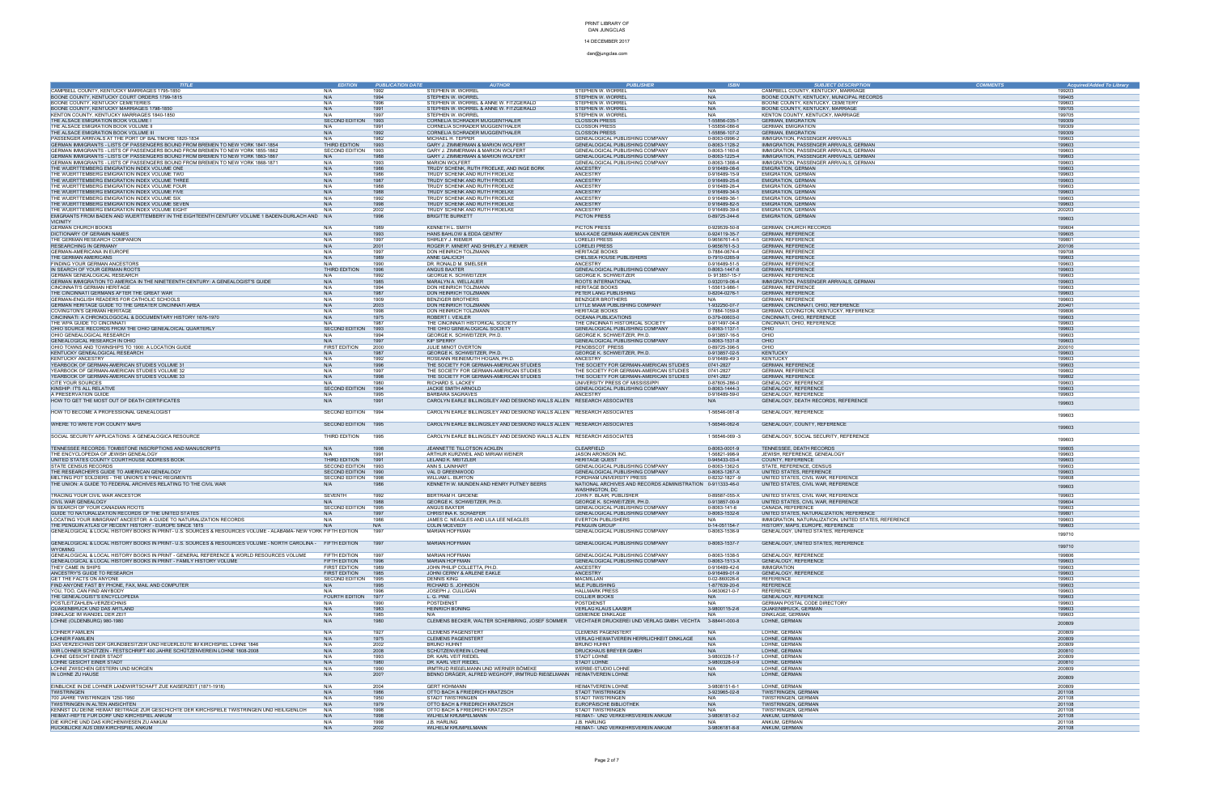PRINT LIBRARY OF
DAN JUNGCLAS

14 DECEMBER 2017

dan@jungclas.com

| TITLE | EDITION | PUBLICATION DATE | AUTHOR | PUBLISHER | ISBN | SUBJECT DESCRIPTION | COMMENTS | Acquired/Added To Library |
|---|---|---|---|---|---|---|---|---|
| CAMPBELL COUNTY, KENTUCKY MARRIAGES 1795-1850 | N/A | 1992 | STEPHEN W. WORREL | STEPHEN W. WORREL | N/A | CAMPBELL COUNTY, KENTUCKY, MARRIAGE | | 199203 |
| BOONE COUNTY, KENTUCKY COURT ORDERS 1799-1815 | N/A | 1994 | STEPHEN W. WORREL | STEPHEN W. WORREL | N/A | BOONE COUNTY, KENTUCKY, MUNICIPAL RECORDS | | 199405 |
| BOONE COUNTY, KENTUCKY CEMETERIES | N/A | 1996 | STEPHEN W. WORREL & ANNE W. FITZGERALD | STEPHEN W. WORREL | N/A | BOONE COUNTY, KENTUCKY, CEMETERY | | 199603 |
| BOONE COUNTY, KENTUCKY MARRIAGES 1798-1850 | N/A | 1991 | STEPHEN W. WORREL & ANNE W. FITZGERALD | STEPHEN W. WORREL | N/A | BOONE COUNTY, KENTUCKY, MARRIAGE | | 199705 |
| KENTON COUNTY, KENTUCKY MARRIAGES 1840-1850 | N/A | 1997 | STEPHEN W. WORREL | STEPHEN W. WORREL | N/A | KENTON COUNTY, KENTUCKY, MARRIAGE | | 199705 |
| THE ALSACE EMIGRATION BOOK VOLUME I | SECOND EDITION | 1993 | CORNELIA SCHRADER MUGGENTHALER | CLOSSON PRESS | 1-55856-035-1 | GERMAN, EMIGRATION | | 199309 |
| THE ALSACE EMIGRATION BOOK VOLUME II | N/A | 1991 | CORNELIA SCHRADER MUGGENTHALER | CLOSSON PRESS | 1-55856-086-6 | GERMAN, EMIGRATION | | 199309 |
| THE ALSACE EMIGRATION BOOK VOLUME III | N/A | 1992 | CORNELIA SCHRADER MUGGENTHALER | CLOSSON PRESS | 1-55856-107-2 | GERMAN, EMIGRATION | | 199309 |
| PASSENGER ARRIVALS AT THE PORT OF BALTIMORE 1820-1834 | N/A | 1982 | MICHAEL H. TEPPER | GENEALOGICAL PUBLISHING COMPANY | 0-8063-0996-2 | IMMIGRATION, PASSENGER ARRIVALS | | 199603 |
| GERMAN IMMIGRANTS - LISTS OF PASSENGERS BOUND FROM BREMEN TO NEW YORK 1847-1854 | THIRD EDITION | 1993 | GARY J. ZIMMERMAN & MARION WOLFERT | GENEALOGICAL PUBLISHING COMPANY | 0-8063-1126-2 | IMMIGRATION, PASSENGER ARRIVALS, GERMAN | | 199603 |
| GERMAN IMMIGRANTS - LISTS OF PASSENGERS BOUND FROM BREMEN TO NEW YORK 1855-1862 | SECOND EDITION | 1993 | GARY J. ZIMMERMAN & MARION WOLFERT | GENEALOGICAL PUBLISHING COMPANY | 0-8063-1160-6 | IMMIGRATION, PASSENGER ARRIVALS, GERMAN | | 199603 |
| GERMAN IMMIGRANTS - LISTS OF PASSENGERS BOUND FROM BREMEN TO NEW YORK 1863-1867 | N/A | 1988 | GARY J. ZIMMERMAN & MARION WOLFERT | GENEALOGICAL PUBLISHING COMPANY | 0-8063-1225-4 | IMMIGRATION, PASSENGER ARRIVALS, GERMAN | | 199603 |
| GERMAN IMMIGRANTS - LISTS OF PASSENGERS BOUND FROM BREMEN TO NEW YORK 1868-1871 | N/A | 1993 | MARION WOLFERT | GENEALOGICAL PUBLISHING COMPANY | 0-8063-1368-4 | IMMIGRATION, PASSENGER ARRIVALS, GERMAN | | 199603 |
| THE WUERTTEMBERG EMIGRATION INDEX VOLUME ONE | N/A | 1986 | TRUDY SCHENK, RUTH FROELKE, AND INGE BORK | ANCESTRY | 0-916489-08-6 | EMIGRATION, GERMAN | | 199603 |
| THE WUERTTEMBERG EMIGRATION INDEX VOLUME TWO | N/A | 1986 | TRUDY SCHENK AND RUTH FROELKE | ANCESTRY | 0-916489-15-9 | EMIGRATION, GERMAN | | 199603 |
| THE WUERTTEMBERG EMIGRATION INDEX VOLUME THREE | N/A | 1987 | TRUDY SCHENK AND RUTH FROELKE | ANCESTRY | 0-916489-25-6 | EMIGRATION, GERMAN | | 199603 |
| THE WUERTTEMBERG EMIGRATION INDEX VOLUME FOUR | N/A | 1988 | TRUDY SCHENK AND RUTH FROELKE | ANCESTRY | 0-916489-26-4 | EMIGRATION, GERMAN | | 199603 |
| THE WUERTTEMBERG EMIGRATION INDEX VOLUME FIVE | N/A | 1988 | TRUDY SCHENK AND RUTH FROELKE | ANCESTRY | 0-916489-34-5 | EMIGRATION, GERMAN | | 199603 |
| THE WUERTTEMBERG EMIGRATION INDEX VOLUME SIX | N/A | 1992 | TRUDY SCHENK AND RUTH FROELKE | ANCESTRY | 0-916489-36-1 | EMIGRATION, GERMAN | | 199603 |
| THE WUERTTEMBERG EMIGRATION INDEX VOLUME SEVEN | N/A | 1996 | TRUDY SCHENK AND RUTH FROELKE | ANCESTRY | 0-916489-82-5 | EMIGRATION, GERMAN | | 199603 |
| THE WUERTTEMBERG EMIGRATION INDEX VOLUME EIGHT | N/A | 2002 | TRUDY SCHENK AND RUTH FROELKE | ANCESTRY | 0-916489-39-6 | EMIGRATION, GERMAN | | 200203 |
| EMIGRANTS FROM BADEN AND WUERTTEMBERY IN THE EIGHTEENTH CENTURY VOLUME 1 BADEN-DURLACH AND VICINITY | N/A | 1996 | BRIGITTE BURKETT | PICTON PRESS | 0-89725-244-6 | EMIGRATION, GERMAN | | 199603 |
| GERMAN CHURCH BOOKS | N/A | 1989 | KENNETH L. SMITH | PICTON PRESS | 0-929539-50-8 | GERMAN, CHURCH RECORDS | | 199604 |
| DICTIONARY OF GERMAN NAMES | N/A | 1993 | HANS BAHLOW & EDDA GENTRY | MAX-KADE GERMAN AMERICAN CENTER | 0-924119-35-7 | GERMAN, REFERENCE | | 199605 |
| THE GERMAN RESEARCH COMPANION | N/A | 1997 | SHIRLEY J. RIEMER | LORELEI PRESS | 0-9656761-4-5 | GERMAN, REFERENCE | | 199801 |
| RESEARCHING IN GERMANY | N/A | 2001 | ROGER P. MINERT AND SHIRLEY J. RIEMER | LORELEI PRESS | 0-9656761-5-3 | GERMAN, REFERENCE | | 200106 |
| GERMAN-AMERICANA IN EUROPE | N/A | 1997 | DON HEINRICH TOLZMANN | HERITAGE BOOKS | 0-7884-0674-4 | GERMAN, REFERENCE | | 199708 |
| THE GERMAN AMERICANS | N/A | 1989 | ANNE GALICICH | CHELSEA HOUSE PUBLISHERS | 0-7910-0265-9 | GERMAN, REFERENCE | | 199603 |
| FINDING YOUR GERMAN ANCESTORS | N/A | 1990 | DR. RONALD M. SMELSER | ANCESTRY | 0-916489-51-5 | GERMAN, REFERENCE | | 199603 |
| IN SEARCH OF YOUR GERMAN ROOTS | THIRD EDITION | 1996 | ANGUS BAXTER | GENEALOGICAL PUBLISHING COMPANY | 0-8063-1447-8 | GERMAN, REFERENCE | | 199603 |
| GERMAN GENEALOGICAL RESEARCH | N/A | 1992 | GEORGE K. SCHWEITZER | GEORGE K. SCHWEITZER | 0- 913857-15-7 | GERMAN, REFERENCE | | 199603 |
| GERMAN IMMIGRATION TO AMERICA IN THE NINETEENTH CENTURY: A GENEALOGIST'S GUIDE | N/A | 1985 | MARALYN A. WELLAUER | ROOTS INTERNATIONAL | 0-932019-06-4 | IMMIGRATION, PASSENGER ARRIVALS, GERMAN | | 199603 |
| CINCINNATI'S GERMAN HERITAGE | N/A | 1994 | DON HEINRICH TOLZMANN | HERITAGE BOOKS | 1-55613-986-1 | GERMAN, REFERENCE | | 199603 |
| THE CINCINNATI GERMANS AFTER THE GREAT WAR | N/A | 1987 | DON HEINRICH TOLZMANN | PETER LANG PUBLISHING | 0-8204-0276-1 | GERMAN, REFERENCE | | 199603 |
| GERMAN-ENGLISH READERS FOR CATHOLIC SCHOOLS | N/A | 1909 | BENZIGER BROTHERS | BENZIGER BROTHERS | N/A | GERMAN, REFERENCE | | 199603 |
| GERMAN HERITAGE GUIDE TO THE GREATER CINCINNATI AREA | N/A | 2003 | DON HEINRICH TOLZMANN | LITTLE MIAMI PUBLISHING COMPANY | 1-932250-07-7 | GERMAN, CINCINNATI, OHIO, REFERENCE | | 200401 |
| COVINGTON'S GERMAN HERITAGE | N/A | 1998 | DON HEINRICH TOLZMANN | HERITAGE BOOKS | 0-7884-1059-8 | GERMAN, COVINGTON, KENTUCKY, REFERENCE | | 199806 |
| CINCINNATI: A CHRONOLOGOGICAL & DOCUMENTARY HISTORY 1676-1970 | N/A | 1975 | ROBERT I. VEXLER | OCEANA PUBLICATIONS | 0-379-00603-0 | CINCINNATI, OHIO, REFERENCE | | 199603 |
| THE WPA GUIDE TO CINCINNATI | N/A | 1987 | THE CINCINNATI HISTORICAL SOCIETY | THE CINCINNATI HISTORICAL SOCIETY | 0-911497-04-8 | CINCINNATI, OHIO, REFERENCE | | 199603 |
| OHIO SOURCE RECORDS FROM THE OHIO GENEALOGICAL QUARTERLY | SECOND EDITION | 1993 | THE OHIO GENEALOGICAL SOCIETY | GENEALOGICAL PUBLISHING COMPANY | 0-8063-1137-1 | OHIO | | 199603 |
| OHIO GENEALOGICAL RESEARCH | N/A | 1994 | GEORGE K. SCHWEITZER, PH.D. | GEORGE K. SCHWEITZER, PH.D. | 0-913857-16-5 | OHIO | | 199603 |
| GENEALOGICAL RESEARCH IN OHIO | N/A | 1997 | KIP SPERRY | GENEALOGICAL PUBLISHING COMPANY | 0-8063-1531-8 | OHIO | | 199603 |
| OHIO TOWNS AND TOWNSHIPS TO 1900: A LOCATION GUIDE | FIRST EDITION | 2000 | JULIE MINOT OVERTON | PENOBSCOT PRESS | 0-89725-396-5 | OHIO | | 200010 |
| KENTUCKY GENEALOGICAL RESEARCH | N/A | 1987 | GEORGE K. SCHWEITZER, PH.D. | GEORGE K. SCHWEITZER, PH.D. | 0-913857-02-5 | KENTUCKY | | 199603 |
| KENTUCKY ANCESTRY | N/A | 1992 | ROSEANN REINEMUTH HOGAN, PH.D. | ANCESTRY | 0-916489-49-3 | KENTUCKY | | 199603 |
| YEARBOOK OF GERMAN-AMERICAN STUDIES VOLUME 31 | N/A | 1996 | THE SOCIETY FOR GERMAN-AMERICAN STUDIES | THE SOCIETY FOR GERMAN-AMERICAN STUDIES | 0741-2827 | GERMAN, REFERENCE | | 199603 |
| YEARBOOK OF GERMAN-AMERICAN STUDIES VOLUME 32 | N/A | 1997 | THE SOCIETY FOR GERMAN-AMERICAN STUDIES | THE SOCIETY FOR GERMAN-AMERICAN STUDIES | 0741-2827 | GERMAN, REFERENCE | | 199802 |
| YEARBOOK OF GERMAN-AMERICAN STUDIES VOLUME 33 | N/A | 1998 | THE SOCIETY FOR GERMAN-AMERICAN STUDIES | THE SOCIETY FOR GERMAN-AMERICAN STUDIES | 0741-2827 | GERMAN, REFERENCE | | 199802 |
| CITE YOUR SOURCES | N/A | 1980 | RICHARD S. LACKEY | UNIVERSITY PRESS OF MISSISSIPPI | 0-87805-286-0 | GENEALOGY, REFERENCE | | 199603 |
| KINSHIP: IT'S ALL RELATIVE | SECOND EDITION | 1994 | JACKIE SMITH ARNOLD | GENEALOGICAL PUBLISHING COMPANY | 0-8063-1444-3 | GENEALOGY, REFERENCE | | 199603 |
| A PRESERVATION GUIDE | N/A | 1995 | BARBARA SAGRAVES | ANCESTRY | 0-916489-59-0 | GENEALOGY, REFERENCE | | 199603 |
| HOW TO GET THE MOST OUT OF DEATH CERTIFICATES | N/A | 1991 | CAROLYN EARLE BILLINGSLEY AND DESMOND WALLS ALLEN | RESEARCH ASSOCIATES | N/A | GENEALOGY, DEATH RECORDS, REFERENCE | | 199603 |
| HOW TO BECOME A PROFESSIONAL GENEALOGIST | SECOND EDITION | 1994 | CAROLYN EARLE BILLINGSLEY AND DESMOND WALLS ALLEN | RESEARCH ASSOCIATES | 1-56546-061-8 | GENEALOGY, REFERENCE | | 199603 |
| WHERE TO WRITE FOR COUNTY MAPS | SECOND EDITION | 1995 | CAROLYN EARLE BILLINGSLEY AND DESMOND WALLS ALLEN | RESEARCH ASSOCIATES | 1-56546-062-6 | GENEALOGY, COUNTY, REFERENCE | | 199603 |
| SOCIAL SECURITY APPLICATIONS: A GENEALOGICA RESOURCE | THIRD EDITION | 1995 | CAROLYN EARLE BILLINGSLEY AND DESMOND WALLS ALLEN | RESEARCH ASSOCIATES | 1 56546-069 -3 | GENEALOGY, SOCIAL SECURITY, REFERENCE | | 199603 |
| TENNESSEE RECORDS: TOMBSTONE INSCRIPTIONS AND MANUSCRIPTS | N/A | 1998 | JEANNETTE TILLOTSON ACKLEN | CLEARFIELD | 0-8063-0001-9 | TENNESSEE, DEATH RECORDS | | 199805 |
| THE ENCYCLOPEDIA OF JEWISH GENEALOGY | N/A | 1991 | ARTHUR KURZWEIL AND MIRIAM WEINER | JASON ARONSON INC. | 1-56821-998-9 | JEWISH, REFERENCE, GENEALOGY | | 199603 |
| UNITED STATES COUNTY COURTHOUSE ADDRESS BOOK | THIRD EDITION | 1991 | LELAND K. MEITZLER | HERITAGE QUEST | 0-945433-03-4 | COUNTY, REFERENCE | | 199603 |
| STATE CENSUS RECORDS | SECOND EDITION | 1993 | ANN S. LAINHART | GENEALOGICAL PUBLISHING COMPANY | 0-8063-1362-5 | STATE, REFERENCE, CENSUS | | 199603 |
| THE RESEARCHER'S GUIDE TO AMERICAN GENEALOGY | SECOND EDITION | 1990 | VAL D GREENWOOD | GENEALOGICAL PUBLISHING COMPANY | 0-8063-1267-X | UNITED STATES, REFERENCE | | 199603 |
| MELTING POT SOLDIERS - THE UNION'S ETHNIC REGIMENTS | SECOND EDITION | 1998 | WILLIAM L. BURTON | FORDHAM UNIVERSITY PRESS | 0-8232-1827 -9 | UNITED STATES, CIVIL WAR, REFERENCE | | 199808 |
| THE UNION: A GUIDE TO FEDERAL ARCHIVES RELATING TO THE CIVIL WAR | N/A | 1986 | KENNETH W. MUNDEN AND HENRY PUTNEY BEERS | NATIONAL ARCHIVES AND RECORDS ADMINISTRATION WASHINGTON, DC | 0-911333-46-0 | UNITED STATES, CIVIL WAR, REFERENCE | | 199603 |
| TRACING YOUR CIVIL WAR ANCESTOR | SEVENTH | 1992 | BERTRAM H. GROENE | JOHN F. BLAIR, PUBLISHER | 0-89587-055-X | UNITED STATES, CIVIL WAR, REFERENCE | | 199603 |
| CIVIL WAR GENEALOGY | N/A | 1988 | GEORGE K. SCHWEITZER, PH.D. | GEORGE K. SCHWEITZER, PH.D. | 0-913857-00-9 | UNITED STATES, CIVIL WAR, REFERENCE | | 199604 |
| IN SEARCH OF YOUR CANADIAN ROOTS | SECOND EDITION | 1995 | ANGUS BAXTER | GENEALOGICAL PUBLISHING COMPANY | 0-8063-141-6 | CANADA, REFERENCE | | 199603 |
| GUIDE TO NATURALIZATION RECORDS OF THE UNITED STATES | N/A | 1997 | CHRISTINA K. SCHAEFER | GENEALOGICAL PUBLISHING COMPANY | 0-8063-1532-6 | UNITED STATES, NATURALIZATION, REFERENCE | | 199801 |
| LOCATING YOUR IMMIGRANT ANCESTOR: A GUIDE TO NATURALIZATION RECORDS | N/A | 1986 | JAMES C. NEAGLES AND LILA LEE NEAGLES | EVERTON PUBLISHERS | N/A | IMMIGRATION, NATURALIZATION, UNITED STATES, REFERENCE | | 199603 |
| THE PENGUIN ATLAS OF RECENT HISTORY - EUROPE SINCE 1815 | N/A | N/A | COLIN MCEVEDY | PENGUIN GROUP | 0-14-051154-7 | HISTORY, MAPS, EUROPE, REFERENCE | | 199603 |
| GENEALOGICAL & LOCAL HISTORY BOOKS IN PRINT - U.S. SOURCES & RESOURCES VOLUME - ALABAMA- NEW YORK | FIFTH EDITION | 1997 | MARIAN HOFFMAN | GENEALOGICAL PUBLISHING COMPANY | 0-8063-1536-9 | GENEALOGY, UNITED STATES, REFERENCE | | 199710 |
| GENEALOGICAL & LOCAL HISTORY BOOKS IN PRINT - U.S. SOURCES & RESOURCES VOLUME - NORTH CAROLINA - WYOMING | FIFTH EDITION | 1997 | MARIAN HOFFMAN | GENEALOGICAL PUBLISHING COMPANY | 0-8063-1537-7 | GENEALOGY, UNITED STATES, REFERENCE | | 199710 |
| GENEALOGICAL & LOCAL HISTORY BOOKS IN PRINT - GENERAL REFERENCE & WORLD RESOURCES VOLUME | FIFTH EDITION | 1997 | MARIAN HOFFMAN | GENEALOGICAL PUBLISHING COMPANY | 0-8063-1538-5 | GENEALOGY, REFERENCE | | 199806 |
| GENEALOGICAL & LOCAL HISTORY BOOKS IN PRINT - FAMILY HISTORY VOLUME | FIFTH EDITION | 1996 | MARIAN HOFFMAN | GENEALOGICAL PUBLISHING COMPANY | 0-8063-1513-X | GENEALOGY, REFERENCE | | 199603 |
| THEY CAME IN SHIPS | FIRST EDITION | 1989 | JOHN PHILIP COLLETTA, PH.D. | ANCESTRY | 0-916489-42-6 | IMMIGRATION | | 199603 |
| ANCESTRY'S GUIDE TO RESEARCH | FIRST EDITION | 1985 | JOHNI CERNY & ARLENE EAKLE | ANCESTRY | 0-916489-01-9 | GENEALOGY, REFERENCE | | 199603 |
| GET THE FACTS ON ANYONE | SECOND EDITION | 1995 | DENNIS KING | MACMILLAN | 0-02-860026-6 | REFERENCE | | 199603 |
| FIND ANYONE FAST BY PHONE, FAX, MAIL AND COMPUTER | N/A | 1995 | RICHARD S. JOHNSON | MIE PUBLISHING | 1-877639-20-6 | REFERENCE | | 199603 |
| YOU, TOO, CAN FIND ANYBODY | N/A | 1996 | JOSEPH J. CULLIGAN | HALLMARK PRESS | 0-9630621-0-7 | REFERENCE | | 199603 |
| THE GENEALOGIST'S ENCYCLOPEDIA | FOURTH EDITION | 1977 | L. G. PINE | COLLIER BOOKS | N/A | GENEALOGY, REFERENCE | | 199603 |
| POSTLEITZAHLEN-VERZEICHNIS | N/A | 1990 | POSTDIENST | POSTDIENST | N/A | GERMAN POSTAL CODE DIRECTORY | | 199603 |
| QUAKENBRÜCK UND DAS ARTLAND | N/A | 1983 | HEINRICH BÖNING | VERLAG KLAUS LAASER | 3-9800115-2-6 | QUAKENBRÜCK, GERMAN | | 199603 |
| DINKLAGE IM WANDEL DER ZEIT | N/A | 1985 | N/A | GEMEINDE DINKLAGE | N/A | DINKLAGE, GERMAN | | 199603 |
| LOHNE (OLDENBURG) 980-1980 | N/A | 1980 | CLEMENS BECKER, WALTER SCHERBRING, JOSEF SOMMER | VECHTAER DRUCKEREI UND VERLAG GMBH. VECHTA | 3-88441-000-8 | LOHNE, GERMAN | | 200809 |
| LÖHNER FAMILIEN | N/A | 1927 | CLEMENS PAGENSTERT | CLEMENS PAGENSTERT | N/A | LOHNE, GERMAN | | 200809 |
| LÖHNER FAMILIEN | N/A | 1975 | CLEMENS PAGENSTERT | VERLAG HEIMATVEREIN HERRLICHKEIT DINKLAGE | N/A | LOHNE, GERMAN | | 200809 |
| DAS VERZEICHNIS DER GRUNDBESITZER UND HEUERLEUTE IM KIRCHSPIEL LOHNE 1846 | N/A | 2002 | BRUNO HUHNT | BRUNO HUHNT | N/A | LOHNE, GERMAN | | 200809 |
| WIR LOHNER SCHÜTZEN - FESTSCHRIFT 400 JAHRE SCHÜTZENVEREIN LOHNE 1608-2008 | N/A | 2008 | SCHÜTZENVEREIN LOHNE | DRUCKHAUS BREYER GMBH | N/A | LOHNE, GERMAN | | 200810 |
| LOHNE GESICHT EINER STADT | N/A | 1993 | DR. KARL VEIT RIEDEL | STADT LOHNE | 3-9800328-1-7 | LOHNE, GERMAN | | 200809 |
| LOHNE GESICHT EINER STADT | N/A | 1980 | DR. KARL VEIT RIEDEL | STADT LOHNE | 3-9800328-0-9 | LOHNE, GERMAN | | 200810 |
| LOHNE ZWISCHEN GESTERN UND MORGEN | N/A | 1990 | IRMTRUD RIEGELMANN UND WERNER BÖMEKE | WERBE-STUDIO LOHNE | N/A | LOHNE, GERMAN | | 200809 |
| IN LOHNE ZU HAUSE | N/A | 2007 | BENNO DRÄGER, ALFRED WEGHOFF, IRMTRUD RIESELMANN | HEIMATVEREIN LOHNE | N/A | LOHNE, GERMAN | | 200809 |
| EINBLICKE IN DIE LOHNER LANDWIRTSCHAFT ZUR KAISERZEIT (1871-1918) | N/A | 2004 | GERT HOHMANN | HEIMATVEREIN LOHNE | 3-9806151-6-1 | LOHNE, GERMAN | | 200809 |
| TWISTRINGEN | N/A | 1986 | OTTO BACH & FRIEDRICH KRATZSCH | STADT TWISTRINGEN | 3-923965-02-8 | TWISTRINGEN, GERMAN | | 201108 |
| 700 JAHRE TWISTRINGEN 1250-1950 | N/A | 1950 | STADT TWISTRINGEN | STADT TWISTRINGEN | N/A | TWISTRINGEN, GERMAN | | 201108 |
| TWISTRINGEN IN ALTEN ANSICHTEN | N/A | 1979 | OTTO BACH & FRIEDRICH KRATZSCH | EUROPÄISCHE BIBLIOTHEK | N/A | TWISTRINGEN, GERMAN | | 201108 |
| KENNST DU DEINE HEIMAT BEITRÄGE ZUR GESCHICHTE DER KIRCHSPIELE TWISTRINGEN UND HEILIGENLOH | N/A | 1998 | OTTO BACH & FRIEDRICH KRATZSCH | STADT TWISTRINGEN | N/A | TWISTRINGEN, GERMAN | | 201108 |
| HEIMAT-HEFTE FÜR DORF UND KIRCHSPIEL ANKUM | N/A | 1998 | WILHELM KRUMPELMANN | HEIMAT- UND VERKEHRSVEREIN ANKUM | 3-9806181-0-2 | ANKUM, GERMAN | | 201108 |
| DIE KIRCHE UND DAS KIRCHENWESEN ZU ANKUM | N/A | 1998 | J.B. HARLING | J.B. HARLING | N/A | ANKUM, GERMAN | | 201108 |
| RÜCKBLICKE AUS DEM KIRCHSPIEL ANKUM | N/A | 2002 | WILHELM KRUMPELMANN | HEIMAT- UND VERKEHRSVEREIN ANKUM | 3-9806181-6-8 | ANKUM, GERMAN | | 201108 |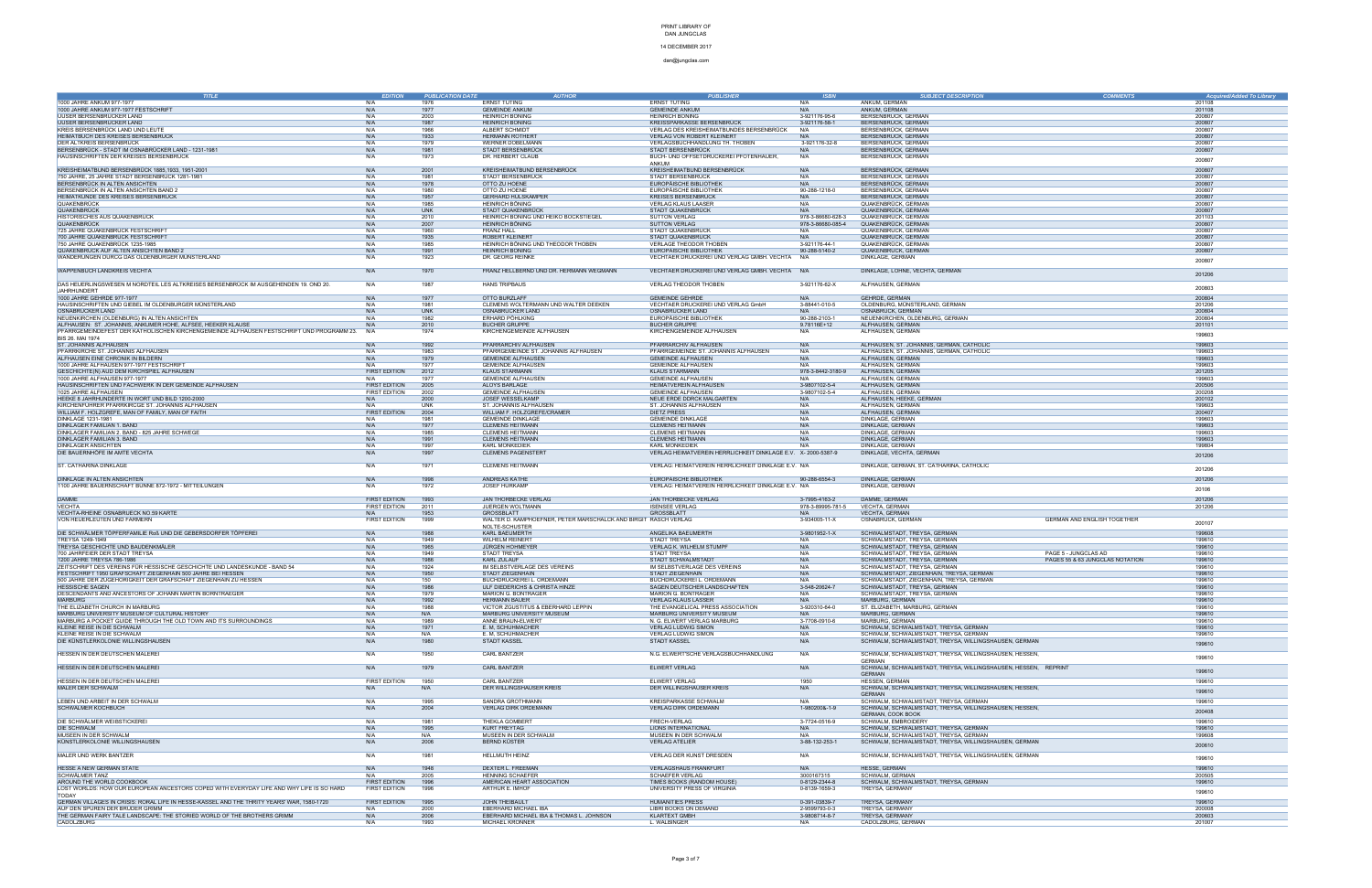PRINT LIBRARY OF
DAN JUNGCLAS

14 DECEMBER 2017

dan@jungclas.com

| TITLE | EDITION | PUBLICATION DATE | AUTHOR | PUBLISHER | ISBN | SUBJECT DESCRIPTION | COMMENTS | Acquired/Added To Library |
|---|---|---|---|---|---|---|---|---|
| 1000 JAHRE ANKUM 977-1977 | N/A | 1976 | ERNST TUTING | ERNST TUTING | N/A | ANKUM, GERMAN | | 201108 |
| 1000 JAHRE ANKUM 977-1977 FESTSCHRIFT | N/A | 1977 | GEMEINDE ANKUM | GEMEINDE ANKUM | N/A | ANKUM, GERMAN | | 201108 |
| UJSER BERSENBRÜCKER LAND | N/A | 2003 | HEINRICH BONING | HEINRICH BONING | 3-921176-95-6 | BERSENBRÜCK, GERMAN | | 200807 |
| UJSER BERSENBRÜCKER LAND | N/A | 1987 | HEINRICH BONING | KREISSPARKASSE BERSENBRÜCK | 3-921176-58-1 | BERSENBRÜCK, GERMAN | | 200807 |
| KREIS BERSENBRÜCK LAND UND LEUTE | N/A | 1966 | ALBERT SCHMIDT | VERLAG DES KREISHEIMATBUNDES BERSENBRÜCK | N/A | BERSENBRÜCK, GERMAN | | 200807 |
| HEIMATBUCH DES KREISES BERSENBRÜCK | N/A | 1933 | HERMANN ROTHERT | VERLAG VON ROBERT KLEINERT | N/A | BERSENBRÜCK, GERMAN | | 200807 |
| DER ALTKREIS BERSENBRÜCK | N/A | 1979 | WERNER DOBELMANN | VERLAGSBUCHHANDLUNG TH. THOBEN | 3-921176-32-8 | BERSENBRÜCK, GERMAN | | 200807 |
| BERSENBRÜCK - STADT IM OSNABRÜCKER LAND - 1231-1981 | N/A | 1981 | STADT BERSENBRÜCK | STADT BERSENBRÜCK | N/A | BERSENBRÜCK, GERMAN | | 200807 |
| HAUSINSCHRIFTEN DER KREISES BERSENBRÜCK | N/A | 1973 | DR. HERBERT CLAUB | BUCH- UND OFFSETDRUCKEREI PFOTENHAUER, ANKUM | N/A | BERSENBRÜCK, GERMAN | | 200807 |
| KREISHEIMATBUND BERSENBRÜCK 1885,1933, 1951-2001 | N/A | 2001 | KREISHEIMATBUND BERSENBRÜCK | KREISHEIMATBUND BERSENBRÜCK | N/A | BERSENBRÜCK, GERMAN | | 200807 |
| 750 JAHRE, 25 JAHRE STADT BERSENBRÜCK 1281-1981 | N/A | 1981 | STADT BERSENBRÜCK | STADT BERSENBRÜCK | N/A | BERSENBRÜCK, GERMAN | | 200807 |
| BERSENBRÜCK IN ALTEN ANSICHTEN | N/A | 1978 | OTTO ZU HOENE | EUROPÄISCHE BIBLIOTHEK | N/A | BERSENBRÜCK, GERMAN | | 200807 |
| BERSENBRÜCK IN ALTEN ANSICHTEN BAND 2 | N/A | 1980 | OTTO ZU HOENE | EUROPÄISCHE BIBLIOTHEK | 90-288-1218-0 | BERSENBRÜCK, GERMAN | | 200807 |
| HEIMATKUNDE DES KREISES BERSENBRÜCK | N/A | 1957 | GERHARD HÜLSKAMPER | KREISES BERSENBRÜCK | N/A | BERSENBRÜCK, GERMAN | | 200807 |
| QUAKENBRÜCK | N/A | 1985 | HEINRICH BÖNING | VERLAG KLAUS LAASER | N/A | QUAKENBRÜCK, GERMAN | | 200807 |
| QUAKENBRÜCK | N/A | UNK | STADT QUAKENBRÜCK | STADT QUAKENBRÜCK | N/A | QUAKENBRÜCK, GERMAN | | 200807 |
| HISTORISCHES AUS QUAKENBRÜCK | N/A | 2010 | HEINRICH BÖNING UND HEIKO BOCKSTIEGEL | SUTTON VERLAG | 978-3-86680-628-3 | QUAKENBRÜCK, GERMAN | | 201103 |
| QUAKENBRÜCK | N/A | 2007 | HEINRICH BÖNING | SUTTON VERLAG | 978-3-86680-085-4 | QUAKENBRÜCK, GERMAN | | 200807 |
| 725 JAHRE QUAKENBRÜCK FESTSCHRIFT | N/A | 1960 | FRANZ HALL | STADT QUAKENBRÜCK | N/A | QUAKENBRÜCK, GERMAN | | 200807 |
| 700 JAHRE QUAKENBRÜCK FESTSCHRIFT | N/A | 1935 | ROBERT KLEINERT | STADT QUAKENBRÜCK | N/A | QUAKENBRÜCK, GERMAN | | 200807 |
| 750 JAHRE QUAKENBRÜCK 1235-1985 | N/A | 1985 | HEINRICH BÖNING UND THEODOR THOBEN | VERLAGE THEODOR THOBEN | 3-921176-44-1 | QUAKENBRÜCK, GERMAN | | 200807 |
| QUAKENBRÜCK AUF ALTEN ANSICHTEN BAND 2 | N/A | 1991 | HEINRICH BÖNING | EUROPÄISCHE BIBLIOTHEK | 90-288-5140-2 | QUAKENBRÜCK, GERMAN | | 200807 |
| WANDERUNGEN DURCG DAS OLDENBURGER MÜNSTERLAND | N/A | 1923 | DR. GEORG REINKE | VECHTAER DRUCKEREI UND VERLAG GMBH, VECHTA | N/A | DINKLAGE, GERMAN | | 200807 |
| WAPPENBUCH LANDKREIS VECHTA | N/A | 1970 | FRANZ HELLBERND UND DR. HERMANN WEGMANN | VECHTAER DRUCKEREI UND VERLAG GMBH, VECHTA | N/A | DINKLAGE, LOHNE, VECHTA, GERMAN | | 201206 |
| DAS HEUERLINGSWESEN M NORDTEIL LES ALTKREISES BERSENBRÜCK IM AUSGEHENDEN 19. OND 20. JAHRHUNDERT | N/A | 1987 | HANS TRIPBAUS | VERLAG THEODOR THOBEN | 3-921176-62-X | ALFHAUSEN, GERMAN | | 200803 |
| 1000 JAHRE GEHRDE 977-1977 | N/A | 1977 | OTTO BURZLAFF | GEMEINDE GEHRDE | N/A | GEHRDE, GERMAN | | 200804 |
| HAUSINSCHRIFTEN UND GIEBEL IM OLDENBURGER MÜNSTERLAND | N/A | 1981 | CLEMENS WOLTERMANN UND WALTER DEEKEN | VECHTAER DRUCKEREI UND VERLAG GmbH | 3-88441-010-5 | OLDENBURG, MÜNSTERLAND, GERMAN | | 201206 |
| OSNABRÜCKER LAND | N/A | UNK | OSNABRÜCKER LAND | OSNABRÜCKER LAND | N/A | OSNABRÜCK, GERMAN | | 200804 |
| NEUENKIRCHEN (OLDENBURG) IN ALTEN ANSICHTEN | N/A | 1982 | ERHARD PÖHLKING | EUROPÄISCHE BIBLIOTHEK | 90-288-2103-1 | NEUENKIRCHEN, OLDENBURG, GERMAN | | 200804 |
| ALFHAUSEN: ST. JOHANNIS, ANKUMER HÖHE, ALFSEE, HEEKER KLAUSE | N/A | 2010 | BUCHER GRUPPE | BUCHER GRUPPE | 9.78116E+12 | ALFHAUSEN, GERMAN | | 201101 |
| PFARRGEMEINDEFEST DER KATHOLISCHEN KIRCHENGEMEINDE ALFHAUSEN FESTSCHRIFT UND PROGRAMM 23. BIS 26. MAI 1974 | N/A | 1974 | KIRCHENGEMEINDE ALFHAUSEN | KIRCHENGEMEINDE ALFHAUSEN | N/A | ALFHAUSEN, GERMAN | | 199603 |
| ST. JOHANNIS ALFHAUSEN | N/A | 1992 | PFARRARCHIV ALFHAUSEN | PFARRARCHIV ALFHAUSEN | N/A | ALFHAUSEN, ST. JOHANNIS, GERMAN, CATHOLIC | | 199603 |
| PFARRKIRCHE ST. JOHANNIS ALFHAUSEN | N/A | 1983 | PFARRGEMEINDE ST. JOHANNIS ALFHAUSEN | PFARRGEMEINDE ST. JOHANNIS ALFHAUSEN | N/A | ALFHAUSEN, ST. JOHANNIS, GERMAN, CATHOLIC | | 199603 |
| ALFHAUSEN EINE CHRONIK IN BILDERN | N/A | 1979 | GEMEINDE ALFHAUSEN | GEMEINDE ALFHAUSEN | N/A | ALFHAUSEN, GERMAN | | 199603 |
| 1000 JAHRE ALFHAUSEN 977-1977 FESTSCHRIFT | N/A | 1977 | GEMEINDE ALFHAUSEN | GEMEINDE ALFHAUSEN | N/A | ALFHAUSEN, GERMAN | | 199603 |
| GESCHICHTE(N) AUS DEM KIRCHSPIEL ALFHAUSEN | FIRST EDITION | 2012 | KLAUS STARMANN | KLAUS STARMANN | 978-3-8442-3180-9 | ALFHAUSEN, GERMAN | | 201205 |
| 1000 JAHRE ALFHAUSEN 977-1977 | N/A | 1977 | GEMEINDE ALFHAUSEN | GEMEINDE ALFHAUSEN | N/A | ALFHAUSEN, GERMAN | | 199603 |
| HAUSINSCHRIFTEN UND FACHWERK IN DER GEMEINDE ALFHAUSEN | FIRST EDITION | 2005 | ALOYS BARLAGE | HEIMATVEREIN ALFHAUSEN | 3-9807102-5-4 | ALFHAUSEN, GERMAN | | 200506 |
| 1025 JAHRE ALFHAUSEN | FIRST EDITION | 2002 | GEMEINDE ALFHAUSEN | GEMEINDE ALFHAUSEN | 3-9807102-5-4 | ALFHAUSEN, GERMAN | | 200208 |
| HEEKE 8 JAHRHUNDERTE IN WORT UND BILD 1200-2000 | N/A | 2000 | JOSEF WESSELKAMP | NEUE ERDE DORCK MALGARTEN | N/A | ALFHAUSEN, HEEKE, GERMAN | | 200102 |
| KIRCHENFÜHRER PFARRKIRCGE ST. JOHANNIS ALFHAUSEN | N/A | UNK | ST. JOHANNIS ALFHAUSEN | ST. JOHANNIS ALFHAUSEN | N/A | ALFHAUSEN, GERMAN | | 199603 |
| WILLIAM F. HOLZGREFE, MAN OF FAMILY, MAN OF FAITH | FIRST EDITION | 2004 | WILLIAM F. HOLZGREFE/CRAMER | DIETZ PRESS | N/A | ALFHAUSEN, GERMAN | | 200407 |
| DINKLAGE 1231-1981 | N/A | 1981 | GEMEINDE DINKLAGE | GEMEINDE DINKLAGE | N/A | DINKLAGE, GERMAN | | 199603 |
| DINKLAGER FAMILIAN 1. BAND | N/A | 1977 | CLEMENS HEITMANN | CLEMENS HEITMANN | N/A | DINKLAGE, GERMAN | | 199603 |
| DINKLAGER FAMILIAN 2. BAND - 825 JAHRE SCHWEGE | N/A | 1985 | CLEMENS HEITMANN | CLEMENS HEITMANN | N/A | DINKLAGE, GERMAN | | 199603 |
| DINKLAGER FAMILIAN 3. BAND | N/A | 1991 | CLEMENS HEITMANN | CLEMENS HEITMANN | N/A | DINKLAGE, GERMAN | | 199603 |
| DINKLAGER ANSICHTEN | N/A | 1997 | KARL MONKEDIEK | KARL MONKEDIEK | N/A | DINKLAGE, GERMAN | | 199804 |
| DIE BAUERNHÖFE IM AMTE VECHTA | N/A | 1997 | CLEMENS PAGENSTERT | VERLAG HEIMATVEREIN HERRLICHKEIT DINKLAGE E.V. | X- 2000-5387-9 | DINKLAGE, VECHTA, GERMAN | | 201206 |
| ST. CATHARINA DINKLAGE | N/A | 1971 | CLEMENS HEITMANN | VERLAG: HEIMATVEREIN HERRLICHKEIT DINKLAGE E.V. | N/A | DINKLAGE, GERMAN, ST. CATHARINA, CATHOLIC | | 201206 |
| DINKLAGE IN ALTEN ANSICHTEN | N/A | 1996 | ANDREAS KATHE | EUROPÄISCHE BIBLIOTHEK | 90-288-6554-3 | DINKLAGE, GERMAN | | 201206 |
| 1100 JAHRE BAUERNSCHAFT BUNNE 872-1972 - MITTEILUNGEN | N/A | 1972 | JOSEF HURKAMP | VERLAG: HEIMATVEREIN HERRLICHKEIT DINKLAGE E.V. | N/A | DINKLAGE, GERMAN | | 20106 |
| DAMME | FIRST EDITION | 1993 | JAN THORBECKE VERLAG | JAN THORBECKE VERLAG | 3-7995-4163-2 | DAMME, GERMAN | | 201206 |
| VECHTA | FIRST EDITION | 2011 | JUERGEN WOLTMANN | ISENSEE VERLAG | 978-3-89995-781-5 | VECHTA, GERMAN | | 201206 |
| VECHTA-RHEINE OSNABRUECK NO.59 KARTE | N/A | 1953 | GROSSBLATT | GROSSBLATT | N/A | VECHTA, GERMAN | | |
| VON HEUERLEUTEN UND FARMERN | FIRST EDITION | 1999 | WALTER D. KAMPHOEFNER, PETER MARSCHALCK AND BIRGIT NOLTE-SCHUSTER | RASCH VERLAG | 3-934005-11-X | OSNABRÜCK, GERMAN | GERMAN AND ENGLISH TOGETHER | 200107 |
| DIE SCHWÄLMER TÖPFERFAMILIE Roß UND DIE GEBERSDORFER TÖPFEREI | N/A | 1988 | KARL BAEUMERTH | ANGELIKA BAEUMERTH | 3-9801952-1-X | SCHWALMSTADT, TREYSA, GERMAN | | 199608 |
| TREYSA 1249-1949 | N/A | 1949 | WILHELM REINERT | STADT TREYSA | N/A | SCHWALMSTADT, TREYSA, GERMAN | | 199610 |
| TREYSA GESCHICHTE UND BAUDENKMÄLER | N/A | 1965 | JÜRGEN HOHMEYER | VERLAG K. WILHELM STUMPF | N/A | SCHWALMSTADT, TREYSA, GERMAN | | 199610 |
| 700 JAHRFEIER DER STADT TREYSA | N/A | 1949 | STADT TREYSA | STADT TREYSA | N/A | SCHWALMSTADT, TREYSA, GERMAN | PAGE 5 - JUNGCLAS AD | 199610 |
| 1200 JAHRE TREYSA 786-1986 | N/A | 1986 | KARL ZULAUF | STADT SCHWALMSTADT | N/A | SCHWALMSTADT, TREYSA, GERMAN | PAGES 55 & 63 JUNGCLAS NOTATION | 199610 |
| ZEITSCHRIFT DES VEREINS FÜR HESSISCHE GESCHICHTE UND LANDESKUNDE - BAND 54 | N/A | 1924 | IM SELBSTVERLAGE DES VEREINS | IM SELBSTVERLAGE DES VEREINS | N/A | SCHWALMSTADT, TREYSA, GERMAN | | 199610 |
| FESTSCHRIFT 1950 GRAFSCHAFT ZIEGENHAIN 500 JAHRE BEI HESSEN | N/A | 1950 | STADT ZIEGENHAIN | STADT ZIEGENHAIN | N/A | SCHWALMSTADT, ZIEGENHAIN, TREYSA, GERMAN | | 199610 |
| 500 JAHRE DER ZUGEHORIGKEIT DER GRAFSCHAFT ZIEGENHAIN ZU HESSEN | N/A | 150 | BUCHDRUCKEREI L. ORDEMANN | BUCHDRUCKEREI L. ORDEMANN | N/A | SCHWALMSTADT, ZIEGENHAIN, TREYSA, GERMAN | | 199610 |
| HESSISCHE SAGEN | N/A | 1986 | ULF DIEDERICHS & CHRISTA HINZE | SAGEN DEUTSCHER LANDSCHAFTEN | 3-548-20624-7 | SCHWALMSTADT, TREYSA, GERMAN | | 199610 |
| DESCENDANTS AND ANCESTORS OF JOHANN MARTIN BORNTRAEGER | N/A | 1979 | MARION G. BONTRAGER | MARION G. BONTRAGER | N/A | SCHWALMSTADT, TREYSA, GERMAN | | 199610 |
| MARBURG | N/A | 1992 | HERMANN BAUER | VERLAG KLAUS LASSER | N/A | MARBURG, GERMAN | | 199610 |
| THE ELIZABETH CHURCH IN MARBURG | N/A | 1968 | VICTOR ZGUSTITUS & EBERHARD LEPPIN | THE EVANGELICAL PRESS ASSOCIATION | 3-920310-64-0 | ST. ELIZABETH, MARBURG, GERMAN | | 199610 |
| MARBURG UNIVERSITY MUSEUM OF CULTURAL HISTORY | N/A | N/A | MARBURG UNIVERSITY MUSEUM | MARBURG UNIVERSITY MUSEUM | N/A | MARBURG, GERMAN | | 199610 |
| MARBURG A POCKET GUIDE THROUGH THE OLD TOWN AND ITS SURROUNDINGS | N/A | 1989 | ANNE BRAUN-ELWERT | N. G. ELWERT VERLAG MARBURG | 3-7708-0910-6 | MARBURG, GERMAN | | 199610 |
| KLEINE REISE IN DIE SCHWALM | N/A | 1971 | E. M. SCHUHMACHER | VERLAG LUDWIG SIMON | N/A | SCHWALM, SCHWALMSTADT, TREYSA, GERMAN | | 199610 |
| KLEINE REISE IN DIE SCHWALM | N/A | N/A | E. M. SCHUHMACHER | VERLAG LUDWIG SIMON | N/A | SCHWALM, SCHWALMSTADT, TREYSA, GERMAN | | 199610 |
| DIE KÜNSTLERKOLONIE WILLINGSHAUSEN | N/A | 1980 | STADT KASSEL | STADT KASSEL | N/A | SCHWALM, SCHWALMSTADT, TREYSA, WILLINGSHAUSEN, GERMAN | | 199610 |
| HESSEN IN DER DEUTSCHEN MALEREI | N/A | 1950 | CARL BANTZER | N.G. ELWERT'SCHE VERLAGSBUCHHANDLUNG | N/A | SCHWALM, SCHWALMSTADT, TREYSA, WILLINGSHAUSEN, HESSEN, GERMAN | | 199610 |
| HESSEN IN DER DEUTSCHEN MALEREI | N/A | 1979 | CARL BANTZER | ELWERT VERLAG | N/A | SCHWALM, SCHWALMSTADT, TREYSA, WILLINGSHAUSEN, HESSEN, GERMAN | REPRINT | 199610 |
| HESSEN IN DER DEUTSCHEN MALEREI | FIRST EDITION | 1950 | CARL BANTZER | ELWERT VERLAG | 1950 | HESSEN, GERMAN | | 199610 |
| MALER DER SCHWALM | N/A | N/A | DER WILLINGSHAUSER KREIS | DER WILLINGSHAUSER KREIS | N/A | SCHWALM, SCHWALMSTADT, TREYSA, WILLINGSHAUSEN, HESSEN, GERMAN | | 199610 |
| LEBEN UND ARBEIT IN DER SCHWALM | N/A | 1995 | SANDRA GROTHMANN | KREISPARKASSE SCHWALM | N/A | SCHWALM, SCHWALMSTADT, TREYSA, GERMAN | | 199610 |
| SCHWALMER KOCHBUCH | N/A | 2004 | VERLAG DIRK ORDEMANN | VERLAG DIRK ORDEMANN | 1-980200&-1-9 | SCHWALM, SCHWALMSTADT, TREYSA, WILLINGSHAUSEN, HESSEN, GERMAN, COOK BOOK | | 200408 |
| DIE SCHWÄLMER WEIBSTICKEREI | N/A | 1981 | THEKLA GOMBERT | FRECH-VERLAG | 3-7724-0516-9 | SCHWALM, EMBROIDERY | | 199610 |
| DIE SCHWALM | N/A | 1995 | KURT FREYTAG | LIONS INTERNATIONAL | N/A | SCHWALM, SCHWALMSTADT, TREYSA, GERMAN | | 199610 |
| MUSEEN IN DER SCHWALM | N/A | N/A | MUSEEN IN DER SCHWALM | MUSEEN IN DER SCHWALM | N/A | SCHWALM, SCHWALMSTADT, TREYSA, GERMAN | | 199608 |
| KÜNSTLERKOLONIE WILLINGSHAUSEN | N/A | 2006 | BERND KÜSTER | VERLAG ATELIER | 3-88-132-253-1 | SCHWALM, SCHWALMSTADT, TREYSA, WILLINGSHAUSEN, GERMAN | | 200610 |
| MALER UND WERK BANTZER | N/A | 1981 | HELLMUTH HEINZ | VERLAG DER KUNST DRESDEN | N/A | SCHWALM, SCHWALMSTADT, TREYSA, WILLINGSHAUSEN, GERMAN | | 199610 |
| HESSE A NEW GERMAN STATE | N/A | 1948 | DEXTER L. FREEMAN | VERLAGSHAUS FRANKFURT | N/A | HESSE, GERMAN | | 199610 |
| SCHWÄLMER TANZ | N/A | 2005 | HENNING SCHAEFER | SCHAEFER VERLAG | 3000167315 | SCHWALM, GERMAN | | 200505 |
| AROUND THE WORLD COOKBOOK | FIRST EDITION | 1996 | AMERICAN HEART ASSOCIATION | TIMES BOOKS (RANDOM HOUSE) | 0-8129-2344-8 | SCHWALM, SCHWALMSTADT, TREYSA, GERMAN | | 199610 |
| LOST WORLDS: HOW OUR EUROPEAN ANCESTORS COPED WITH EVERYDAY LIFE AND WHY LIFE IS SO HARD TODAY | FIRST EDITION | 1996 | ARTHUR E. IMHOF | UNIVERSITY PRESS OF VIRGINIA | 0-8139-1659-3 | TREYSA, GERMANY | | 199610 |
| GERMAN VILLAGES IN CRISIS: RURAL LIFE IN HESSE-KASSEL AND THE THIRTY YEARS' WAR, 1580-1720 | FIRST EDITION | 1995 | JOHN THEIBAULT | HUMANITIES PRESS | 0-391-03839-7 | TREYSA, GERMANY | | 199610 |
| AUF DEN SPUREN DER BRÜDER GRIMM | N/A | 2000 | EBERHARD MICHAEL IBA | LIBRI BOOKS ON DEMAND | 2-9599793-0-3 | TREYSA, GERMANY | | 200008 |
| THE GERMAN FAIRY TALE LANDSCAPE: THE STORIED WORLD OF THE BROTHERS GRIMM | N/A | 2006 | EBERHARD MICHAEL IBA & THOMAS L. JOHNSON | KLARTEXT GMBH | 3-9808714-8-7 | TREYSA, GERMANY | | 200603 |
| CADOLZBURG | N/A | 1993 | MICHAEL KRONNER | L. WALBINGER | N/A | CADOLZBURG, GERMAN | | 201007 |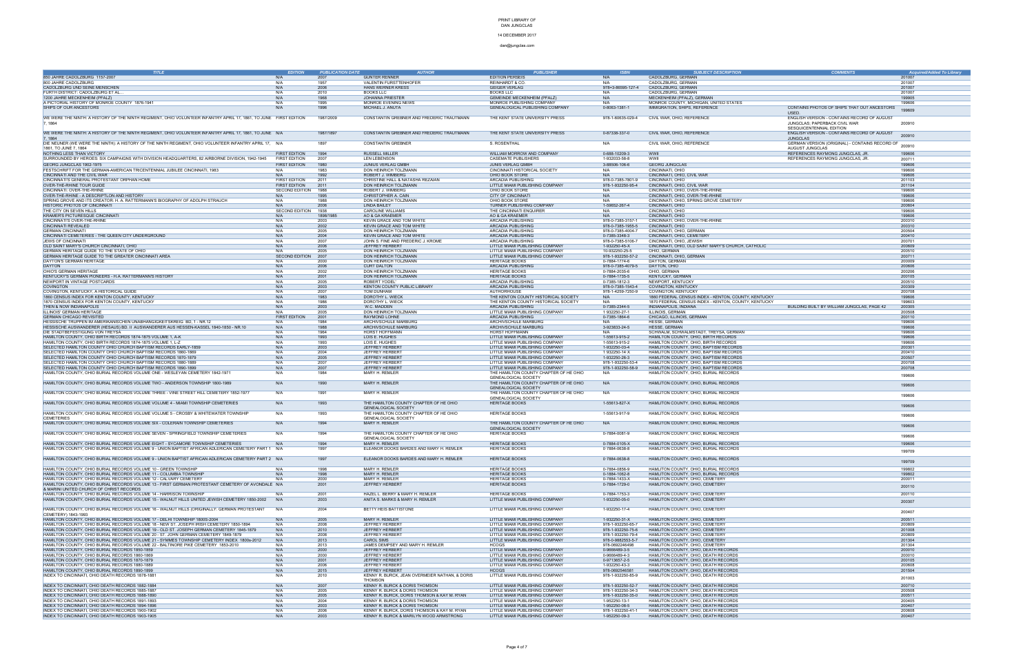PRINT LIBRARY OF
DAN JUNGCLAS

14 DECEMBER 2017

dan@jungclas.com

| TITLE | EDITION | PUBLICATION DATE | AUTHOR | PUBLISHER | ISBN | SUBJECT DESCRIPTION | COMMENTS | Acquired/Added To Library |
|---|---|---|---|---|---|---|---|---|
| 850 JAHRE CADOLZBURG 1157-2007 | N/A | 2007 | GUNTER RENNER | EDITION PERSEIS | N/A | CADOLZBURG, GERMAN | | 201007 |
| 800 JAHRE CADOLZBURG | N/A | 1957 | VALENTIN FURSTTENHOFER | REINHARDT & CO. | N/A | CADOLZBURG, GERMAN | | 201007 |
| CADOLZBURG UND SEINE MENSCHEN | N/A | 2006 | HANS WERNER KRESS | GEIGER VERLAG | 978=3-86595-127-4 | CADOLZBURG, GERMAN | | 201007 |
| FURTH DISTRICT: CADOLZBURG ET AL... | N/A | 2010 | BOOKS LLC | BOOKS LLC | N/A | CADOLZBURG, GERMAN | | 201007 |
| 1200 JAHRE MECKENHEIM (PFALZ) | N/A | 1968 | JOHANNA PRIESTER | GEMEINDE MECKENHEIM (PFALZ) | N/A | MECKENHEIM (PFALZ), GERMAN | | 199905 |
| A PICTORIAL HISTORY OF MONROE COUNTY 1876-1941 | N/A | 1995 | MONROE EVENING NEWS | MONROE PUBLISHING COMPANY | N/A | MONROE COUNTY, MICHIGAN, UNITED STATES | | 199606 |
| SHIPS OF OUR ANCESTORS | N/A | 1996 | MICHAEL J. ANUTA | GENEALOGICAL PUBLISHING COMPANY | 0-8063-1381-1 | IMMIGRATION, SHIPS, REFERENCE | CONTAINS PHOTOS OF SHIPS THAT OUT ANCESTORS USED. | 199609 |
| WE WERE THE NINTH: A HISTORY OF THE NINTH REGIMENT, OHIO VOLUNTEER INFANTRY APRIL 17, 1861, TO JUNE 7, 1864 | FIRST EDITION | 1987/2009 | CONSTANTIN GREBNER AND FREDERIC TRAUTMANN | THE KENT STATE UNIVERSITY PRESS | 978-1-60635-029-4 | CIVIL WAR, OHIO, REFERENCE | ENGLISH VERSION - CONTAINS RECORD OF AUGUST JUNGCLAS. PAPERBACK CIVIL WAR SESQUICENTENNIAL EDITION | 200910 |
| WE WERE THE NINTH: A HISTORY OF THE NINTH REGIMENT, OHIO VOLUNTEER INFANTRY APRIL 17, 1861, TO JUNE 7, 1864 | N/A | 1987/1897 | CONSTANTIN GREBNER AND FREDERIC TRAUTMANN | THE KENT STATE UNIVERSITY PRESS | 0-87338-337-0 | CIVIL WAR, OHIO, REFERENCE | ENGLISH VERSION - CONTAINS RECORD OF AUGUST JUNGCLAS | 200910 |
| DIE NEUNER (WE WERE THE NINTH): A HISTORY OF THE NINTH REGIMENT, OHIO VOLUNTEER INFANTRY APRIL 17, 1861, TO JUNE 7, 1864 | N/A | 1897 | CONSTANTIN GREBNER | S. ROSENTHAL | N/A | CIVIL WAR, OHIO, REFERENCE | GERMAN VERSION (ORIGINAL) - CONTAINS RECORD OF AUGUST JUNGCLAS | 200910 |
| NOTHING LESS THAN VICTORY | FIRST EDITION | 1994 | RUSSELL MILLER | WILLIAM MORROW AND COMPANY | 0-688-10209-3 | WWII | REFERENCES RAYMONG JUNGCLAS, JR. | 199606 |
| SURROUNDED BY HEROES: SIX CAMPAIGNS WITH DIVISION HEADQUARTERS, 82 AIRBORNE DIVISION, 1942-1945 | FIRST EDITION | 2007 | LEN LEBENSON | CASEMATE PUBLISHERS | 1-932033-58-8 | WWII | REFERENCES RAYMONG JUNGCLAS, JR. | 200711 |
| GEORG JUNGCLAS 1902-1975 | FIRST EDITION | 1980 | JUNIUS VERLAG GMBH | JUNIS VERLAG GMBH | 3-88506-106-6 | GEORG JUNGCLAS | | 199606 |
| FESTSCHRIFT FOR THE GERMAN-AMERICAN TRICENTENNIAL JUBILEE CINCINNATI, 1983 | N/A | 1983 | DON HEINRICH TOLZMANN | CINCINNATI HISTORICAL SOCIETY | N/A | CINCINNATI, OHIO | | 199606 |
| CINCINNATI AND THE CIVIL WAR | N/A | 1992 | ROBERT J. WIMBERG | OHIO BOOK STORE | N/A | CINCINNATI, OHIO, CIVIL WAR | | 199606 |
| CINCINNATI'S GENERAL PROTESTANT ORPHAN HOME | FIRST EDITION | 2011 | CHRISTINE HALL & NATASHA REZAIAN | ARCADIA PUBLISHING | 978-0-7385-7801-9 | CINCINNATI, OHIO | | 201103 |
| OVER-THE-RHINE TOUR GUIDE | FIRST EDITION | 2011 | DON HEINRICH TOLZMANN | LITTLE MIAMI PUBLISHING COMPANY | 978-1-932250-95-4 | CINCINNATI, OHIO, CIVIL WAR | | 201104 |
| CINCINNATI: OVER-THE-RHINE | SECOND EDITION | 1988 | ROBERT J. WIMBERG | OHIO BOOK STORE | N/A | CINCINNATI, OHIO, OVER-THE-RHINE | | 199606 |
| OVER-THE-RHINE - A DESCRIPTLON AND HISTORY | N/A | 1995 | CHRISTOPHER A. CAIN | CITY OF CINCINNATI | N/A | CINCINNATI, OHIO, OVER-THE-RHINE | | 199606 |
| SPRING GROVE AND ITS CREATOR: H. A. RATTERMANN'S BIOGRAPHY OF ADOLPH STRAUCH | N/A | 1988 | DON HEINRICH TOLZMANN | OHIO BOOK STORE | N/A | CINCINNATI, OHIO, SPRING GROVE CEMETERY | | 199606 |
| HISTORIC PHOTOS OF CINCINNATI | N/A | 2006 | LINDA BAILEY | TURNER PUBLISHING COMPANY | 1-59652-267-4 | CINCINNATI, OHIO | | 200604 |
| THE CITY ON SEVEN HILLS | SECOND EDITION | 1938 | CAROLINE WILLIAMS | THE CINCINNATI ENQUIRER | N/A | CINCINNATI, OHIO | | 199606 |
| KRAMER'S PICTURESQUE CINCINNATI | N/A | 1898/1985 | AO & GA KRAEMER | AO & GA KRAEMER | N/A | CINCINNATI, OHIO | | 199606 |
| CINCINNATI'S OVER-THE-RHINE | N/A | 2003 | KEVIN GRACE AND TOM WHITE | ARCADIA PUBLISHING | 978-0-7385-3157-1 | CINCINNATI, OHIO, OVER-THE-RHINE | | 200310 |
| CINCINNATI REVEALED | N/A | 2002 | KEVIN GRACE AND TOM WHITE | ARCADIA PUBLISHING | 978-0-7385-1955-5 | CINCINNATI, OHIO | | 200310 |
| GERMAN CINCINNATI | N/A | 2005 | DON HEINRICH TOLZMANN | ARCADIA PUBLISHING | 978-0-7385-4004-7 | CINCINNATI, OHIO, GERMAN | | 200504 |
| CINCINNATI CEMETERIES - THE QUEEN CITY UNDERGROUND | N/A | 2004 | KEVIN GRACE AND TOM WHITE | ARCADIA PUBLISHING | 0-7385-3348-3 | CINCINNATI, OHIO, CEMETERY | | 200410 |
| JEWS OF CINCINNATI | N/A | 2007 | JOHN S. FINE AND FREDERIC J. KROME | ARCADIA PUBLISHING | 978-0-7385-5106-7 | CINCINNATI, OHIO, JEWISH | | 200701 |
| OLD SAINT MARY'S CHURCH CINCINNATI, OHIO | N/A | 2006 | JEFFREY HERBERT | LITTLE MIAMI PUBLISHING COMPANY | 1-932250-45-X | CINCINNATI, OHIO, OLD SAINT MARY'S CHURCH, CATHOLIC | | 200609 |
| GERMAN HERITAGE GUIDE TO THE STATE OF OHIO | N/A | 2005 | DON HEINRICH TOLZMANN | LITTLE MIAMI PUBLISHING COMPANY | 10-932250-25-5 | OHIO, GERMAN | | 200510 |
| GERMAN HERITAGE GUIDE TO THE GREATER CINCINNATI AREA | SECOND EDITION | 2007 | DON HEINRICH TOLZMANN | LITTLE MIAMI PUBLISHING COMPANY | 978-1-932250-57-2 | CINCINNATI, OHIO, GERMAN | | 200711 |
| DAYTON'S GERMAN HERITAGE | N/A | 2000 | DON HEINRICH TOLZMANN | HERITAGE BOOKS | 0-7884-1774-6 | DAYTON, GERMAN | | 200009 |
| DAYTON | N/A | 2006 | CURT DALTON | ARCADIA PUBLISHING | 978-0-7385-4079-5 | DAYTON, OHIO | | 200606 |
| OHIO'S GERMAN HERITAGE | N/A | 2002 | DON HEINRICH TOLZMANN | HERITAGE BOOKS | 0-7884-2035-6 | OHIO, GERMAN | | 200206 |
| KENTUCKY'S GERMAN PIONEERS - H.A. RATTERMANN'S HISTORY | N/A | 2001 | DON HEINRICH TOLZMANN | HERITAGE BOOKS | 0-7884-1735-5 | KENTUCKY, GERMAN | | 200105 |
| NEWPORT IN VINTAGE POSTCARDS | N/A | 2005 | ROBERT YODEL | ARCADIA PUBLISHING | 0-7385-1812-3 | NEWPORT, KENTUCKY | | 200510 |
| COVINGTON | N/A | 2003 | KENTON COUNTY PUBLIC LIBRARY | ARCADIA PUBLISHING | 978-0-7385-1543-4 | COVINGTON, KENTUCKY | | 200309 |
| COVINGTON, KENTUCKY, A HISTORICAL GUIDE | N/A | 2007 | TOM DUNHAM | AUTHORHOUSE | 978-1-4259-7250-9 | COVINGTON, KENTUCKY | | 200708 |
| 1860 CENSUS INDEX FOR KENTON COUNTY, KENTUCKY | N/A | 1983 | DOROTHY L. WIECK | THE KENTON COUNTY HISTORICAL SOCIETY | N/A | 1860 FEDERAL CENSUS INDEX - KENTON, COUNTY, KENTUCKY | | 199606 |
| 1870 CENSUS INDEX FOR KENTON COUNTY, KENTUCKY | N/A | 1986 | DOROTHY L. WIECK | THE KENTON COUNTY HISTORICAL SOCIETY | N/A | 1870 FEDERAL CENSUS INDEX - KENTON, COUNTY, KENTUCKY | | 199603 |
| THEN & NOW INDIANAPOLIS | N/A | 2003 | W.C. MADDEN | ARCADIA PUBLISHING | 0-7385-2344-5 | INDIANAPOLIS, INDIANA | BUILDING BUILT BY WILLIAM JUNGCLAS, PAGE 42 | 200305 |
| ILLINOIS' GERMAN HERITAGE | N/A | 2005 | DON HEINRICH TOLZMANN | LITTLE MIAMI PUBLISHING COMPANY | 1 932250-27-1 | ILLINOIS, GERMAN | | 200508 |
| GERMAN CHICAGO REVISITED | FIRST EDITION | 2001 | RAYMOND LOHNE | ARCADIA PUBLISHING | 0-7385-1864-6 | CHICAGO, ILLINOIS, GERMAN | | 200110 |
| HESSISCHE TRUPPEN IM AMERIKANISCHEN UNABHANGIGKEITSKRIEG: BD. 1 - NR.12 | N/A | 1984 | ARCHIVSCHULE MARBURG | ARCHIVSCHULE MARBURG | N/A | HESSE, GERMAN | | 199606 |
| HESSISCHE AUSWANDERER (HESAUS) BD. II AUSWANDERER AUS HESSEN-KASSEL 1840-1850 - NR.10 | N/A | 1988 | ARCHIVSCHULE MARBURG | ARCHIVSCHULE MARBURG | 3-923833-24-5 | HESSE, GERMAN | | 199606 |
| DIE STADTBEFESTIGUNG VON TREYSA | N/A | 1964 | HORST HOFFMANN | HORST HOFFMANN | N/A | SCHWALM, SCHWALMSTADT, TREYSA, GERMAN | | 199606 |
| HAMILTON COUNTY, OHIO BIRTH RECORDS 1874-1875 VOLUME 1, A-K | N/A | 1993 | LOIS E. HUGHES | LITTLE MIAMI PUBLISHING COMPANY | 1-55613-915-2 | HAMILTON COUNTY, OHIO, BIRTH RECORDS | | 199606 |
| HAMILTON COUNTY, OHIO BIRTH RECORDS 1874-1875 VOLUME 1, L-Z | N/A | 1993 | LOIS E. HUGHES | LITTLE MIAMI PUBLISHING COMPANY | 1-55613-915-2 | HAMILTON COUNTY, OHIO, BIRTH RECORDS | | 199606 |
| SELECTED HAMILTON COUNTY OHIO CHURCH BAPTISM RECORDS EARLY-1859 | N/A | 2003 | JEFFREY HERBERT | LITTLE MIAMI PUBLISHING COMPANY | 1-932250-03-4 | HAMILTON COUNTY, OHIO, BAPTISM RECORDS | | 200301 |
| SELECTED HAMILTON COUNTY OHIO CHURCH BAPTISM RECORDS 1860-1869 | N/A | 2004 | JEFFREY HERBERT | LITTLE MIAMI PUBLISHING COMPANY | 1 932250-14 X | HAMILTON COUNTY, OHIO, BAPTISM RECORDS | | 200410 |
| SELECTED HAMILTON COUNTY OHIO CHURCH BAPTISM RECORDS 1870-1879 | N/A | 2005 | JEFFREY HERBERT | LITTLE MIAMI PUBLISHING COMPANY | 1-932250-26-3 | HAMILTON COUNTY, OHIO, BAPTISM RECORDS | | 200507 |
| SELECTED HAMILTON COUNTY OHIO CHURCH BAPTISM RECORDS 1880-1889 | N/A | 2007 | JEFFREY HERBERT | LITTLE MIAMI PUBLISHING COMPANY | 978-1-932250-53-4 | HAMILTON COUNTY, OHIO, BAPTISM RECORDS | | 200708 |
| SELECTED HAMILTON COUNTY OHIO CHURCH BAPTISM RECORDS 1890-1899 | N/A | 2007 | JEFFREY HERBERT | LITTLE MIAMI PUBLISHING COMPANY | 978-1-932250-58-9 | HAMILTON COUNTY, OHIO, BAPTISM RECORDS | | 200708 |
| HAMILTON COUNTY, OHIO BURIAL RECORDS VOLUME ONE - WESLEYAN CEMETERY 1842-1971 | N/A | 1984 | MARY H. REMLER | THE HAMILTON COUNTY CHAPTER OF HE OHIO GENEALOGICAL SOCIETY | N/A | HAMILTON COUNTY, OHIO, BURIAL RECORDS | | 199606 |
| HAMILTON COUNTY, OHIO BURIAL RECORDS VOLUME TWO - ANDERSON TOWNSHIP 1800-1989 | N/A | 1990 | MARY H. REMLER | THE HAMILTON COUNTY CHAPTER OF THE OHIO GENEALOGICAL SOCIETY | N/A | HAMILTON COUNTY, OHIO, BURIAL RECORDS | | 199606 |
| HAMILTON COUNTY, OHIO BURIAL RECORDS VOLUME THREE - VINE STREET HILL CEMETERY 1852-1977 | N/A | 1991 | MARY H. REMLER | THE HAMILTON COUNTY CHAPTER OF THE OHIO GENEALOGICAL SOCIETY | N/A | HAMILTON COUNTY, OHIO, BURIAL RECORDS | | 199606 |
| HAMILTON COUNTY, OHIO BURIAL RECORDS VOLUME 4 - MIAMI TOWNSHIP CEMETERIES | N/A | 1993 | THE HAMILTON COUNTY CHAPTER OF THE OHIO GENEALOGICAL SOCIETY | HERITAGE BOOKS | 1-55613-827-X | HAMILTON COUNTY, OHIO, BURIAL RECORDS | | 199606 |
| HAMILTON COUNTY, OHIO BURIAL RECORDS VOLUME 5 - CROSBY & WHITEWATER TOWNSHIP CEMETERIES | N/A | 1993 | THE HAMILTON COUNTY CHAPTER OF THE OHIO GENEALOGICAL SOCIETY | HERITAGE BOOKS | 1-55613-917-9 | HAMILTON COUNTY, OHIO, BURIAL RECORDS | | 199606 |
| HAMILTON COUNTY, OHIO BURIAL RECORDS VOLUME SIX - COLERAIN TOWNSHIP CEMETERIES | N/A | 1994 | MARY H. REMLER | THE HAMILTON COUNTY CHAPTER OF THE OHIO GENEALOGICAL SOCIETY | N/A | HAMILTON COUNTY, OHIO, BURIAL RECORDS | | 199606 |
| HAMILTON COUNTY, OHIO BURIAL RECORDS VOLUME SEVEN - SPRINGFIELD TOWNSHIP CEMETERIES | N/A | 1994 | THE HAMILTON COUNTY CHAPTER OF THE OHIO GENEALOGICAL SOCIETY | HERITAGE BOOKS | 0-7884-0081-9 | HAMILTON COUNTY, OHIO, BURIAL RECORDS | | 199606 |
| HAMILTON COUNTY, OHIO BURIAL RECORDS VOLUME EIGHT - SYCAMORE TOWNSHIP CEMETERIES | N/A | 1994 | MARY H. REMLER | HERITAGE BOOKS | 0-7884-0105-X | HAMILTON COUNTY, OHIO, BURIAL RECORDS | | 199606 |
| HAMILTON COUNTY, OHIO BURIAL RECORDS VOLUME 9 - UNION BAPTIST AFRICAN ADLERICAN CEMETERY PART 1 | N/A | 1997 | ELEANOR DOOKS BARDES AND MARY H. REMLER | HERITAGE BOOKS | 0 7884-0638-8 | HAMILTON COUNTY, OHIO, BURIAL RECORDS | | 199709 |
| HAMILTON COUNTY, OHIO BURIAL RECORDS VOLUME 9 - UNION BAPTIST AFRICAN ADLERICAN CEMETERY PART 2 | N/A | 1997 | ELEANOR DOOKS BARDES AND MARY H. REMLER | HERITAGE BOOKS | 0 7884-0638-8 | HAMILTON COUNTY, OHIO, BURIAL RECORDS | | 199709 |
| HAMILTON COUNTY, OHIO BURIAL RECORDS VOLUME 10 - GREEN TOWNSHIP | N/A | 1998 | MARY H. REMLER | HERITAGE BOOKS | 0-7884-0856-9 | HAMILTON COUNTY, OHIO, BURIAL RECORDS | | 199802 |
| HAMILTON COUNTY, OHIO BURIAL RECORDS VOLUME 11 - COLUMBIA TOWNSHIP | N/A | 1998 | MARY H. REMLER | HERITAGE BOOKS | 0-1884-1062-8 | HAMILTON COUNTY, OHIO, BURIAL RECORDS | | 199802 |
| HAMILTON COUNTY, OHIO BURIAL RECORDS VOLUME 12 - CALVARY CEMETERY | N/A | 2000 | MARY H. REMLER | HERITAGE BOOKS | 0-7884-1433-X | HAMILTON COUNTY, OHIO, CEMETERY | | 200011 |
| HAMILTON COUNTY, OHIO BURIAL RECORDS VOLUME 13 - FIRST GERMAN PROTESTANT CEMETERY OF AVONDALE & MARINI UNITED CHURCH OF CHRIST RECORDS | N/A | 2001 | JEFFREY HERBERT | HERITAGE BOOKS | 0-7884-1729-0 | HAMILTON COUNTY, OHIO, CEMETERY | | 200110 |
| HAMILTON COUNTY, OHIO BURIAL RECORDS VOLUME 14 - HARRISON TOWNSHIP | N/A | 2001 | HAZEL L. BERRY & MARY H. REMLER | HERITAGE BOOKS | 0-7884-1753-3 | HAMILTON COUNTY, OHIO, CEMETERY | | 200110 |
| HAMILTON COUNTY, OHIO BURIAL RECORDS VOLUME 15 - WALNUT HILLS UNITED JEWISH CEMETERY 1850-2002 | N/A | 2003 | ANITA S. MARKS & MARY H. REMLER | LITTLE MIAMI PUBLISHING COMPANY | 1-932250-05-0 | HAMILTON COUNTY, OHIO, CEMETERY | | 200307 |
| HAMILTON COUNTY, OHIO BURIAL RECORDS VOLUME 16 - WALNUT HILLS (ORIGINALLY: GERMAN PROTESTANT CEMETERY) 1843-1993 | N/A | 2004 | BETTY HEIS BATTISTONE | LITTLE MIAMI PUBLISHING COMPANY | 1-932250-17-4 | HAMILTON COUNTY, OHIO, CEMETERY | | 200407 |
| HAMILTON COUNTY, OHIO BURIAL RECORDS VOLUME 17 - DELHI TOWNSHIP 1800S-2004 | N/A | 2005 | MARY H. REMLER | LITTLE MIAMI PUBLISHING COMPANY | 1-932250-31-X | HAMILTON COUNTY, OHIO, CEMETERY | | 200511 |
| HAMILTON COUNTY, OHIO BURIAL RECORDS VOLUME 18 - NEW ST. JOSEPH IRISH CEMETERY 1850-1894 | N/A | 2008 | JEFFREY HERBERT | LITTLE MIAMI PUBLISHING COMPANY | 978-1-932250-65-7 | HAMILTON COUNTY, OHIO, CEMETERY | | 200809 |
| HAMILTON COUNTY, OHIO BURIAL RECORDS VOLUME 19 - OLD ST. JOSEPH GERMAN CEMETERY 1845-1879 | N/A | 2010 | JEFFREY HERBERT | LITTLE MIAMI PUBLISHING COMPANY | 978-1-932250-75-6 | HAMILTON COUNTY, OHIO, CEMETERY | | 201008 |
| HAMILTON COUNTY, OHIO BURIAL RECORDS VOLUME 20 - ST. JOHN GERMAN CEMETERY 1849-1879 | N/A | 2008 | JEFFREY HERBERT | LITTLE MIAMI PUBLISHING COMPANY | 978-1-932250-79-4 | HAMILTON COUNTY, OHIO, CEMETERY | | 200809 |
| HAMILTON COUNTY, OHIO BURIAL RECORDS VOLUME 21 - SYMMES TOWNSHIP CEMETERY INDEX 1800s-2012 | N/A | 2013 | CAROL SIMS | LITTLE MIAMI PUBLISHING COMPANY | 978-0-9882563-5-7 | HAMILTON COUNTY, OHIO, CEMETERY | | 201304 |
| HAMILTON COUNTY, OHIO BURIAL RECORDS VOLUME 22 - BALTINORE PIKE CEMETERY 1853-2010 | N/A | 2013 | JAMES DEMPSEY AND MARY H. REMLER | HCOGS | 978-0692246498 | HAMILTON COUNTY, OHIO, CEMETERY | | 201304 |
| HAMILTON COUNTY, OHIO BURIAL RECORDS 1850-1859 | N/A | 2000 | JEFFREY HERBERT | LITTLE MIAMI PUBLISHING COMPANY | 0-9666489-3-5 | HAMILTON COUNTY, OHIO, DEATH RECORDS | | 200010 |
| HAMILTON COUNTY, OHIO BURIAL RECORDS 1860-1869 | N/A | 2000 | JEFFREY HERBERT | LITTLE MIAMI PUBLISHING COMPANY | 0-9666489-4-3 | HAMILTON COUNTY, OHIO, DEATH RECORDS | | 200010 |
| HAMILTON COUNTY, OHIO BURIAL RECORDS 1870-1879 | N/A | 2001 | JEFFREY HERBERT | LITTLE MIAMI PUBLISHING COMPANY | 0-9713657-2-5 | HAMILTON COUNTY, OHIO, DEATH RECORDS | | 200105 |
| HAMILTON COUNTY, OHIO BURIAL RECORDS 1880-1889 | N/A | 2006 | JEFFREY HERBERT | LITTLE MIAMI PUBLISHING COMPANY | 1-932250-43-3 | HAMILTON COUNTY, OHIO, DEATH RECORDS | | 200608 |
| HAMILTON COUNTY, OHIO BURIAL RECORDS 1890-1899 | N/A | 2015 | JEFFREY HERBERT | HCOGS | 978-0692546581 | HAMILTON COUNTY, OHIO, DEATH RECORDS | | 201504 |
| INDEX TO CINCINNATI, OHIO DEATH RECORDS 1878-1881 | N/A | 2010 | KENNY R. BURCK, JEAN OVERMEIER NATHAN, & DORIS THOMSON | LITTLE MIAMI PUBLISHING COMPANY | 978-1-932250-85-9 | HAMILTON COUNTY, OHIO, DEATH RECORDS | | 201003 |
| INDEX TO CINCINNATI, OHIO DEATH RECORDS 1882-1884 | N/A | 2007 | KENNY R. BURCK & DORIS THOMSON | LITTLE MIAMI PUBLISHING COMPANY | 978-1-932250-52-7 | HAMILTON COUNTY, OHIO, DEATH RECORDS | | 200710 |
| INDEX TO CINCINNATI, OHIO DEATH RECORDS 1885-1887 | N/A | 2005 | KENNY R. BURCK & DORIS THOMSON | LITTLE MIAMI PUBLISHING COMPANY | 978-1-932250-34-3 | HAMILTON COUNTY, OHIO, DEATH RECORDS | | 200508 |
| INDEX TO CINCINNATI, OHIO DEATH RECORDS 1888-1890 | N/A | 2005 | KENNY R. BURCK, DORIS THOMSON & KAY M. RYAN | LITTLE MIAMI PUBLISHING COMPANY | 978-1-932250-35-0 | HAMILTON COUNTY, OHIO, DEATH RECORDS | | 200511 |
| INDEX TO CINCINNATI, OHIO DEATH RECORDS 1891-1893 | N/A | 2004 | KENNY R. BURCK & DORIS THOMSON | LITTLE MIAMI PUBLISHING COMPANY | 1-952250-13-1 | HAMILTON COUNTY, OHIO, DEATH RECORDS | | 200405 |
| INDEX TO CINCINNATI, OHIO DEATH RECORDS 1894-1896 | N/A | 2003 | KENNY R. BURCK & DORIS THOMSON | LITTLE MIAMI PUBLISHING COMPANY | 1-952250-08-5 | HAMILTON COUNTY, OHIO, DEATH RECORDS | | 200407 |
| INDEX TO CINCINNATI, OHIO DEATH RECORDS 1900-1902 | N/A | 2006 | KENNY R. BURCK, DORIS THOMSON & KAY M. RYAN | LITTLE MIAMI PUBLISHING COMPANY | 978-1-932250-41-1 | HAMILTON COUNTY, OHIO, DEATH RECORDS | | 200608 |
| INDEX TO CINCINNATI, OHIO DEATH RECORDS 1903-1905 | N/A | 2003 | KENNY R. BURCK & MARILYN WOOD ARMSTRONG | LITTLE MIAMI PUBLISHING COMPANY | 1-952250-09-3 | HAMILTON COUNTY, OHIO, DEATH RECORDS | | 200407 |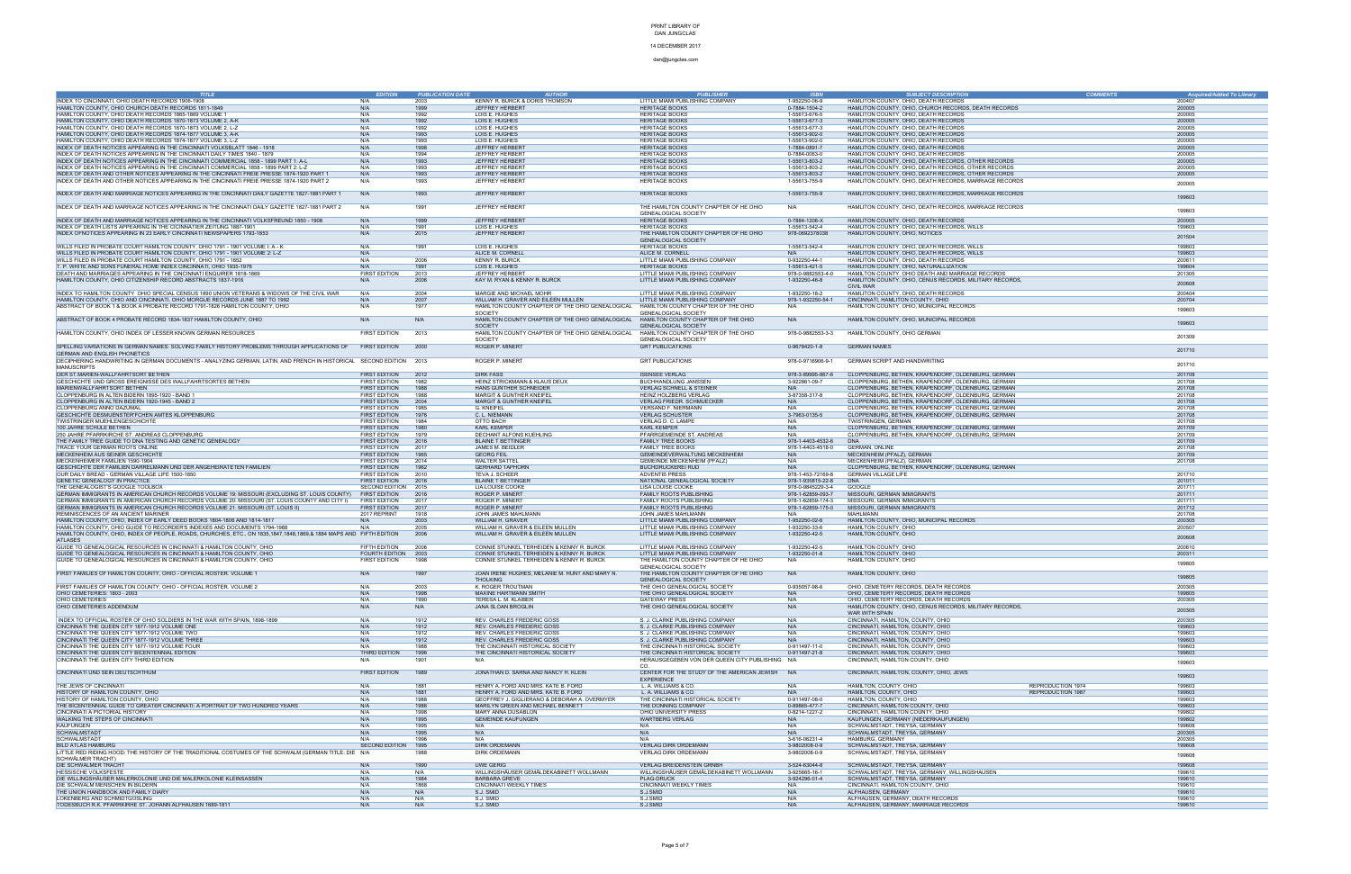PRINT LIBRARY OF
DAN JUNGCLAS

14 DECEMBER 2017

dan@jungclas.com

| TITLE | EDITION | PUBLICATION DATE | AUTHOR | PUBLISHER | ISBN | SUBJECT DESCRIPTION | COMMENTS | Acquired/Added To Library |
|---|---|---|---|---|---|---|---|---|
| INDEX TO CINCINNATI, OHIO DEATH RECORDS 1906-1908 | N/A | 2003 | KENNY R. BURCK & DORIS THOMSON | LITTLE MIAMI PUBLISHING COMPANY | 1-932250-06-9 | HAMILTON COUNTY, OHIO, DEATH RECORDS | | 200407 |
| HAMILTON COUNTY, OHIO CHURCH DEATH RECORDS 1811-1849 | N/A | 1999 | JEFFREY HERBERT | HERITAGE BOOKS | 0-7884-1504-2 | HAMILTON COUNTY, OHIO, CHURCH RECORDS, DEATH RECORDS | | 200005 |
| HAMILTON COUNTY, OHIO DEATH RECORDS 1865-1869 VOLUME 1 | N/A | 1992 | LOIS E. HUGHES | HERITAGE BOOKS | 1-55613-676-5 | HAMILTON COUNTY, OHIO, DEATH RECORDS | | 200005 |
| HAMILTON COUNTY, OHIO DEATH RECORDS 1870-1873 VOLUME 2, A-K | N/A | 1992 | LOIS E. HUGHES | HERITAGE BOOKS | 1-55613-677-3 | HAMILTON COUNTY, OHIO, DEATH RECORDS | | 200005 |
| HAMILTON COUNTY, OHIO DEATH RECORDS 1870-1873 VOLUME 2, L-Z | N/A | 1992 | LOIS E. HUGHES | HERITAGE BOOKS | 1-55613-677-3 | HAMILTON COUNTY, OHIO, DEATH RECORDS | | 200005 |
| HAMILTON COUNTY, OHIO DEATH RECORDS 1874-1877 VOLUME 3, A-K | N/A | 1993 | LOIS E. HUGHES | HERITAGE BOOKS | 1-55613-902-0 | HAMILTON COUNTY, OHIO, DEATH RECORDS | | 200005 |
| HAMILTON COUNTY, OHIO DEATH RECORDS 1874-1877 VOLUME 3, L-Z | N/A | 1993 | LOIS E. HUGHES | HERITAGE BOOKS | 1-55613-902-0 | HAMILTON COUNTY, OHIO, DEATH RECORDS | | 200005 |
| INDEX OF DEATH NOTICES APPEARING IN THE CINCINNATI VOLKSBLATT 1846 - 1918 | N/A | 1998 | JEFFREY HERBERT | HERITAGE BOOKS | 1-7884-0891-7 | HAMILTON COUNTY, OHIO, DEATH RECORDS | | 200005 |
| INDEX OF DEATH NOTICES APPEARING IN THE CINCINNATI DAILY TIMES 1840 - 1879 | N/A | 1994 | JEFFREY HERBERT | HERITAGE BOOKS | 0-7884-0063-0 | HAMILTON COUNTY, OHIO, DEATH RECORDS | | 200005 |
| INDEX OF DEATH NOTICES APPEARING IN THE CINCINNATI COMMERCIAL 1858 - 1899 PART 1: A-L | N/A | 1993 | JEFFREY HERBERT | HERITAGE BOOKS | 1-55613-803-2 | HAMILTON COUNTY, OHIO, DEATH RECORDS, OTHER RECORDS | | 200005 |
| INDEX OF DEATH NOTICES APPEARING IN THE CINCINNATI COMMERCIAL 1858 - 1899 PART 2: L-Z | N/A | 1993 | JEFFREY HERBERT | HERITAGE BOOKS | 1-55613-803-2 | HAMILTON COUNTY, OHIO, DEATH RECORDS, OTHER RECORDS | | 200005 |
| INDEX OF DEATH AND OTHER NOTICES APPEARING IN THE CINCINNATI FREIE PRESSE 1874-1920 PART 1 | N/A | 1993 | JEFFREY HERBERT | HERITAGE BOOKS | 1-55613-803-2 | HAMILTON COUNTY, OHIO, DEATH RECORDS, OTHER RECORDS | | 200005 |
| INDEX OF DEATH AND OTHER NOTICES APPEARING IN THE CINCINNATI FREIE PRESSE 1874-1920 PART 2 | N/A | 1993 | JEFFREY HERBERT | HERITAGE BOOKS | 1-55613-755-9 | HAMILTON COUNTY, OHIO, DEATH RECORDS, MARRIAGE RECORDS | | 200005 |
| INDEX OF DEATH AND MARRIAGE NOTICES APPEARING IN THE CINCINNATI DAILY GAZETTE 1827-1881 PART 1 | N/A | 1993 | JEFFREY HERBERT | HERITAGE BOOKS | 1-55613-755-9 | HAMILTON COUNTY, OHIO, DEATH RECORDS, MARRIAGE RECORDS | | 199603 |
| INDEX OF DEATH AND MARRIAGE NOTICES APPEARING IN THE CINCINNATI DAILY GAZETTE 1827-1881 PART 2 | N/A | 1991 | JEFFREY HERBERT | THE HAMILTON COUNTY CHAPTER OF HE OHIO GENEALOGICAL SOCIETY | N/A | HAMILTON COUNTY, OHIO, DEATH RECORDS, MARRIAGE RECORDS | | 199603 |
| INDEX OF DEATH AND MARRIAGE NOTICES APPEARING IN THE CINCINNATI VOLKSFREUND 1850 - 1908 | N/A | 1999 | JEFFREY HERBERT | HERITAGE BOOKS | 0-7884-1206-X | HAMILTON COUNTY, OHIO, DEATH RECORDS | | 200005 |
| INDEX TO DEATH LISTS APPEARING IN THE CICINNATIER ZEITUNG 1887-1901 | N/A | 1991 | LOIS E. HUGHES | HERITAGE BOOKS | 1-55613-542-4 | HAMILTON COUNTY, OHIO, DEATH RECORDS, WILLS | | 199603 |
| INDEX OFNOTICES APPEARING IN 23 EARLY CINCINNATI NEWSPAPERS 1793-1853 | N/A | 2015 | JEFFREY HERBERT | THE HAMILTON COUNTY CHAPTER OF HE OHIO GENEALOGICAL SOCIETY | 978-0692378038 | HAMILTON COUNTY, OHIO, NOTICES | | 201504 |
| WILLS FILED IN PROBATE COURT HAMILTON COUNTY, OHIO 1791 - 1901 VOLUME 1: A - K | N/A | 1991 | LOIS E. HUGHES | HERITAGE BOOKS | 1-55613-542-4 | HAMILTON COUNTY, OHIO, DEATH RECORDS, WILLS | | 199603 |
| WILLS FILED IN PROBATE COURT HAMILTON COUNTY, OHIO 1791 - 1901 VOLUME 2: L-Z | N/A | | ALICE M. CORNELL | ALICE M. CORNELL | N/A | HAMILTON COUNTY, OHIO, DEATH RECORDS, WILLS | | 199603 |
| WILLS FILED IN PROBATE COURT HAMILTON COUNTY, OHIO 1791 - 1852 | N/A | 2006 | KENNY R. BURCK | LITTLE MIAMI PUBLISHING COMPANY | 0-932250-44-1 | HAMILTON COUNTY, OHIO, DEATH RECORDS | | 200611 |
| T. P. WHITE AND SONS FUNERAL HOME INDEX CINCINNATI, OHIO 1909-1976 | N/A | 1991 | LOIS E. HUGHES | HERITAGE BOOKS | 1-55613-421-5 | HAMILTON COUNTY, OHIO, NATURALLIZATION | | 199604 |
| DEATH AND MARRIAGES APPEARING IN THE CINCINNATI ENQUIRER 1818-1869 | FIRST EDITION | 2013 | JEFFREY HERBERT | LITTLE MIAMI PUBLISHING COMPANY | 978-0-9882553-4-0 | HAMILTON COUNTY, OHIO DEATH AND MARRIAGE RECORDS | | 201305 |
| HAMILTON COUNTY, OHIO CITIZENSHIP RECORD ABSTRACTS 1837-1916 | N/A | 2006 | KAY M. RYAN & KENNY R. BURCK | LITTLE MIAMI PUBLISHING COMPANY | 1-932250-46-8 | HAMILTON COUNTY, OHIO, CENUS RECORDS, MILITARY RECORDS, CIVIL WAR | | 200608 |
| INDEX TO HAMILTON COUNTY OHIO SPECIAL CENSUS 1890 UNION VETERANS & WIDOWS OF THE CIVIL WAR | N/A | 2004 | MARGIE AND MICHAEL MOHR | LITTLE MIAMI PUBLISHING COMPANY | 1-932250-19-2 | HAMILTON COUNTY, OHIO, DEATH RECORDS | | 200404 |
| HAMILTON COUNTY, OHIO AND CINCINNATI, OHIO MORGUE RECORDS JUNE 1887 TO 1992 | N/A | 2007 | WILLIAM H. GRAVER AND EILEEN MULLEN | LITTLE MIAMI PUBLISHING COMPANY | 978-1-932250-54-1 | CINCINNATI, HAMILTON COUNTY, OHIO | | 200704 |
| ABSTRACT OF BOOK 1 & BOOK A PROBATE RECORD 1791-1826 HAMILTON COUNTY, OHIO | N/A | 1977 | HAMILTON COUNTY CHAPTER OF THE OHIO GENEALOGICAL SOCIETY | HAMILTON COUNTY CHAPTER OF THE OHIO GENEALOGICAL SOCIETY | N/A | HAMILTON COUNTY, OHIO, MUNICIPAL RECORDS | | 199603 |
| ABSTRACT OF BOOK 4 PROBATE RECORD 1834-1837 HAMILTON COUNTY, OHIO | N/A | N/A | HAMILTON COUNTY CHAPTER OF THE OHIO GENEALOGICAL SOCIETY | HAMILTON COUNTY CHAPTER OF THE OHIO GENEALOGICAL SOCIETY | N/A | HAMILTON COUNTY, OHIO, MUNICIPAL RECORDS | | 199603 |
| HAMILTON COUNTY, OHIO INDEX OF LESSER KNOWN GERMAN RESOURCES | FIRST EDITION | 2013 | HAMILTON COUNTY CHAPTER OF THE OHIO GENEALOGICAL SOCIETY | HAMILTON COUNTY CHAPTER OF THE OHIO GENEALOGICAL SOCIETY | 978-0-9882553-3-3 | HAMILTON COUNTY, OHIO, GERMAN | | 201309 |
| SPELLING VARIATIONS IN GERMAN NAMES: SOLVING FAMILY HISTORY PROBLEMS THROUGH APPLICATIONS OF GERMAN AND ENGLISH PHONETICS | FIRST EDITION | 2000 | ROGER P. MINERT | GRT PUBLICATIONS | 0-9678420-1-8 | GERMAN NAMES | | 201710 |
| DECIPHERING HANDWRITING IN GERMAN DOCUMENTS - ANALYZING GERMAN, LATIN, AND FRENCH IN HISTORICAL MANUSCRIPTS | SECOND EDITION | 2013 | ROGER P. MINERT | GRT PUBLICATIONS | 978-0-9716906-9-1 | GERMAN SCRIPT AND HANDWRITING | | 201710 |
| DER ST.MARIEN-WALLFAHRTSORT BETHEN | FIRST EDITION | 2012 | DIRK FASS | ISENSEE VERLAG | 978-3-89995-867-6 | CLOPPENBURG, BETHEN, KRAPENDORF, OLDENBURG, GERMAN | | 201708 |
| GESCHICHTE UND GROSS EREIGNISSE DES WALLFAHRTSORTES BETHEN | FIRST EDITION | 1982 | HEINZ STRICKMANN & KLAUS DEUX | BUCHHANDLUNG JANSSEN | 3-922861-09-7 | CLOPPENBURG, BETHEN, KRAPENDORF, OLDENBURG, GERMAN | | 201708 |
| MARIENWALLFAHRTSORT BETHEN | FIRST EDITION | 1988 | HANS GUNTHER SCHNEIDER | VERLAG SCHNELL & STEINER | N/A | CLOPPENBURG, BETHEN, KRAPENDORF, OLDENBURG, GERMAN | | 201708 |
| CLOPPENBURG IN ALTEN BIDERN 1895-1920 - BAND 1 | FIRST EDITION | 1988 | MARGIT & GUNTHER KNEIFEL | HEINZ HOLZBERG VERLAG | 3-87358-317-8 | CLOPPENBURG, BETHEN, KRAPENDORF, OLDENBURG, GERMAN | | 201708 |
| CLOPPENBURG IN ALTEN BIDERN 1920-1945 - BAND 2 | FIRST EDITION | 2004 | MARGIT & GUNTHER KNEIFEL | VERLAG FRIEDR. SCHMUECKER | N/A | CLOPPENBURG, BETHEN, KRAPENDORF, OLDENBURG, GERMAN | | 201708 |
| CLOPPENBURG ANNO DAZUMAL | FIRST EDITION | 1985 | G. KNEIFEL | VERSAND F. NIERMANN | N/A | CLOPPENBURG, BETHEN, KRAPENDORF, OLDENBURG, GERMAN | | 201708 |
| GESCHICHTE DESMUENSTERSCHEN AMTES KLOPPENBURG | FIRST EDITION | 1976 | C. L. NIEMANN | VERLAG SCHUSTER | 3-7963-0135-5 | CLOPPENBURG, BETHEN, KRAPENDORF, OLDENBURG, GERMAN | | 201708 |
| TWISTRINGER MUEHLENGESCHICHTE | FIRST EDITION | 1984 | OTTO BACH | VERLAG D. C. LAMPE | N/A | TWISTRINGEN, GERMAN | | 201708 |
| 100 JAHRE SCHULE BETHEN | FIRST EDITION | 1980 | KARL KEMPER | KARL KEMPER | N/A | CLOPPENBURG, BETHEN, KRAPENDORF, OLDENBURG, GERMAN | | 201709 |
| 250 JAHRE PFARRKIRCHE ST. ANDREAS CLOPPENBURG | FIRST EDITION | 1979 | DECHANT ALFONS KUEHLING | PFARRGEMEINDE ST. ANDREAS | N/A | CLOPPENBURG, BETHEN, KRAPENDORF, OLDENBURG, GERMAN | | 201709 |
| THE FAMILY TREE GUIDE TO DNA TESTING AND GENETIC GENEALOGY | FIRST EDITION | 2016 | BLAINE T BETTINGER | FAMILY TREE BOOKS | 978-1-4403-4532-6 | DNA | | 201709 |
| TRACE YOUR GERMAN ROOTS ONLINE | FIRST EDITION | 2017 | JAMES M. BEIDLER | FAMILY TREE BOOKS | 978-1-4403-4518-0 | GERMAN, ONLINE | | 201708 |
| MECKENHEIM AUS SEINER GESCHICHTE | FIRST EDITION | 1985 | GEORG FEIL | GEMEINDEVERWALTUNG MECKENHEIM | N/A | MECKENHEIM (PFALZ), GERMAN | | 201709 |
| MECKENHEIMER FAMILIEN 1590-1904 | FIRST EDITION | 2014 | WALTER SATTEL | GEMEINDE MECKENHEIM (PFALZ) | N/A | MECKENHEIM (PFALZ), GERMAN | | 201708 |
| GESCHICHTE DER FAMILIEN DARRELMANN UND DER ANGEHEIRATETEN FAMILIEN | FIRST EDITION | 1962 | GERHARD TAPHORN | BUCHDRUCKEREI RUD | N/A | CLOPPENBURG, BETHEN, KRAPENDORF, OLDENBURG, GERMAN | | |
| OUR DAILY BREAD - GERMAN VILLAGE LIFE 1500-1850 | FIRST EDITION | 2010 | TEVA J. SCHEER | ADVENTIS PRESS | 978-1-453-72169-8 | GERMAN VILLAGE LIFE | | 201710 |
| GENETIC GENEALOGY IN PRACTICE | FIRST EDITION | 2016 | BLAINE T BETTINGER | NATIONAL GENEALOGICAL SOCIETY | 978-1-935815-22-8 | DNA | | 201011 |
| THE GENEALOGIST'S GOOGLE TOOLBOX | SECOND EDITION | 2015 | LISA LOUISE COOKE | LISA LOUISE COOKE | 978-0-9845229-3-4 | GOOGLE | | 201711 |
| GERMAN IMMIGRANTS IN AMERICAN CHURCH RECORDS VOLUME 19: MISSOURI (EXCLUDING ST. LOUIS COUNTY) | FIRST EDITION | 2016 | ROGER P. MINERT | FAMILY ROOTS PUBLISHING | 978-1-62859-093-7 | MISSOURI, GERMAN IMMIGRANTS | | 201711 |
| GERMAN IMMIGRANTS IN AMERICAN CHURCH RECORDS VOLUME 20: MISSOURI (ST. LOUIS COUNTY AND CITY I) | FIRST EDITION | 2017 | ROGER P. MINERT | FAMILY ROOTS PUBLISHING | 978-1-62859-174-3 | MISSOURI, GERMAN IMMIGRANTS | | 201711 |
| GERMAN IMMIGRANTS IN AMERICAN CHURCH RECORDS VOLUME 21: MISSOURI (ST. LOUIS II) | FIRST EDITION | 2017 | ROGER P. MINERT | FAMILY ROOTS PUBLISHING | 978-1-62859-175-0 | MISSOURI, GERMAN IMMIGRANTS | | 201712 |
| REMINISCENCES OF AN ANCIENT MARINER | 2017 REPRINT | 1918 | JOHN JAMES MAHLMANN | JOHN JAMES MAHLMANN | N/A | MAHLMANN | | 201708 |
| HAMILTON COUNTY, OHIO, INDEX OF EARLY DEED BOOKS 1804-1806 AND 1814-1817 | N/A | 2003 | WILLIAM H. GRAVER | LITTLE MIAMI PUBLISHING COMPANY | 1-932250-02-6 | HAMILTON COUNTY, OHIO, MUNICIPAL RECORDS | | 200305 |
| HAMILTON COUNTY, OHIO GUIDE TO RECORDER'S INDEXES AND DOCUMENTS 1794-1988 | N/A | 2005 | WILLIAM H. GRAVER & EILEEN MULLEN | LITTLE MIAMI PUBLISHING COMPANY | 1-932250-33-8 | HAMILTON COUNTY, OHIO | | 200507 |
| HAMILTON COUNTY, OHIO, INDEX OF PEOPLE, ROADS, CHURCHES, ETC., ON 1835,1847,1848,1869,& 1884 MAPS AND ATLASES | FIFTH EDITION | 2006 | WILLIAM H. GRAVER & EILEEN MULLEN | LITTLE MIAMI PUBLISHING COMPANY | 1-932250-42-5 | HAMILTON COUNTY, OHIO | | 200608 |
| GUIDE TO GENEALOGICAL RESOURCES IN CINCINNATI & HAMILTON COUNTY, OHIO | FIFTH EDITION | 2006 | CONNIE STUNKEL TERHEIDEN & KENNY R. BURCK | LITTLE MIAMI PUBLISHING COMPANY | 1-932250-42-5 | HAMILTON COUNTY, OHIO | | 200610 |
| GUIDE TO GENEALOGICAL RESOURCES IN CINCINNATI & HAMILTON COUNTY, OHIO | FOURTH EDITION | 2003 | CONNIE STUNKEL TERHEIDEN & KENNY R. BURCK | LITTLE MIAMI PUBLISHING COMPANY | 1-932250-01-8 | HAMILTON COUNTY, OHIO | | 200311 |
| GUIDE TO GENEALOGICAL RESOURCES IN CINCINNATI & HAMILTON COUNTY, OHIO | FIRST EDITION | 1996 | CONNIE STUNKEL TERHEIDEN & KENNY R. BURCK | THE HAMILTON COUNTY CHAPTER OF THE OHIO GENEALOGICAL SOCIETY | N/A | HAMILTON COUNTY, OHIO | | 199605 |
| FIRST FAMILIES OF HAMILTON COUNTY, OHIO - OFFICIAL ROSTER, VOLUME 1 | N/A | 1997 | JOAN IRENE HUGHES, MELANIE M. HUNT AND MARY N. THOLKING | THE HAMILTON COUNTY CHAPTER OF THE OHIO GENEALOGICAL SOCIETY | N/A | HAMILTON COUNTY, OHIO | | 199805 |
| FIRST FAMILIES OF HAMILTON COUNTY, OHIO - OFFICIAL ROSTER, VOLUME 2 | N/A | 2003 | K. ROGER TROUTMAN | THE OHIO GENEALOGICAL SOCIETY | 0-935057-98-6 | OHIO, CEMETERY RECORDS, DEATH RECORDS | | 200305 |
| OHIO CEMETERIES: 1803 - 2003 | N/A | 1996 | MAXINE HARTMANN SMITH | THE OHIO GENEALOGICAL SOCIETY | N/A | OHIO, CEMETERY RECORDS, DEATH RECORDS | | 199605 |
| OHIO CEMETERIES | N/A | 1990 | TERESA L. M. KLABER | GATEWAY PRESS | N/A | OHIO, CEMETERY RECORDS, DEATH RECORDS | | 200305 |
| OHIO CEMETERIES ADDENDUM | N/A | N/A | JANA SLOAN BROGLIN | THE OHIO GENEALOGICAL SOCIETY | N/A | HAMILTON COUNTY, OHIO, CENUS RECORDS, MILITARY RECORDS, WAR WITH SPAIN | | 200305 |
| INDEX TO OFFICIAL ROSTER OF OHIO SOLDIERS IN THE WAR WITH SPAIN, 1898-1899 | N/A | 1912 | REV. CHARLES FREDERIC GOSS | S. J. CLARKE PUBLISHING COMPANY | N/A | CINCINNATI, HAMILTON, COUNTY, OHIO | | 200305 |
| CINCINNATI THE QUEEN CITY 1877-1912 VOLUME ONE | N/A | 1912 | REV. CHARLES FREDERIC GOSS | S. J. CLARKE PUBLISHING COMPANY | N/A | CINCINNATI, HAMILTON, COUNTY, OHIO | | 199603 |
| CINCINNATI THE QUEEN CITY 1877-1912 VOLUME TWO | N/A | 1912 | REV. CHARLES FREDERIC GOSS | S. J. CLARKE PUBLISHING COMPANY | N/A | CINCINNATI, HAMILTON, COUNTY, OHIO | | 199603 |
| CINCINNATI THE QUEEN CITY 1877-1912 VOLUME THREE | N/A | 1912 | REV. CHARLES FREDERIC GOSS | S. J. CLARKE PUBLISHING COMPANY | N/A | CINCINNATI, HAMILTON, COUNTY, OHIO | | 199603 |
| CINCINNATI THE QUEEN CITY 1877-1912 VOLUME FOUR | N/A | 1988 | THE CINCINNATI HISTORICAL SOCIETY | THE CINCINNATI HISTORICAL SOCIETY | 0-911497-11-0 | CINCINNATI, HAMILTON, COUNTY, OHIO | | 199603 |
| CINCINNATI THE QUEEN CITY BICENTENNIAL EDITION | THIRD EDITION | 1996 | THE CINCINNATI HISTORICAL SOCIETY | THE CINCINNATI HISTORICAL SOCIETY | 0-911497-21-8 | CINCINNATI, HAMILTON, COUNTY, OHIO | | 199603 |
| CINCINNATI THE QUEEN CITY THIRD EDITION | N/A | 1901 | N/A | HERAUSGEGEBEN VON DER QUEEN CITY PUBLISHING CO. | N/A | CINCINNATI, HAMILTON COUNTY, OHIO | | 199603 |
| CINCINNATI UND SEIN DEUTSCHTHUM | FIRST EDITION | 1989 | JONATHAN D. SARNA AND NANCY H. KLEIN | CENTER FOR THE STUDY OF THE AMERICAN JEWISH EXPERIENCE | N/A | CINCINNATI, HAMILTON COUNTY, OHIO, JEWS | | 199603 |
| THE JEWS OF CINCINNATI | N/A | 1881 | HENRY A. FORD AND MRS. KATE B. FORD | L. A. WILLIAMS & CO. | N/A | HAMILTON, COUNTY, OHIO | REPRODUCTION 1974 | 199603 |
| HISTORY OF HAMILTON COUNTY, OHIO | N/A | 1881 | HENRY A. FORD AND MRS. KATE B. FORD | L. A. WILLIAMS & CO. | N/A | HAMILTON, COUNTY, OHIO | REPRODUCTION 1987 | 199603 |
| HISTORY OF HAMILTON COUNTY, OHIO | N/A | 1988 | GEOFFREY J. GIGLIERANO & DEBORAH A. OVERMYER | THE CINCINNATI HISTORICAL SOCIETY | 0-911497-08-0 | HAMILTON, COUNTY, OHIO | | 199603 |
| THE BICENTENNIAL GUIDE TO GREATER CINCINNATI: A PORTRAIT OF TWO HUNDRED YEARS | N/A | 1986 | MARILYN GREEN AND MICHAEL BENNETT | THE DONNING COMPANY | 0-89865-477-7 | CINCINNATI, HAMILTON COUNTY, OHIO | | 199603 |
| CINCINNATI A PICTORIAL HISTORY | N/A | 1998 | MARY ANNA DUSABLON | OHIO UNIVERSITY PRESS | 0-8214-1227-2 | CINCINNATI, HAMILTON COUNTY, OHIO | | 199602 |
| WALKING THE STEPS OF CINCINNATI | N/A | 1995 | GEMEINDE KAUFUNGEN | WARTBERG VERLAG | N/A | KAUFUNGEN, GERMANY (NIEDERKAUFUNGEN) | | 199602 |
| KAUFUNGEN | N/A | 1995 | N/A | N/A | N/A | SCHWALMSTADT, TREYSA, GERMANY | | 199608 |
| SCHWALMSTADT | N/A | 1995 | N/A | N/A | N/A | SCHWALMSTADT, TREYSA, GERMANY | | 200305 |
| SCHWALMSTADT | N/A | 1996 | N/A | N/A | 3-616-06231-4 | HAMBURG, GERMANY | | 200305 |
| BILD ATLAS HAMBURG | SECOND EDITION | 1995 | DIRK ORDEMANN | VERLAG DIRK ORDEMANN | 3-9802008-0-9 | SCHWALMSTADT, TREYSA, GERMANY | | 199608 |
| LITTLE RED RIDING HOOD: THE HISTORY OF THE TRADITIONAL COSTUMES OF THE SCHWALM (GERMAN TITLE: DIE SCHWALMER TRACHT) | N/A | 1988 | DIRK ORDEMANN | VERLAG DIRK ORDEMANN | 3-9802008-0-9 | SCHWALMSTADT, TREYSA, GERMANY | | 199608 |
| DIE SCHWALMER TRACHT | N/A | 1990 | UWE GERIG | VERLAG BREIDENSTEIN GMBH | 3-524-63044-8 | SCHWALMSTADT, TREYSA, GERMANY | | 199608 |
| HESSISCHE VOLKSFESTE | N/A | N/A | WILLINGSHÄUSER GEMÄLDEKABINETT WOLLMANN | WILLINGSHÄUSER GEMÄLDEKABINETT WOLLMANN | 3-925665-16-1 | SCHWALMSTADT, TREYSA, GERMANY, WILLINGSHAUSEN | | 199610 |
| DIE WILLINGSHÄUSER MALERKOLONIE UND DIE MALERKOLONIE KLEINSASSEN | N/A | 1984 | BARBARA GREVE | PLAG-DRUCK | 3-924296-01-4 | SCHWALMSTADT, TREYSA, GERMANY | | 199610 |
| DIE SCHWALM MENSCHEN IN BILDERN | N/A | 1868 | CINCINNATI WEEKLY TIMES | CINCINNATI WEEKLY TIMES | N/A | CINCINNATI, HAMILTON COUNTY, OHIO | | 199610 |
| THE UNION HANDBOOK AND FAMILY DIARY | N/A | N/A | S.J. SMID | S.J.SMID | N/A | ALFHAUSEN, GERMANY | | 199610 |
| LOKENBERG AND SCHMIDTGOSLING | N/A | N/A | S.J. SMID | S.J.SMID | N/A | ALFHAUSEN, GERMANY, DEATH RECORDS | | 199610 |
| TODESBUCH R.K. PFARRKIRHE ST. JOHANN ALFHAUSEN 1689-1811 | N/A | N/A | S.J. SMID | S.J.SMID | N/A | ALFHAUSEN, GERMANY, MARRIAGE RECORDS | | 199610 |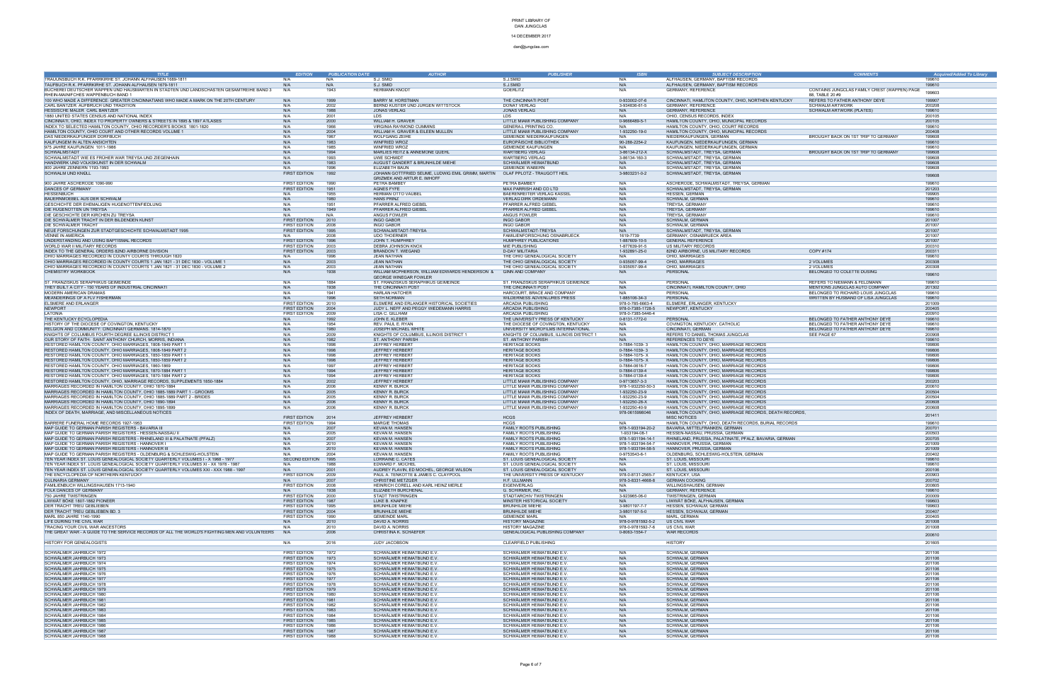PRINT LIBRARY OF
DAN JUNGCLAS

14 DECEMBER 2017

dan@jungclas.com

| TITLE | EDITION | PUBLICATION DATE | AUTHOR | PUBLISHER | ISBN | SUBJECT DESCRIPTION | COMMENTS | Acquired/Added To Library |
|---|---|---|---|---|---|---|---|---|
| TRAUUNSBUCH R.K. PFARRKIRHE ST. JOHANN ALFHAUSEN 1689-1811 | N/A | N/A | S.J.SMID | S.J.SMID | N/A | ALFHAUSEN, GERMANY, BAPTISM RECORDS | | 199610 |
| TAUFBUCH R.K. PFARRKIRHE ST. JOHANN ALFHAUSEN 1679-1811 | N/A | N/A | S.J.SMID | S.J.SMID | N/A | ALFHAUSEN, GERMANY, BAPTISM RECORDS | | 199610 |
| BÜCHEREI DEUTSCHER WAPPEN UND HAUSMARTEN IN STÄDTEN UND LANDSCHASTEN GESAMTREIHE BAND 3 RHEIN-MAINFCHES WAPPENBUCH BAND 1 | N/A | 1943 | HERMANN KNODT | GOERLITZ | N/A | GERMANY, REFERENCE | CONTAINS JUNGCLAS FAMILY CREST (WAPPEN) PAGE 88, TABLE 20 #9 | 199603 |
| 100 WHO MADE A DIFFERENCE: GREATER CINCINNATIANS WHO MADE A MARK ON THE 20TH CENTURY | N/A | 1999 | BARRY M. HORSTMAN | THE CINCINNATI POST | 0-933002-07-6 | CINCINNATI, HAMILTON COUNTY, OHIO, NORTHERN KENTUCKY | REFERS TO FATHER ANTHONY DEYE | 199907 |
| CARL BANTZER: AUFBRUCH UND TRADITION | N/A | 2002 | BERND KÜSTER UND JÜRGEN WITTSTOCK | DONAT VERLAG | 3-934836-61-5 | GERMANY, REFERENCE | SCHWALM ARTWORK | 200208 |
| HESSISCHE MALER CARL BANTZER | N/A | 1986 | JONAS VERLAG | JONAS VERLAG | N/A | GERMANY, REFERENCE | SCHWALM ARTWORK (PLATES) | 199610 |
| 1880 UNITED STATES CENSUS AND NATIONAL INDEX | N/A | 2001 | LDS | LDS | N/A | OHIO, CENSUS RECORDS, INDEX | | 200105 |
| CINCINNATI, OHIO, INDEX TO PROPERTY OWNERS & STREETS IN 1895 & 1897 ATLASES | N/A | 2000 | WILLIAM H. GRAVER | LITTLE MIAMI PUBLISHING COMPANY | 0-9666489-5-1 | HAMILTON COUNTY, OHIO, MUNICIPAL RECORDS | | 200105 |
| INDEX TO SELECTED HAMILTON COUNTY, OHIO RECORDER'S BOOKS 1801-1820 | N/A | 1966 | VIRGINIA RAYMOND CUMMINS | GENERAL PRINTING CO. | N/A | HAMILTON COUNTY, OHIO, COURT RECORDS | | 199610 |
| HAMILTON COUNTY, OHIO COURT AND OTHER RECORDS VOLUME 1 | N/A | 2004 | WILLIAM H. GRAVER & EILEEN MULLEN | LITTLE MIAMI PUBLISHING COMPANY | 1-932250-19-0 | HAMILTON COUNTY, OHIO, MUNICIPAL RECORDS | | 200408 |
| DAS NIEDERKAUFUNGER DORFBUCH | N/A | 1967 | WOLFGANG ZEIRE | GEMEINDE NIEDERKAUFUNGEN | N/A | NIEDERKAUFUNGEN, GERMAN | BROUGHT BACK ON 1ST TRIP TO GERMANY | 199608 |
| KAUFUNGEM IN ALTEN ANSICHTEN | N/A | 1983 | WINFRIED WROZ | EUROPÄISCHE BIBLIOTHEK | 90-288-2254-2 | KAUFUNGEN, NIEDERKAUFUNGEN, GERMAN | | 199610 |
| 975 JAHRE KAUFUNGEN 1011-1986 | N/A | 1985 | WINFRIED WROZ | GEMEINDE KAUFUNGEN | N/A | KAUFUNGEN, NIEDERKAUFUNGEN, GERMAN | | 199610 |
| SCHWALMSTADT | N/A | 1994 | MARLIES REITZ & ANNEMONE QUEHL | WARTBERG VERLAG | 3-86134-212-X | SCHWALMSTADT, TREYSA, GERMAN | BROUGHT BACK ON 1ST TRIP TO GERMANY | 199608 |
| SCHWALMSTADT WIE ES FRÜHER WAR TREYSA UND ZIEGENHAIN | N/A | 1993 | UWE SCHMIDT | WARTBERG VERLAG | 3-86134-160-3 | SCHWALMSTADT, TREYSA, GERMAN | | 199608 |
| HANDWERK UND VOLKSKUNST IN DER SCHWALM | N/A | 1983 | AUGUST GANDERT & BRUNHILDE MIEHE | SCHWÄLMER HEIMATBUND | N/A | SCHWALMSTADT, TREYSA, GERMAN | | 199608 |
| 800 JAHRE ZENNERN 1193-1993 | N/A | 1996 | ELIZABETH BAUN | GEMEINDE WABERN | N/A | SCHWALMSTADT, TREYSA, GERMAN | | 199608 |
| SCHWALM UND KNÜLL | FIRST EDITION | 1992 | JOHANN GOTTFRIED SEUME, LUDWIG EMIL GRIMM, MARTIN GRIZMEK AND ARTUR E. IMHOFF | OLAF PFLOTZ - TRAUGOTT HEIL | 3-9803231-0-2 | SCHWALMSTADT, TREYSA, GERMAN | | 199608 |
| 900 JAHRE ASCHERODE 1090-990 | FIRST EDITION | 1990 | PETRA BAMBEY | PETRA BAMBEY | N/A | ASCHERODE, SCHWALMSTADT, TREYSA, GERMAN | | 199610 |
| DANCES OF GERMANY | FIRST EDITION | 1951 | AGNES FYFE | MAX PARRISH AND CO LTD | N/A | SCHWALMSTADT, TREYSA, GERMAN | | 201203 |
| HESSENBUCH | N/A | 1955 | HERMAN OTTO VAUBEL | BAERENREITER VERLAG KASSEL | N/A | HESSEN, GERMAN | | 199605 |
| BAUERNMOEBEL AUS DER SCHWALM | N/A | 1980 | HANS PRINZ | VERLAG DIRK ORDEMANN | N/A | SCHWALM, GERMAN | | 199610 |
| GESCHICHTE DER EHEMALIGEN HUGENOTTENFIEDLUNG | N/A | 1951 | PFARRER ALFRED GIEBEL | PFARRER ALFRED GIEBEL | N/A | TREYSA, GERMANY | | 199610 |
| DIE HUGENOTTEN UN TREYSA | N/A | 1949 | PFARRER ALFRED GIEBEL | PFARRER ALFRED GIEBEL | N/A | TREYSA, GERMANY | | 199610 |
| DIE GESCHICHTE DER KIRCHEN ZU TREYSA | N/A | N/A | ANGUS FOWLER | ANGUS FOWLER | N/A | TREYSA, GERMANY | | 199610 |
| DIE SCHWÄLMER TRACHT IN DER BILDENDEN KUNST | FIRST EDITION | 2010 | INGO GABOR | INGO GABOR | N/A | SCHWALM, GERMAN | | 201007 |
| DIE SCHWÄLMER TRACHT | FIRST EDITION | 2008 | INGO GABOR | INGO GABOR | N/A | SCHWALM, GERMAN | | 201007 |
| NEUE FORSCHUNGEN ZUR STADTGESCHICHTE SCHWALMSTADT 1995 | FIRST EDITION | 1995 | SCHWALMSTADT-TREYSA | SCHWALMSTADT-TREYSA | N/A | SCHWALMSTADT, TREYSA, GERMAN | | 201007 |
| VENNE IN AMERICA | N/A | 2008 | UDO THOERNER | FAMILIENFORSCHUNG OSNABRUECK | 1619-7739 | GERMANY, OSNABRUECK AREA | | 201007 |
| UNDERSTANDING AND USING BAPTISMAL RECORDS | FIRST EDITION | 1996 | JOHN T. HUMPHREY | HUMPHREY PUBLICATIONS | 1-887609-10-5 | GENERAL REFERENCE | | 201007 |
| WORLD WAR II MILITARY RECORDS | FIRST EDITION | 2003 | DEBRA JOHNSON KNOX | MIE PUBLISHING | 1-877639-91-5 | US MILITARY RECORDS | | 200310 |
| INDEX TO THE GENERAL ORDERS 82ND AIRBORNE DIVISION | FIRST EDITION | 2003 | BRANDON T. WIEGAND | D-DAY MILITARIA | 1-932891-25-0 | 82ND AIRBORNE, US MILITARY RECORDS | COPY #174 | 200311 |
| OHIO MARRIAGES RECORDED IN COUNTY COURTS THROUGH 1820 | N/A | 1996 | JEAN NATHAN | THE OHIO GENEALOGICAL SOCIETY | N/A | OHIO, MARRIAGES | | 199610 |
| OHIO MARRIAGES RECORDED IN COUNTY COURTS 1 JAN 1821 - 31 DEC 1830 - VOLUME 1 | N/A | 2003 | JEAN NATHAN | THE OHIO GENEALOGICAL SOCIETY | 0-935057-99-4 | OHIO, MARRIAGES | 2 VOLUMES | 200308 |
| OHIO MARRIAGES RECORDED IN COUNTY COURTS 1 JAN 1821 - 31 DEC 1830 - VOLUME 2 | N/A | 2003 | JEAN NATHAN | THE OHIO GENEALOGICAL SOCIETY | 0-935057-99-4 | OHIO, MARRIAGES | 2 VOLUMES | 200308 |
| CHEMISTRY WORKBOOK | N/A | 1938 | WILLIAM MCPHERSON, WILLIAM EDWARDS HENDERSON & GEORGE WINEGAR FOWLER | GINN AND COMPANY | N/A | PERSONAL | BELONGED TO COLETTE DUSING | 199610 |
| ST. FRANZISKUS SERAPHIKUS GEMEINDE | N/A | 1884 | ST. FRANZISKUS SERAPHIKUS GEMEINDE | ST. FRANZISKUS SERAPHIKUS GEMEINDE | N/A | PERSONAL | REFERS TO NIEMANN & FELDMANN | 199610 |
| THEY BUILT A CITY: 150 YEARS OF INDUSTRIAL CINCINNATI | N/A | 1938 | THE CINCINNATI POST | THE CINCINNATI POST | N/A | CINCINNATI, HAMILTON COUNTY, OHIO | MENTIONS JUNGCLAS AUTO COMPANY | 201302 |
| MODERN AMERICAN DRAMAS | N/A | 1941 | HARLAN HATCHER | HARCOURT, BRACE AND COMPANY | N/A | PERSONAL | BELONGED TO RICHARD LOUIS JUNGCLAS | 199610 |
| MEANDERINGS OF A FLY FISHERMAN | N/A | 1996 | SETH NORMAN | WILDERNESS ADVENTURES PRESS | 1-885106-34-3 | PERSONAL | WRITTEN BY HUSBAND OF LISA JUNGCLAS | 199610 |
| ELSMERE AND ERLANGER | FIRST EDITION | 2010 | ELSMERE AND ERLANGER HISTORICAL SOCIETIES | ARCADIA PUBLISHING | 978-0-785-6663-4 | ELSMERE, ERLANGER, KENTUCKY | | 201009 |
| NEWPORT | FIRST EDITION | 2004 | JUDY L. NEFF AND PEGGY WIEDEMANN HARRIS | ARCADIA PUBLISHING | 978-0-7385-1728-5 | NEWPORT, KENTUCKY | | 200405 |
| LATONIA | FIRST EDITION | 2009 | LISA C. GILLHAM | ARCADIA PUBLISHING | 978-0-7385-5446-4 | | | 200910 |
| THE KENTUCKY ECYCLOPEDIA | N/A | 1992 | JOHN E. KLEBER | THE UNIVERSITY PRESS OF KENTUCKY | 0-8131-1772-0 | PERSONAL | BELONGED TO FATHER ANTHONY DEYE | 199610 |
| HISTORY OF THE DIOCESE OF COVINGTON, KENTUCKY | N/A | 1954 | REV. PAUL E. RYAN | THE DIOCESE OF COVINGTON, KENTUCKY | N/A | COVINGTON, KENTUCKY, CATHOLIC | BELONGED TO FATHER ANTHONY DEYE | 199610 |
| RELGION AND COMMUNITY: CINCINNATI GERMANS, 1814-1870 | N/A | 1980 | JOSEPH MICHAEL WHITE | UNIVERSITY MICROFILMS INTERNATIONAL | N/A | CINCINNATI, GERMAN | BELONGED TO FATHER ANTHONY DEYE | 199610 |
| KNIGHTS OF COLUMBUS FOURTH DEGREE ILLINOIS DISTRICT 1 | N/A | 2009 | KNIGHTS OF COLUMBUS, ILLINOIS DISTRICT 1 | KNIGHTS OF COLUMBUS, ILLINOIS DISTRICT 1 | N/A | REFERS TO DANIEL THOMAS JUNGCLAS | SEE PAGE 67 | 200908 |
| OUR STORY OF FAITH: SAINT ANTHONY CHURCH, MORRIS, INDIANA | N/A | 1982 | ST. ANTHONY PARISH | ST. ANTHONY PARISH | N/A | REFERENCES TO DEYE | | 199610 |
| RESTORED HAMILTON COUNTY, OHIO MARRIAGES, 1808-1849 PART 1 | N/A | 1998 | JEFFREY HERBERT | HERITAGE BOOKS | 0-7884-1039-3 | HAMILTON COUNTY, OHIO, MARRIAGE RECORDS | | 199806 |
| RESTORED HAMILTON COUNTY, OHIO MARRIAGES, 1808-1849 PART 2 | N/A | 1998 | JEFFREY HERBERT | HERITAGE BOOKS | 0-7884-1039-3 | HAMILTON COUNTY, OHIO, MARRIAGE RECORDS | | 199806 |
| RESTORED HAMILTON COUNTY, OHIO MARRIAGES, 1850-1859 PART 1 | N/A | 1998 | JEFFREY HERBERT | HERITAGE BOOKS | 0-7884-1075-X | HAMILTON COUNTY, OHIO, MARRIAGE RECORDS | | 199806 |
| RESTORED HAMILTON COUNTY, OHIO MARRIAGES, 1850-1859 PART 2 | N/A | 1998 | JEFFREY HERBERT | HERITAGE BOOKS | 0-7884-1075-X | HAMILTON COUNTY, OHIO, MARRIAGE RECORDS | | 199806 |
| RESTORED HAMILTON COUNTY, OHIO MARRIAGES, 1860-1869 | N/A | 1997 | JEFFREY HERBERT | HERITAGE BOOKS | 0-7884-0616-7 | HAMILTON COUNTY, OHIO, MARRIAGE RECORDS | | 199806 |
| RESTORED HAMILTON COUNTY, OHIO MARRIAGES, 1870-1884 PART 1 | N/A | 1994 | JEFFREY HERBERT | HERITAGE BOOKS | 0-7884-0139-4 | HAMILTON COUNTY, OHIO, MARRIAGE RECORDS | | 199806 |
| RESTORED HAMILTON COUNTY, OHIO MARRIAGES, 1870-1884 PART 2 | N/A | 1994 | JEFFREY HERBERT | HERITAGE BOOKS | 0-7884-0139-4 | HAMILTON COUNTY, OHIO, MARRIAGE RECORDS | | 199806 |
| RESTORED HAMILTON COUNTY, OHIO, MARRIAGE RECORDS, SUPPLEMENTS 1850-1884 | N/A | 2002 | JEFFREY HERBERT | LITTLE MIAMI PUBLISHING COMPANY | 0-9713657-3-3 | HAMILTON COUNTY, OHIO, MARRIAGE RECORDS | | 200203 |
| MARRIAGES RECORDED IN HAMILTON COUNTY, OHIO 1870-1884 | N/A | 2006 | KENNY R. BURCK | LITTLE MIAMI PUBLISHING COMPANY | 978-1-932250-50-3 | HAMILTON COUNTY, OHIO, MARRIAGE RECORDS | | 200610 |
| MARRIAGES RECORDED IN HAMILTON COUNTY, OHIO 1885-1889 PART 1 - GROOMS | N/A | 2005 | KENNY R. BURCK | LITTLE MIAMI PUBLISHING COMPANY | 1-932250-23-9 | HAMILTON COUNTY, OHIO, MARRIAGE RECORDS | | 200504 |
| MARRIAGES RECORDED IN HAMILTON COUNTY, OHIO 1885-1889 PART 2 - BRIDES | N/A | 2005 | KENNY R. BURCK | LITTLE MIAMI PUBLISHING COMPANY | 1-932250-23-9 | HAMILTON COUNTY, OHIO, MARRIAGE RECORDS | | 200504 |
| MARRIAGES RECORDED IN HAMILTON COUNTY, OHIO 1890-1894 | N/A | 2006 | KENNY R. BURCK | LITTLE MIAMI PUBLISHING COMPANY | 1-932250-28-X | HAMILTON COUNTY, OHIO, MARRIAGE RECORDS | | 200608 |
| MARRIAGES RECORDED IN HAMILTON COUNTY, OHIO 1895-1899 | N/A | 2006 | KENNY R. BURCK | LITTLE MIAMI PUBLISHING COMPANY | 1-932250-40-9 | HAMILTON COUNTY, OHIO, MARRIAGE RECORDS | | 200608 |
| INDEX OF DEATH, MARRIAGE, AND MISCELLANEOUS NOTICES | FIRST EDITION | 2014 | JEFFREY HERBERT | HCGS | 978-0615998046 | HAMILTON COUNTY, OHIO, MARRIAGE RECORDS, DEATH RECORDS, MISC NOTICES | | 201411 |
| BARRERE FUNERAL HOME RECORDS 1927-1953 | FIRST EDITION | 1994 | MARGIE THOMAS | HCGS | N/A | HAMILTON COUNTY, OHIO, DEATH RECORDS, BURIAL RECORDS | | 199610 |
| MAP GUIDE TO GERMAN PARISH REGISTERS - BAVARIA III | N/A | 2007 | KEVAN M. HANSEN | FAMILY ROOTS PUBLISHING | 978-1-933194-20-2 | BAVARIA, MITTELFRANKEN, GERMAN | | 200701 |
| MAP GUIDE TO GERMAN PARISH REGISTERS - HESSEN-NASSAU II | N/A | 2005 | KEVAN M. HANSEN | FAMILY ROOTS PUBLISHING | 1-933194-08-1 | HESSEN-NASSAU, PRUSSIA, GERMAN | | 200503 |
| MAP GUIDE TO GERMAN PARISH REGISTERS - RHINELAND III & PALATNATE (PFALZ) | N/A | 2007 | KEVAN M. HANSEN | FAMILY ROOTS PUBLISHING | 978-1-933194-14-1 | RHINELAND, PRUSSIA, PALATINATE, PFALZ, BAVARIA, GERMAN | | 200705 |
| MAP GUIDE TO GERMAN PARISH REGISTERS - HANNOVER I | N/A | 2010 | KEVAN M. HANSEN | FAMILY ROOTS PUBLISHING | 978-1-933194-54-7 | HANNOVER, PRUSSIA, GERMAN | | 201009 |
| MAP GUIDE TO GERMAN PARISH REGISTERS - HANNOVER III | N/A | 2010 | KEVAN M. HANSEN | FAMILY ROOTS PUBLISHING | 978-1-933194-58-5 | HANNOVER, PRUSSIA, GERMAN | | 201009 |
| MAP GUIDE TO GERMAN PARISH REGISTERS - OLDENBURG & SCHLESWIG-HOLSTEIN | N/A | 2004 | KEVAN M. HANSEN | FAMILY ROOTS PUBLISHING | 0-9753543-6-1 | OLDENBURG, SCHLESWIG-HOLSTEIN, GERMAN | | 200402 |
| TEN YEAR INDEX ST. LOUIS GENEALOGICAL SOCIETY QUARTERLY VOLUMES I - X 1968 - 1977 | SECOND EDITION | 1995 | LORRAINE C. CATES | ST. LOUIS GENEALOGICAL SOCIETY | N/A | ST. LOUIS, MISSOURI | | 199610 |
| TEN YEAR INDEX ST. LOUIS GENEALOGICAL SOCIETY QUARTERLY VOLUMES XI - XX 1978 - 1987 | N/A | 1988 | EDWARD F. MOCHEL | ST. LOUIS GENEALOGICAL SOCIETY | N/A | ST. LOUIS, MISSOURI | | 199610 |
| TEN YEAR INDEX ST. LOUIS GENEALOGICAL SOCIETY QUARTERLY VOLUMES XXI - XXX 1988 - 1997 | N/A | 2001 | AUDREY FLAVIN, ED MOCHEL, GEORGE WILSON | ST. LOUIS GENEALOGICAL SOCIETY | N/A | ST. LOUIS, MISSOURI | | 200106 |
| THE ENCYCLOPEDIA OF NORTHERN KENTUCKY | FIRST EDITION | 2009 | PAUL A. TENKOTTE & JAMES C. CLAYPOOL | THE UNIVERSITY PRESS OF KENTUCKY | 978-0-8131-2565-7 | KENTUCKY, USA | | 200903 |
| CULINARIA GERMANY | N/A | 2007 | CHRISTINE METZGER | H.F. ULLMANN | 978-3-8331-4668-8 | GERMAN COOKING | | 200702 |
| FAMILIENBUCH WILLINGSHAUSEN 1713-1940 | FIRST EDITION | 2008 | HEINRICH CORELL AND KARL HEINZ MERLE | EIGENVERLAG | N/A | WILLINGSHAUSEN, GERMAN | | 200805 |
| FOLK DANCES OF GERMANY | N/A | 1938 | ELIZABETH BURCHENAL | G. SCHIRMER, INC. | N/A | GERMANY, REFERENCE | | 199610 |
| 750 JAHRE TWISTRINGEN | FIRST EDITION | 2000 | STADT TWISTRINGEN | STADTARCHIV TWISTRINGEN | 3-923965-06-0 | TWISTRINGEN, GERMAN | | 200009 |
| LIWWÄT BÖKE 1807-1882 PIONEER | FIRST EDITION | 1987 | LUKE B. KNAPKE | MINSTER HISTORICAL SOCIETY | N/A | LIWWÄT BÖKE, ALFHAUSEN, GERMAN | | 199610 |
| DER TRACHT TREU GEBLIEBEN | FIRST EDITION | 1995 | BRUNHILDE MIEHE | BRUNHILDE MIEHE | 3-9801197-7-7 | HESSEN, SCHWALM, GERMAN | | 199603 |
| DER TRACHT TREU GEBLIEBEN BD. 3 | FIRST EDITION | 2004 | BRUNHILDE MIEHE | BRUNHILDE MIEHE | 3-9801197-5-0 | HESSEN, SCHWALM, GERMAN | | 200410 |
| MARL 850 JAHRE 1140-1990 | FIRST EDITION | 1990 | GEMEINDE MARL | GEMEINDE MARL | N/A | MARL, GERMAN | | 200405 |
| LIFE DURING THE CIVIL WAR | N/A | 2010 | DAVID A. NORRIS | HISTORY MAGAZINE | 978-0-9781592-5-2 | US CIVIL WAR | | 201008 |
| TRACING YOUR CIVIL WAR ANCESTORS | N/A | 2010 | DAVID A. NORRIS | HISTORY MAGAZINE | 978-0-9781592-7-6 | US CIVIL WAR | | 201008 |
| THE GREAT WAR - A GUIDE TO THE SERVICE RECORDS OF ALL THE WORLD'S FIGHTING MEN AND VOLUNTEERS | N/A | 2006 | CHRISTINA K. SCHAEFER | GENEALOGICAL PUBLISHING COMPANY | 0-8063-1554-7 | WAR RECORDS | | 200610 |
| HISTORY FOR GENEALOGISTS | N/A | 2016 | JUDY JACOBSON | CLEARFIELD PUBLISHING | | HISTORY | | 201605 |
| SCHWALMER JAHRBUCH 1972 | FIRST EDITION | 1972 | SCHWÄLMER HEIMATBUND E.V. | SCHWÄLMER HEIMATBUND E.V. | N/A | SCHWALM, GERMAN | | 201106 |
| SCHWALMER JAHRBUCH 1973 | FIRST EDITION | 1973 | SCHWÄLMER HEIMATBUND E.V. | SCHWÄLMER HEIMATBUND E.V. | N/A | SCHWALM, GERMAN | | 201106 |
| SCHWALMER JAHRBUCH 1974 | FIRST EDITION | 1974 | SCHWÄLMER HEIMATBUND E.V. | SCHWÄLMER HEIMATBUND E.V. | N/A | SCHWALM, GERMAN | | 201106 |
| SCHWALMER JAHRBUCH 1975 | FIRST EDITION | 1975 | SCHWÄLMER HEIMATBUND E.V. | SCHWÄLMER HEIMATBUND E.V. | N/A | SCHWALM, GERMAN | | 201106 |
| SCHWALMER JAHRBUCH 1976 | FIRST EDITION | 1976 | SCHWÄLMER HEIMATBUND E.V. | SCHWÄLMER HEIMATBUND E.V. | N/A | SCHWALM, GERMAN | | 201106 |
| SCHWALMER JAHRBUCH 1977 | FIRST EDITION | 1977 | SCHWÄLMER HEIMATBUND E.V. | SCHWÄLMER HEIMATBUND E.V. | N/A | SCHWALM, GERMAN | | 201106 |
| SCHWALMER JAHRBUCH 1978 | FIRST EDITION | 1978 | SCHWÄLMER HEIMATBUND E.V. | SCHWÄLMER HEIMATBUND E.V. | N/A | SCHWALM, GERMAN | | 201106 |
| SCHWALMER JAHRBUCH 1979 | FIRST EDITION | 1979 | SCHWÄLMER HEIMATBUND E.V. | SCHWÄLMER HEIMATBUND E.V. | N/A | SCHWALM, GERMAN | | 201106 |
| SCHWALMER JAHRBUCH 1980 | FIRST EDITION | 1980 | SCHWÄLMER HEIMATBUND E.V. | SCHWÄLMER HEIMATBUND E.V. | N/A | SCHWALM, GERMAN | | 201106 |
| SCHWALMER JAHRBUCH 1981 | FIRST EDITION | 1981 | SCHWÄLMER HEIMATBUND E.V. | SCHWÄLMER HEIMATBUND E.V. | N/A | SCHWALM, GERMAN | | 201106 |
| SCHWALMER JAHRBUCH 1982 | FIRST EDITION | 1982 | SCHWÄLMER HEIMATBUND E.V. | SCHWÄLMER HEIMATBUND E.V. | N/A | SCHWALM, GERMAN | | 201106 |
| SCHWALMER JAHRBUCH 1983 | FIRST EDITION | 1983 | SCHWÄLMER HEIMATBUND E.V. | SCHWÄLMER HEIMATBUND E.V. | N/A | SCHWALM, GERMAN | | 201106 |
| SCHWALMER JAHRBUCH 1984 | FIRST EDITION | 1984 | SCHWÄLMER HEIMATBUND E.V. | SCHWÄLMER HEIMATBUND E.V. | N/A | SCHWALM, GERMAN | | 201106 |
| SCHWALMER JAHRBUCH 1985 | FIRST EDITION | 1985 | SCHWÄLMER HEIMATBUND E.V. | SCHWÄLMER HEIMATBUND E.V. | N/A | SCHWALM, GERMAN | | 201106 |
| SCHWALMER JAHRBUCH 1986 | FIRST EDITION | 1986 | SCHWÄLMER HEIMATBUND E.V. | SCHWÄLMER HEIMATBUND E.V. | N/A | SCHWALM, GERMAN | | 201106 |
| SCHWALMER JAHRBUCH 1987 | FIRST EDITION | 1987 | SCHWÄLMER HEIMATBUND E.V. | SCHWÄLMER HEIMATBUND E.V. | N/A | SCHWALM, GERMAN | | 201106 |
| SCHWALMER JAHRBUCH 1988 | FIRST EDITION | 1988 | SCHWÄLMER HEIMATBUND E.V. | SCHWÄLMER HEIMATBUND E.V. | N/A | SCHWALM, GERMAN | | 201106 |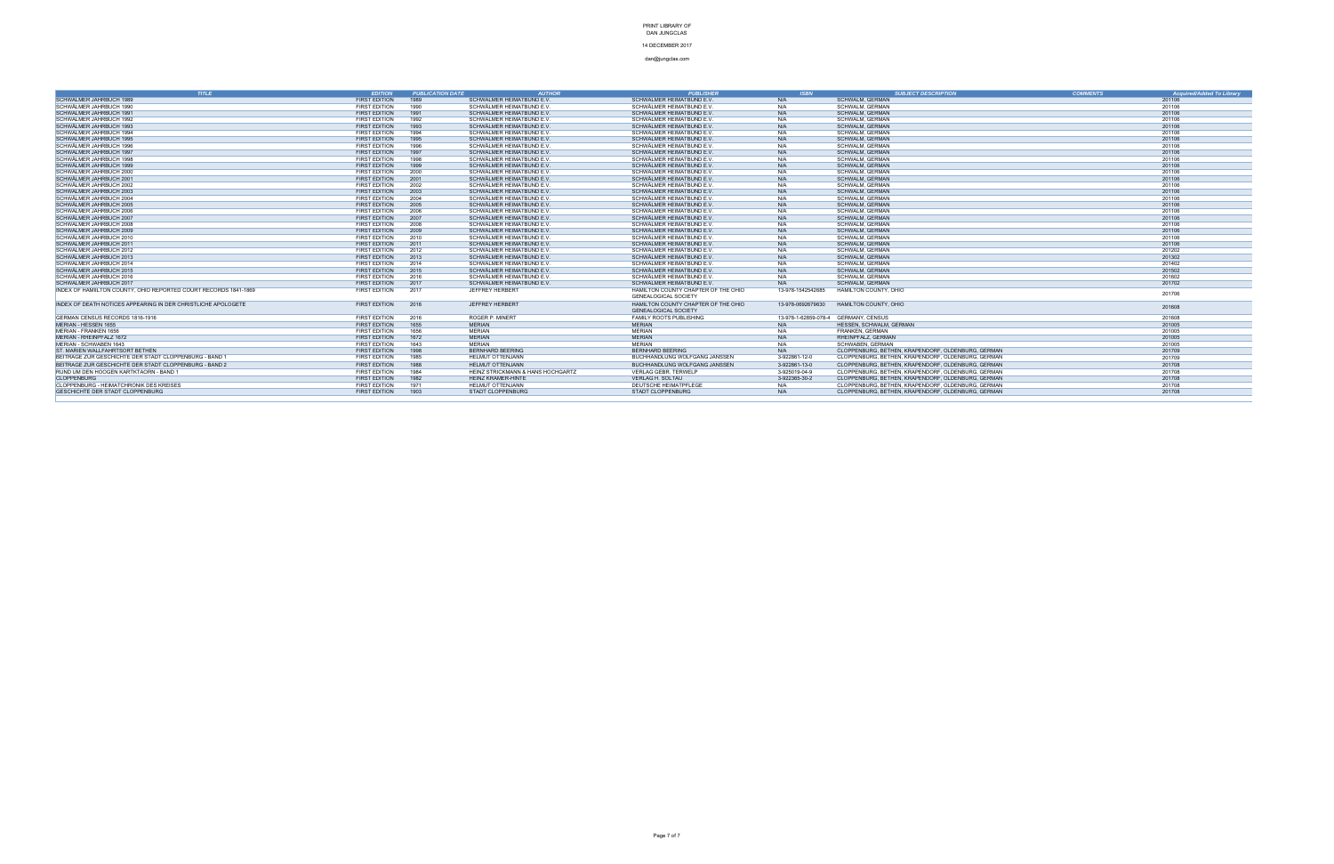PRINT LIBRARY OF
DAN JUNGCLAS

14 DECEMBER 2017

dan@jungclas.com

| TITLE | EDITION | PUBLICATION DATE | AUTHOR | PUBLISHER | ISBN | SUBJECT DESCRIPTION | COMMENTS | Acquired/Added To Library |
|---|---|---|---|---|---|---|---|---|
| SCHWÄLMER JAHRBUCH 1989 | FIRST EDITION | 1989 | SCHWÄLMER HEIMATBUND E.V. | SCHWÄLMER HEIMATBUND E.V. | N/A | SCHWALM, GERMAN | | 201106 |
| SCHWÄLMER JAHRBUCH 1990 | FIRST EDITION | 1990 | SCHWÄLMER HEIMATBUND E.V. | SCHWÄLMER HEIMATBUND E.V. | N/A | SCHWALM, GERMAN | | 201106 |
| SCHWÄLMER JAHRBUCH 1991 | FIRST EDITION | 1991 | SCHWÄLMER HEIMATBUND E.V. | SCHWÄLMER HEIMATBUND E.V. | N/A | SCHWALM, GERMAN | | 201106 |
| SCHWÄLMER JAHRBUCH 1992 | FIRST EDITION | 1992 | SCHWÄLMER HEIMATBUND E.V. | SCHWÄLMER HEIMATBUND E.V. | N/A | SCHWALM, GERMAN | | 201106 |
| SCHWÄLMER JAHRBUCH 1993 | FIRST EDITION | 1993 | SCHWÄLMER HEIMATBUND E.V. | SCHWÄLMER HEIMATBUND E.V. | N/A | SCHWALM, GERMAN | | 201106 |
| SCHWÄLMER JAHRBUCH 1994 | FIRST EDITION | 1994 | SCHWÄLMER HEIMATBUND E.V. | SCHWÄLMER HEIMATBUND E.V. | N/A | SCHWALM, GERMAN | | 201106 |
| SCHWÄLMER JAHRBUCH 1995 | FIRST EDITION | 1995 | SCHWÄLMER HEIMATBUND E.V. | SCHWÄLMER HEIMATBUND E.V. | N/A | SCHWALM, GERMAN | | 201106 |
| SCHWÄLMER JAHRBUCH 1996 | FIRST EDITION | 1996 | SCHWÄLMER HEIMATBUND E.V. | SCHWÄLMER HEIMATBUND E.V. | N/A | SCHWALM, GERMAN | | 201106 |
| SCHWÄLMER JAHRBUCH 1997 | FIRST EDITION | 1997 | SCHWÄLMER HEIMATBUND E.V. | SCHWÄLMER HEIMATBUND E.V. | N/A | SCHWALM, GERMAN | | 201106 |
| SCHWÄLMER JAHRBUCH 1998 | FIRST EDITION | 1998 | SCHWÄLMER HEIMATBUND E.V. | SCHWÄLMER HEIMATBUND E.V. | N/A | SCHWALM, GERMAN | | 201106 |
| SCHWÄLMER JAHRBUCH 1999 | FIRST EDITION | 1999 | SCHWÄLMER HEIMATBUND E.V. | SCHWÄLMER HEIMATBUND E.V. | N/A | SCHWALM, GERMAN | | 201106 |
| SCHWÄLMER JAHRBUCH 2000 | FIRST EDITION | 2000 | SCHWÄLMER HEIMATBUND E.V. | SCHWÄLMER HEIMATBUND E.V. | N/A | SCHWALM, GERMAN | | 201106 |
| SCHWÄLMER JAHRBUCH 2001 | FIRST EDITION | 2001 | SCHWÄLMER HEIMATBUND E.V. | SCHWÄLMER HEIMATBUND E.V. | N/A | SCHWALM, GERMAN | | 201106 |
| SCHWÄLMER JAHRBUCH 2002 | FIRST EDITION | 2002 | SCHWÄLMER HEIMATBUND E.V. | SCHWÄLMER HEIMATBUND E.V. | N/A | SCHWALM, GERMAN | | 201106 |
| SCHWÄLMER JAHRBUCH 2003 | FIRST EDITION | 2003 | SCHWÄLMER HEIMATBUND E.V. | SCHWÄLMER HEIMATBUND E.V. | N/A | SCHWALM, GERMAN | | 201106 |
| SCHWÄLMER JAHRBUCH 2004 | FIRST EDITION | 2004 | SCHWÄLMER HEIMATBUND E.V. | SCHWÄLMER HEIMATBUND E.V. | N/A | SCHWALM, GERMAN | | 201106 |
| SCHWÄLMER JAHRBUCH 2005 | FIRST EDITION | 2005 | SCHWÄLMER HEIMATBUND E.V. | SCHWÄLMER HEIMATBUND E.V. | N/A | SCHWALM, GERMAN | | 201106 |
| SCHWÄLMER JAHRBUCH 2006 | FIRST EDITION | 2006 | SCHWÄLMER HEIMATBUND E.V. | SCHWÄLMER HEIMATBUND E.V. | N/A | SCHWALM, GERMAN | | 201106 |
| SCHWÄLMER JAHRBUCH 2007 | FIRST EDITION | 2007 | SCHWÄLMER HEIMATBUND E.V. | SCHWÄLMER HEIMATBUND E.V. | N/A | SCHWALM, GERMAN | | 201106 |
| SCHWÄLMER JAHRBUCH 2008 | FIRST EDITION | 2008 | SCHWÄLMER HEIMATBUND E.V. | SCHWÄLMER HEIMATBUND E.V. | N/A | SCHWALM, GERMAN | | 201106 |
| SCHWÄLMER JAHRBUCH 2009 | FIRST EDITION | 2009 | SCHWÄLMER HEIMATBUND E.V. | SCHWÄLMER HEIMATBUND E.V. | N/A | SCHWALM, GERMAN | | 201106 |
| SCHWÄLMER JAHRBUCH 2010 | FIRST EDITION | 2010 | SCHWÄLMER HEIMATBUND E.V. | SCHWÄLMER HEIMATBUND E.V. | N/A | SCHWALM, GERMAN | | 201106 |
| SCHWÄLMER JAHRBUCH 2011 | FIRST EDITION | 2011 | SCHWÄLMER HEIMATBUND E.V. | SCHWÄLMER HEIMATBUND E.V. | N/A | SCHWALM, GERMAN | | 201106 |
| SCHWÄLMER JAHRBUCH 2012 | FIRST EDITION | 2012 | SCHWÄLMER HEIMATBUND E.V. | SCHWÄLMER HEIMATBUND E.V. | N/A | SCHWALM, GERMAN | | 201202 |
| SCHWÄLMER JAHRBUCH 2013 | FIRST EDITION | 2013 | SCHWÄLMER HEIMATBUND E.V. | SCHWÄLMER HEIMATBUND E.V. | N/A | SCHWALM, GERMAN | | 201302 |
| SCHWÄLMER JAHRBUCH 2014 | FIRST EDITION | 2014 | SCHWÄLMER HEIMATBUND E.V. | SCHWÄLMER HEIMATBUND E.V. | N/A | SCHWALM, GERMAN | | 201402 |
| SCHWÄLMER JAHRBUCH 2015 | FIRST EDITION | 2015 | SCHWÄLMER HEIMATBUND E.V. | SCHWÄLMER HEIMATBUND E.V. | N/A | SCHWALM, GERMAN | | 201502 |
| SCHWÄLMER JAHRBUCH 2016 | FIRST EDITION | 2016 | SCHWÄLMER HEIMATBUND E.V. | SCHWÄLMER HEIMATBUND E.V. | N/A | SCHWALM, GERMAN | | 201602 |
| SCHWÄLMER JAHRBUCH 2017 | FIRST EDITION | 2017 | SCHWÄLMER HEIMATBUND E.V. | SCHWÄLMER HEIMATBUND E.V. | N/A | SCHWALM, GERMAN | | 201702 |
| INDEX OF HAMILTON COUNTY, OHIO REPORTED COURT RECORDS 1841-1869 | FIRST EDITION | 2017 | JEFFREY HERBERT | HAMILTON COUNTY CHAPTER OF THE OHIO GENEALOGICAL SOCIETY | 13-978-1542542685 | HAMILTON COUNTY, OHIO | | 201706 |
| INDEX OF DEATH NOTICES APPEARING IN DER CHRISTLICHE APOLOGETE | FIRST EDITION | 2016 | JEFFREY HERBERT | HAMILTON COUNTY CHAPTER OF THE OHIO GENEALOGICAL SOCIETY | 13-978-0692679630 | HAMILTON COUNTY, OHIO | | 201608 |
| GERMAN CENSUS RECORDS 1816-1916 | FIRST EDITION | 2016 | ROGER P. MINERT | FAMILY ROOTS PUBLISHING | 13-978-1-62859-078-4 | GERMANY, CENSUS | | 201608 |
| MERIAN - HESSEN 1655 | FIRST EDITION | 1655 | MERIAN | MERIAN | N/A | HESSEN, SCHWALM, GERMAN | | 201005 |
| MERIAN - FRANKEN 1656 | FIRST EDITION | 1656 | MERIAN | MERIAN | N/A | FRANKEN, GERMAN | | 201005 |
| MERIAN - RHEINPFALZ 1672 | FIRST EDITION | 1672 | MERIAN | MERIAN | N/A | RHEINPFALZ, GERMAN | | 201005 |
| MERIAN - SCHWABEN 1643 | FIRST EDITION | 1643 | MERIAN | MERIAN | N/A | SCHWABEN, GERMAN | | 201005 |
| ST. MARIEN WALLFAHRTSORT BETHEN | FIRST EDITION | 1998 | BERNHARD BEERING | BERNHARD BEERING | N/A | CLOPPENBURG, BETHEN, KRAPENDORF, OLDENBURG, GERMAN | | 201709 |
| BEITRAGE ZUR GESCHICHTE DER STADT CLOPPENBURG - BAND 1 | FIRST EDITION | 1985 | HELMUT OTTENJANN | BUCHHANDLUNG WOLFGANG JANSSEN | 3-922861-12-0 | CLOPPENBURG, BETHEN, KRAPENDORF, OLDENBURG, GERMAN | | 201709 |
| BEITRAGE ZUR GESCHICHTE DER STADT CLOPPENBURG - BAND 2 | FIRST EDITION | 1988 | HELMUT OTTENJANN | BUCHHANDLUNG WOLFGANG JANSSEN | 3-922861-13-0 | CLOPPENBURG, BETHEN, KRAPENDORF, OLDENBURG, GERMAN | | 201708 |
| RUND UM DEN HOOGEN KARTKTAORN - BAND 1 | FIRST EDITION | 1984 | HEINZ STRICKMANN & HANS HOCHGARTZ | VERLAG GEBR. TERWELP | 3-925019-04-9 | CLOPPENBURG, BETHEN, KRAPENDORF, OLDENBURG, GERMAN | | 201708 |
| CLOPPENBURG | FIRST EDITION | 1982 | HEINZ KRAMER-HINTE | VERLAG H. SOLTAU | 3-922365-30-2 | CLOPPENBURG, BETHEN, KRAPENDORF, OLDENBURG, GERMAN | | 201708 |
| CLOPPENBURG - HEIMATCHRONIK DES KREISES | FIRST EDITION | 1971 | HELMUT OTTENJANN | DEUTSCHE HEIMATPFLEGE | N/A | CLOPPENBURG, BETHEN, KRAPENDORF, OLDENBURG, GERMAN | | 201708 |
| GESCHICHTE DER STADT CLOPPENBURG | FIRST EDITION | 1903 | STADT CLOPPENBURG | STADT CLOPPENBURG | N/A | CLOPPENBURG, BETHEN, KRAPENDORF, OLDENBURG, GERMAN | | 201708 |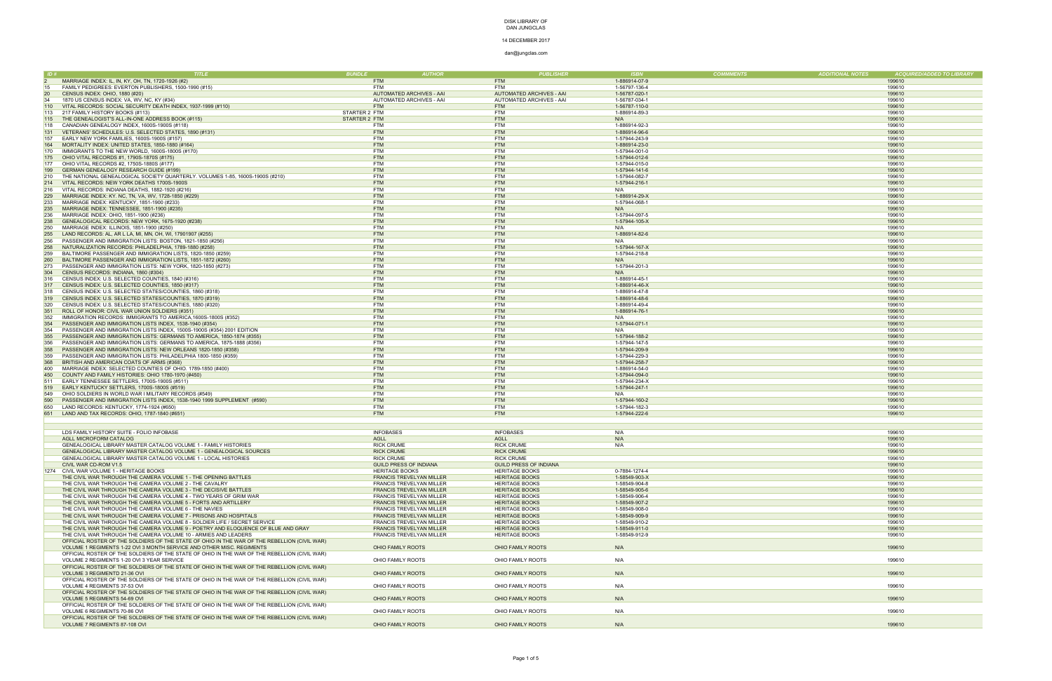DISK LIBRARY OF
DAN JUNGCLAS

14 DECEMBER 2017

dan@jungclas.com

| ID # | TITLE | BUNDLE | AUTHOR | PUBLISHER | ISBN | COMMMENTS | ADDITIONAL NOTES | ACQUIRED/ADDED TO LIBRARY |
|---|---|---|---|---|---|---|---|---|
| 2 | MARRIAGE INDEX: IL, IN, KY, OH, TN, 1720-1926 (#2) | | FTM | FTM | 1-886914-07-9 | | | 199610 |
| 15 | FAMILY PEDIGREES: EVERTON PUBLISHERS, 1500-1990 (#15) | | FTM | FTM | 1-56797-136-4 | | | 199610 |
| 20 | CENSUS INDEX: OHIO, 1880 (#20) | | AUTOMATED ARCHIVES - AAI | AUTOMATED ARCHIVES - AAI | 1-56787-020-1 | | | 199610 |
| 34 | 1870 US CENSUS INDEX: VA, WV, NC, KY (#34) | | AUTOMATED ARCHIVES - AAI | AUTOMATED ARCHIVES - AAI | 1-56787-034-1 | | | 199610 |
| 110 | VITAL RECORDS: SOCIAL SECURITY DEATH INDEX, 1937-1999 (#110) | | FTM | FTM | 1-56787-110-0 | | | 199610 |
| 113 | 217 FAMILY HISTORY BOOKS (#113) | STARTER 2 | FTM | FTM | 1-886914-89-3 | | | 199610 |
| 115 | THE GENEALOGIST'S ALL-IN-ONE ADDRESS BOOK (#115) | STARTER 2 | FTM | FTM | N/A | | | 199610 |
| 118 | CANADIAN GENEALOGY INDEX, 1600S-1900S (#118) | | FTM | FTM | 1-886914-92-3 | | | 199610 |
| 131 | VETERANS' SCHEDULES: U.S. SELECTED STATES, 1890 (#131) | | FTM | FTM | 1-886914-96-6 | | | 199610 |
| 157 | EARLY NEW YORK FAMILIES, 1600S-1900S (#157) | | FTM | FTM | 1-57944-243-9 | | | 199610 |
| 164 | MORTALITY INDEX: UNITED STATES, 1850-1880 (#164) | | FTM | FTM | 1-886914-23-0 | | | 199610 |
| 170 | IMMIGRANTS TO THE NEW WORLD, 1600S-1800S (#170) | | FTM | FTM | 1-57944-001-0 | | | 199610 |
| 175 | OHIO VITAL RECORDS #1, 1790S-1870S (#175) | | FTM | FTM | 1-57944-012-6 | | | 199610 |
| 177 | OHIO VITAL RECORDS #2, 1750S-1880S (#177) | | FTM | FTM | 1-57944-015-0 | | | 199610 |
| 199 | GERMAN GENEALOGY RESEARCH GUIDE (#199) | | FTM | FTM | 1-57944-141-6 | | | 199610 |
| 210 | THE NATIONAL GENEALOGICAL SOCIETY QUARTERLY. VOLUMES 1-85, 1600S-1900S (#210) | | FTM | FTM | 1-57944-082-7 | | | 199610 |
| 214 | VITAL RECORDS: NEW YORK DEATHS 1700S-1900S | | FTM | FTM | 1-57944-216-1 | | | 199610 |
| 216 | VITAL RECORDS: INDIANA DEATHS, 1882-1920 (#216) | | FTM | FTM | N/A | | | 199610 |
| 229 | MARRIAGE INDEX: KY, NC, TN, VA, WV, 1728-1850 (#229) | | FTM | FTM | 1-886914-29-X | | | 199610 |
| 233 | MARRIAGE INDEX: KENTUCKY, 1851-1900 (#233) | | FTM | FTM | 1-57944-068-1 | | | 199610 |
| 235 | MARRIAGE INDEX: TENNESSEE, 1851-1900 (#235) | | FTM | FTM | N/A | | | 199610 |
| 236 | MARRIAGE INDEX: OHIO, 1851-1900 (#236) | | FTM | FTM | 1-57944-097-5 | | | 199610 |
| 238 | GENEALOGICAL RECORDS: NEW YORK, 1675-1920 (#238) | | FTM | FTM | 1-57944-105-X | | | 199610 |
| 250 | MARRIAGE INDEX: ILLINOIS, 1851-1900 (#250) | | FTM | FTM | N/A | | | 199610 |
| 255 | LAND RECORDS: AL, AR L LA, MI, MN, OH, WI, 17901907 (#255) | | FTM | FTM | 1-886914-82-6 | | | 199610 |
| 256 | PASSENGER AND IMMIGRATION LISTS: BOSTON, 1821-1850 (#256) | | FTM | FTM | N/A | | | 199610 |
| 258 | NATURALIZATION RECORDS: PHILADELPHIA, 1789-1880 (#258) | | FTM | FTM | 1-57944-167-X | | | 199610 |
| 259 | BALTIMORE PASSENGER AND IMMIGRATION LISTS, 1820-1850 (#259) | | FTM | FTM | 1-57944-218-8 | | | 199610 |
| 260 | BALTIMORE PASSENGER AND IMMIGRATION LISTS, 1851-1872 (#260) | | FTM | FTM | N/A | | | 199610 |
| 273 | PASSENGER AND IMMIGRATION LISTS: NEW YORK, 1820-1850 (#273) | | FTM | FTM | 1-57944-201-3 | | | 199610 |
| 304 | CENSUS RECORDS: INDIANA, 1860 (#304) | | FTM | FTM | N/A | | | 199610 |
| 316 | CENSUS INDEX: U.S. SELECTED COUNTIES, 1840 (#316) | | FTM | FTM | 1-886914-45-1 | | | 199610 |
| 317 | CENSUS INDEX: U.S. SELECTED COUNTIES, 1850 (#317) | | FTM | FTM | 1-886914-46-X | | | 199610 |
| 318 | CENSUS INDEX: U.S. SELECTED STATES/COUNTIES, 1860 (#318) | | FTM | FTM | 1-886914-47-8 | | | 199610 |
| 319 | CENSUS INDEX: U.S. SELECTED STATES/COUNTIES, 1870 (#319) | | FTM | FTM | 1-886914-48-6 | | | 199610 |
| 320 | CENSUS INDEX: U.S. SELECTED STATES/COUNTIES, 1880 (#320) | | FTM | FTM | 1-886914-49-4 | | | 199610 |
| 351 | ROLL OF HONOR: CIVIL WAR UNION SOLDIERS (#351) | | FTM | FTM | 1-886914-76-1 | | | 199610 |
| 352 | IMMIGRATION RECORDS: IMMIGRANTS TO AMERICA,1600S-1800S (#352) | | FTM | FTM | N/A | | | 199610 |
| 354 | PASSENGER AND IMMIGRATION LISTS INDEX, 1538-1940 (#354) | | FTM | FTM | 1-57944-071-1 | | | 199610 |
| 354 | PASSENGER AND IMMIGRATION LISTS INDEX, 1500S-1900S (#354) 2001 EDITION | | FTM | FTM | N/A | | | 199610 |
| 355 | PASSENGER AND IMMIGRATION LISTS: GERMANS TO AMERICA, 1850-1874 (#355) | | FTM | FTM | 1-57944-188-2 | | | 199610 |
| 356 | PASSENGER AND IMMIGRATION LISTS: GERMANS TO AMERICA, 1875-1888 (#356) | | FTM | FTM | 1-57944-147-5 | | | 199610 |
| 358 | PASSENGER AND IMMIGRATION LISTS: NEW ORLEANS 1820-1850 (#358) | | FTM | FTM | 1-57944-209-9 | | | 199610 |
| 359 | PASSENGER AND IMMIGRATION LISTS: PHILADELPHIA 1800-1850 (#359) | | FTM | FTM | 1-57944-229-3 | | | 199610 |
| 368 | BRITISH AND AMERICAN COATS OF ARMS (#368) | | FTM | FTM | 1-57944-258-7 | | | 199610 |
| 400 | MARRIAGE INDEX: SELECTED COUNTIES OF OHIO. 1789-1850 (#400) | | FTM | FTM | 1-886914-54-0 | | | 199610 |
| 450 | COUNTY AND FAMILY HISTORIES: OHIO 1780-1970 (#450) | | FTM | FTM | 1-57944-094-0 | | | 199610 |
| 511 | EARLY TENNESSEE SETTLERS, 1700S-1900S (#511) | | FTM | FTM | 1-57944-234-X | | | 199610 |
| 519 | EARLY KENTUCKY SETTLERS, 1700S-1800S (#519) | | FTM | FTM | 1-57944-247-1 | | | 199610 |
| 549 | OHIO SOLDIERS IN WORLD WAR I MILITARY RECORDS (#549) | | FTM | FTM | N/A | | | 199610 |
| 590 | PASSENGER AND IMMIGRATION LISTS INDEX, 1538-1940 1999 SUPPLEMENT (#590) | | FTM | FTM | 1-57944-160-2 | | | 199610 |
| 650 | LAND RECORDS: KENTUCKY, 1774-1924 (#650) | | FTM | FTM | 1-57944-182-3 | | | 199610 |
| 651 | LAND AND TAX RECORDS: OHIO, 1787-1840 (#651) | | FTM | FTM | 1-57944-222-6 | | | 199610 |
| | | | | | | | | |
| | | | | | | | | |
| | LDS FAMILY HISTORY SUITE - FOLIO INFOBASE | | INFOBASES | INFOBASES | N/A | | | 199610 |
| | AGLL MICROFORM CATALOG | | AGLL | AGLL | N/A | | | 199610 |
| | GENEALOGICAL LIBRARY MASTER CATALOG VOLUME 1 - FAMILY HISTORIES | | RICK CRUME | RICK CRUME | N/A | | | 199610 |
| | GENEALOGICAL LIBRARY MASTER CATALOG VOLUME 1 - GENEALOGICAL SOURCES | | RICK CRUME | RICK CRUME | | | | 199610 |
| | GENEALOGICAL LIBRARY MASTER CATALOG VOLUME 1 - LOCAL HISTORIES | | RICK CRUME | RICK CRUME | | | | 199610 |
| | CIVIL WAR CD-ROM V1.5 | | GUILD PRESS OF INDIANA | GUILD PRESS OF INDIANA | | | | 199610 |
| 1274 | CIVIL WAR VOLUME 1 - HERITAGE BOOKS | | HERITAGE BOOKS | HERITAGE BOOKS | 0-7884-1274-4 | | | 199610 |
| | THE CIVIL WAR THROUGH THE CAMERA VOLUME 1 - THE OPENING BATTLES | | FRANCIS TREVELYAN MILLER | HERITAGE BOOKS | 1-58549-903-X | | | 199610 |
| | THE CIVIL WAR THROUGH THE CAMERA VOLUME 2 - THE CAVALRY | | FRANCIS TREVELYAN MILLER | HERITAGE BOOKS | 1-58549-904-8 | | | 199610 |
| | THE CIVIL WAR THROUGH THE CAMERA VOLUME 3 - THE DECISIVE BATTLES | | FRANCIS TREVELYAN MILLER | HERITAGE BOOKS | 1-58549-905-6 | | | 199610 |
| | THE CIVIL WAR THROUGH THE CAMERA VOLUME 4 - TWO YEARS OF GRIM WAR | | FRANCIS TREVELYAN MILLER | HERITAGE BOOKS | 1-58549-906-4 | | | 199610 |
| | THE CIVIL WAR THROUGH THE CAMERA VOLUME 5 - FORTS AND ARTILLERY | | FRANCIS TREVELYAN MILLER | HERITAGE BOOKS | 1-58549-907-2 | | | 199610 |
| | THE CIVIL WAR THROUGH THE CAMERA VOLUME 6 - THE NAVIES | | FRANCIS TREVELYAN MILLER | HERITAGE BOOKS | 1-58549-908-0 | | | 199610 |
| | THE CIVIL WAR THROUGH THE CAMERA VOLUME 7 - PRISONS AND HOSPITALS | | FRANCIS TREVELYAN MILLER | HERITAGE BOOKS | 1-58549-909-9 | | | 199610 |
| | THE CIVIL WAR THROUGH THE CAMERA VOLUME 8 - SOLDIER LIFE / SECRET SERVICE | | FRANCIS TREVELYAN MILLER | HERITAGE BOOKS | 1-58549-910-2 | | | 199610 |
| | THE CIVIL WAR THROUGH THE CAMERA VOLUME 9 - POETRY AND ELOQUENCE OF BLUE AND GRAY | | FRANCIS TREVELYAN MILLER | HERITAGE BOOKS | 1-58549-911-0 | | | 199610 |
| | THE CIVIL WAR THROUGH THE CAMERA VOLUME 10 - ARMIES AND LEADERS | | FRANCIS TREVELYAN MILLER | HERITAGE BOOKS | 1-58549-912-9 | | | 199610 |
| | OFFICIAL ROSTER OF THE SOLDIERS OF THE STATE OF OHIO IN THE WAR OF THE REBELLION (CIVIL WAR) VOLUME 1 REGIMENTS 1-22 OVI 3 MONTH SERVICE AND OTHER MISC. REGIMENTS | | OHIO FAMILY ROOTS | OHIO FAMILY ROOTS | N/A | | | 199610 |
| | OFFICIAL ROSTER OF THE SOLDIERS OF THE STATE OF OHIO IN THE WAR OF THE REBELLION (CIVIL WAR) VOLUME 2 REGIMENTS 1-20 OVI 3 YEAR SERVICE | | OHIO FAMILY ROOTS | OHIO FAMILY ROOTS | N/A | | | 199610 |
| | OFFICIAL ROSTER OF THE SOLDIERS OF THE STATE OF OHIO IN THE WAR OF THE REBELLION (CIVIL WAR) VOLUME 3 REGIMENTD 21-36 OVI | | OHIO FAMILY ROOTS | OHIO FAMILY ROOTS | N/A | | | 199610 |
| | OFFICIAL ROSTER OF THE SOLDIERS OF THE STATE OF OHIO IN THE WAR OF THE REBELLION (CIVIL WAR) VOLUME 4 REGIMENTS 37-53 OVI | | OHIO FAMILY ROOTS | OHIO FAMILY ROOTS | N/A | | | 199610 |
| | OFFICIAL ROSTER OF THE SOLDIERS OF THE STATE OF OHIO IN THE WAR OF THE REBELLION (CIVIL WAR) VOLUME 5 REGIMENTS 54-69 OVI | | OHIO FAMILY ROOTS | OHIO FAMILY ROOTS | N/A | | | 199610 |
| | OFFICIAL ROSTER OF THE SOLDIERS OF THE STATE OF OHIO IN THE WAR OF THE REBELLION (CIVIL WAR) VOLUME 6 REGIMENTS 70-86 OVI | | OHIO FAMILY ROOTS | OHIO FAMILY ROOTS | N/A | | | 199610 |
| | OFFICIAL ROSTER OF THE SOLDIERS OF THE STATE OF OHIO IN THE WAR OF THE REBELLION (CIVIL WAR) VOLUME 7 REGIMENTS 87-108 OVI | | OHIO FAMILY ROOTS | OHIO FAMILY ROOTS | N/A | | | 199610 |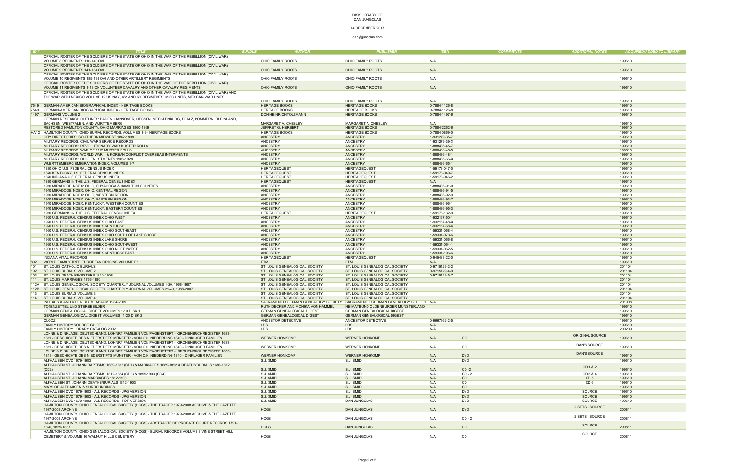DISK LIBRARY OF
DAN JUNGCLAS

14 DECEMBER 2017

dan@jungclas.com

| ID # | TITLE | BUNDLE | AUTHOR | PUBLISHER | ISBN | COMMMENTS | ADDITIONAL NOTES | ACQUIRED/ADDED TO LIBRARY |
|---|---|---|---|---|---|---|---|---|
| | OFFICIAL ROSTER OF THE SOLDIERS OF THE STATE OF OHIO IN THE WAR OF THE REBELLION (CIVIL WAR) VOLUME 8 REGIMENTS 110-140 OVI | | OHIO FAMILY ROOTS | OHIO FAMILY ROOTS | N/A | | | 199610 |
| | OFFICIAL ROSTER OF THE SOLDIERS OF THE STATE OF OHIO IN THE WAR OF THE REBELLION (CIVIL WAR) VOLUME 9 REGIMENTS 141-184 OVI | | OHIO FAMILY ROOTS | OHIO FAMILY ROOTS | N/A | | | 199610 |
| | OFFICIAL ROSTER OF THE SOLDIERS OF THE STATE OF OHIO IN THE WAR OF THE REBELLION (CIVIL WAR) VOLUME 10 REGIMENTS 185-198 OVI AND OTHER ARTILLERY REGIMENTS | | OHIO FAMILY ROOTS | OHIO FAMILY ROOTS | N/A | | | 199610 |
| | OFFICIAL ROSTER OF THE SOLDIERS OF THE STATE OF OHIO IN THE WAR OF THE REBELLION (CIVIL WAR) VOLUME 11 REGIMENTS 1-13 OH VOLUNTEER CAVALRY AND OTHER CAVALRY REGIMENTS | | OHIO FAMILY ROOTS | OHIO FAMILY ROOTS | N/A | | | 199610 |
| | OFFICIAL ROSTER OF THE SOLDIERS OF THE STATE OF OHIO IN THE WAR OF THE REBELLION (CIVIL WAR) AND THE WAR WITH MEXICO VOLUME 12 US NAY, WV AND KY REGIMENTS, MISC UNITS, MEXICAN WAR UNITS | | OHIO FAMILY ROOTS | OHIO FAMILY ROOTS | N/A | | | 199610 |
| 7549 | GERMAN-AMERICAN BIOGRAPHICAL INDEX - HERITAGE BOOKS | | HERITAGE BOOKS | HERITAGE BOOKS | 0-7884-1126-8 | | | 199610 |
| 7549 | GERMAN-AMERICAN BIOGRAPHICAL INDEX - HERITAGE BOOKS | | HERITAGE BOOKS | HERITAGE BOOKS | 0-7884-1126-8 | | | 199610 |
| 1497 | GERMANS VOLUME 2 | | DON HEINRICHTOLZMANN | HERITAGE BOOKS | 0-7884-1497-6 | | | 199610 |
| | GERMAN RESEARCH OUTLINES: BADEN, HANNOVER, HESSEN, MECKLENBURG, PFALZ, POMMERN, RHEINLAND, SACHSEN, WESTFALEN, AND WÜRTTEMBERG | | MARGARET A. CHESLEY | MARGARET A. CHESLEY | N/A | | | 199610 |
| | RESTORED HAMILTON COUNTY, OHIO MARRIAGES 1860-1869 | | JEFFRET G. HERBERT | HERITAGE BOOKS | 0-7884-2262-6 | | | 199610 |
| HA12 | HAMILTON COUNTY, OHIO BURIAL RECORDS, VOLUMES 1-9 - HERITAGE BOOKS | | HERITAGE BOOKS | HERITAGE BOOKS | 0-7884-0869-0 | | | 199610 |
| | CITY DIRECTORIES: SOUTHERN MIDWEST 1882-1898 | | ANCESTRY | ANCESTRY | 1-931279-35-7 | | | 199610 |
| | MILITARY RECORDS: CIVIL WAR SERVICE RECORDS | | ANCESTRY | ANCESTRY | 1-931279-39-X | | | 199610 |
| | MILITARY RECORDS: REVOLUTIONARY WAR MUSTER ROLLS | | ANCESTRY | ANCESTRY | 1-888486-45-7 | | | 199610 |
| | MILITARY RECORDS: WAR OF 1812 MUSTER ROLLS | | ANCESTRY | ANCESTRY | 1-888486-46-5 | | | 199610 |
| | MILITARY RECORDS: WORLD WAR II & KOREAN CONFLICT OVERSEAS INTERMENTS | | ANCESTRY | ANCESTRY | 1-888486-48-1 | | | 199610 |
| | MILITARY RECORDS: OHIO ENLISTMENTS 1908-1928 | | ANCESTRY | ANCESTRY | 1-888486-66-X | | | 199610 |
| | WUERTTEMBERG EMIGRATION INDEX: VOLUMES 1-7 | | ANCESTRY | ANCESTRY | 1-888486-65-1 | | | 199610 |
| | 1870 OHIO U.S. FEDERAL CENSUS INDEX | | HERITAGEQUEST | HERITAGEQUEST | 1-59178-047-0 | | | 199610 |
| | 1870 KENTUCKY U.S. FEDERAL CENSUS INDEX | | HERITAGEQUEST | HERITAGEQUEST | 1-59178-049-7 | | | 199610 |
| | 1870 INDIANA U.S. FEDERAL CENSUS INDEX | | HERITAGEQUEST | HERITAGEQUEST | 1-59178-046-2 | | | 199610 |
| | 1870 GERMANS IN THE U.S. FEDERAL CENSUS INDEX | | HERITAGEQUEST | HERITAGEQUEST | N/A | | | 199610 |
| | 1910 MIRADODE INDEX: OHIO, CUYAHOGA & HAMILTON COUNTIES | | ANCESTRY | ANCESTRY | 1-888486-91-0 | | | 199610 |
| | 1910 MIRADODE INDEX: OHIO, CENTRAL REGION | | ANCESTRY | ANCESTRY | 1-888486-94-5 | | | 199610 |
| | 1910 MIRADODE INDEX: OHIO, WESTERN REGION | | ANCESTRY | ANCESTRY | 1-888486-92-9 | | | 199610 |
| | 1910 MIRADODE INDEX: OHIO, EASTERN REGION | | ANCESTRY | ANCESTRY | 1-888486-93-7 | | | 199610 |
| | 1910 MIRADODE INDEX: KENTUCKY, WESTERN COUNTIES | | ANCESTRY | ANCESTRY | 1-888486-96-1 | | | 199610 |
| | 1910 MIRADODE INDEX: KENTUCKY, EASTERN COUNTIES | | ANCESTRY | ANCESTRY | 1-888486-95-3 | | | 199610 |
| | 1910 GERMANS IN THE U.S. FEDERAL CENSUS INDEX | | HERITAGEQUEST | HERITAGEQUEST | 1-59178-132-9 | | | 199610 |
| | 1920 U.S. FEDERAL CENSUS INDEX OHIO WEST | | ANCESTRY | ANCESTRY | 1-932167-50-1 | | | 199610 |
| | 1920 U.S. FEDERAL CENSUS INDEX OHIO EAST | | ANCESTRY | ANCESTRY | 1-932167-48-X | | | 199610 |
| | 1920 U.S. FEDERAL CENSUS INDEX KENTUCKY | | ANCESTRY | ANCESTRY | 1-932167-68-4 | | | 199610 |
| | 1930 U.S. FEDERAL CENSUS INDEX OHIO SOUTHEAST | | ANCESTRY | ANCESTRY | 1-59331-068-4 | | | 199610 |
| | 1930 U.S. FEDERAL CENSUS INDEX OHIO SOUTH OF LAKE SHORE | | ANCESTRY | ANCESTRY | 1-59331-070-6 | | | 199610 |
| | 1930 U.S. FEDERAL CENSUS INDEX LAKE SHORE | | ANCESTRY | ANCESTRY | 1-59331-066-8 | | | 199610 |
| | 1930 U.S. FEDERAL CENSUS INDEX OHIO SOUTHWEST | | ANCESTRY | ANCESTRY | 1-59331-064-1 | | | 199610 |
| | 1930 U.S. FEDERAL CENSUS INDEX OHIO NORTHWEST | | ANCESTRY | ANCESTRY | 1-59331-062-5 | | | 199610 |
| | 1930 U.S. FEDERAL CENSUS INDEX KENTUCKY EAST | | ANCESTRY | ANCESTRY | 1-59331-196-6 | | | 199610 |
| | INDIANA VITAL RECORDS | | HERITAGEQUEST | HERITAGEQUEST | 0-945433-22-0 | | | 199610 |
| 802 | WORLD FAMILY TREE EUROPEAN ORIGINS VOLUME E1 | | FTM | FTM | N/A | | | 199610 |
| 101 | ST. LOUIS CATHOLIC BURIALS | | ST. LOUIS GENEALOGICAL SOCIETY | ST. LOUIS GENEALOGICAL SOCIETY | 0-9715129-2-2 | | | 201104 |
| 102 | ST. LOUIS BURIALS VOLUME 2 | | ST. LOUIS GENEALOGICAL SOCIETY | ST. LOUIS GENEALOGICAL SOCIETY | 0-9715129-4-9 | | | 201104 |
| 103 | ST. LOUIS DEATH REGISTERS 1850-1908 | | ST. LOUIS GENEALOGICAL SOCIETY | ST. LOUIS GENEALOGICAL SOCIETY | 0-9715129-5-7 | | | 201104 |
| 111 | ST. LOUIS MARRIAGES 1766-1880 | | ST. LOUIS GENEALOGICAL SOCIETY | ST. LOUIS GENEALOGICAL SOCIETY | | | | 201104 |
| 112A | ST. LOUIS GENEALOGICAL SOCIETY QUARTERLY JOURNAL VOLUMES 1-20, 1968-1987 | | ST. LOUIS GENEALOGICAL SOCIETY | ST. LOUIS GENEALOGICAL SOCIETY | | | | 201104 |
| 112B | ST. LOUIS GENEALOGICAL SOCIETY QUARTERLY JOURNAL VOLUMES 21-40, 1988-2007 | | ST. LOUIS GENEALOGICAL SOCIETY | ST. LOUIS GENEALOGICAL SOCIETY | | | | 201104 |
| 113 | ST. LOUIS BURIALS VOLUME 3 | | ST. LOUIS GENEALOGICAL SOCIETY | ST. LOUIS GENEALOGICAL SOCIETY | | | | 201104 |
| 114 | ST. LOUIS BURIALS VOLUME 4 | | ST. LOUIS GENEALOGICAL SOCIETY | ST. LOUIS GENEALOGICAL SOCIETY | | | | 201104 |
| | INDEXES A AND B DER BLUMENBAUM 1984-2009 | | SACRAMENTO GERMAN GENEALOGY SOCIETY | SACRAMENTO GERMAN GENEALOGY SOCIETY | N/A | | | 201008 |
| | TOTENZETTEL UND STERBEBILDER | | RUTH DECKER AND MONIKA VON HAMMEL | HEIMATBUND OLDENBURGER MUNSTERLAND | | | | 199610 |
| | GERMAN GENEALOGICAL DIGEST VOLUMES 1-10 DISK 1 | | GERMAN GENEALOGICAL DIGEST | GERMAN GENEALOGICAL DIGEST | | | | 199610 |
| | GERMAN GENEALOGICAL DIGEST VOLUMES 11-20 DISK 2 | | GERMAN GENEALOGICAL DIGEST | GERMAN GENEALOGICAL DIGEST | | | | 199610 |
| | CLOOZ | | ANCESTOR DETECTIVE | ANCESTOR DETECTIVE | 0-9667962-2-5 | | | 199610 |
| | FAMILY HISTORY SOURCE GUIDE | | LDS | LDS | N/A | | | 199610 |
| | FAMILY HISTORY LIBRARY CATALOG 2002 | | LDS | LDS | N/A | | | 200209 |
| | LOHNE & DINKLAGE, DEUTSCHLAND: LOHNRT FAMILIEN VON PAGENSTERT - KIRCHENBUCHREGISTER 1683-1811 - GESCHICHTE DES NIEDERSTIFTS MÜNSTER - VON C.H. NIEDERDING 1840 - DINKLAGER FAMILIEN | | WERNER HONKOMP | WERNER HONKOMP | N/A | CD | ORIGINAL SOURCE | 199610 |
| | LOHNE & DINKLAGE, DEUTSCHLAND: LOHNRT FAMILIEN VON PAGENSTERT - KIRCHENBUCHREGISTER 1683-1811 - GESCHICHTE DES NIEDERSTIFTS MÜNSTER - VON C.H. NIEDERDING 1840 - DINKLAGER FAMILIEN | | WERNER HONKOMP | WERNER HONKOMP | N/A | CD | DAN'S SOURCE | 199610 |
| | LOHNE & DINKLAGE, DEUTSCHLAND: LOHNRT FAMILIEN VON PAGENSTERT - KIRCHENBUCHREGISTER 1683-1811 - GESCHICHTE DES NIEDERSTIFTS MÜNSTER - VON C.H. NIEDERDING 1840 - DINKLAGER FAMILIEN | | WERNER HONKOMP | WERNER HONKOMP | N/A | DVD | DAN'S SOURCE | 199610 |
| | ALFHAUSEN DVD 1679-1903 | | S.J. SMID | S.J. SMID | N/A | DVD | | 199610 |
| | ALFHAUSEN ST. JOHANN BAPTISMS 1689-1812 (CD1) & MARRIAGES 1689-1812 & DEATHS/BURIALS 1689-1812 (CD2) | | S.J. SMID | S.J. SMID | N/A | CD -2 | CD 1 & 2 | 199610 |
| | ALFHAUSEN ST. JOHANN BAPTISMS 1812-1854 (CD3) & 1855-1903 (CD4) | | S.J. SMID | S.J. SMID | N/A | CD - 2 | CD 3 & 4 | 199610 |
| | ALFHAUSEN ST. JOHANN MARRIAGES 1812-1903 | | S.J. SMID | S.J. SMID | N/A | CD | CD 5 | 199610 |
| | ALFHAUSEN ST. JOHANN DEATHS/BURIALS 1812-1903 | | S.J. SMID | S.J. SMID | N/A | CD | CD 6 | 199610 |
| | MAPS OF ALFHAUSEN & SURROUNDINGS | | S.J. SMID | S.J. SMID | N/A | CD | | 199610 |
| | ALFHAUSEN DVD 1679-1903 - ALL RECORDS - JPG VERSION | | S.J. SMID | S.J. SMID | N/A | DVD | SOURCE | 199610 |
| | ALFHAUSEN DVD 1679-1903 - ALL RECORDS - JPG VERSION | | S.J. SMID | S.J. SMID | N/A | DVD | SOURCE | 199610 |
| | ALFHAUSEN DVD 1679-1903 - ALL RECORDS - PDF VERSION | | S.J. SMID | DAN JUNGCLAS | N/A | DVD | SOURCE | 199610 |
| | HAMILTON COUNTY, OHIO GENEALOGICAL SOCIETY (HCGS) - THE TRACER 1979-2008 ARCHIVE & THE GAZETTE 1987-2008 ARCHIVE | | HCGS | DAN JUNGCLAS | N/A | DVD | 2 SETS - SOURCE | 200811 |
| | HAMILTON COUNTY, OHIO GENEALOGICAL SOCIETY (HCGS) - THE TRACER 1979-2008 ARCHIVE & THE GAZETTE 1987-2008 ARCHIVE | | HCGS | DAN JUNGCLAS | N/A | CD - 2 | 2 SETS - SOURCE | 200811 |
| | HAMILTON COUNTY, OHIO GENEALOGICAL SOCIETY (HCGS) - ABSTRACTS OF PROBATE COURT RECORDS 1791-1826, 1829-1837 | | HCGS | DAN JUNGCLAS | N/A | CD | SOURCE | 200811 |
| | HAMILTON COUNTY, OHIO GENEALOGICAL SOCIETY (HCGS) - BURIAL RECORDS VOLUME 3 VINE STREET HILL CEMETERY & VOLUME 16 WALNUT HILLS CEMETERY | | HCGS | DAN JUNGCLAS | N/A | CD | SOURCE | 200811 |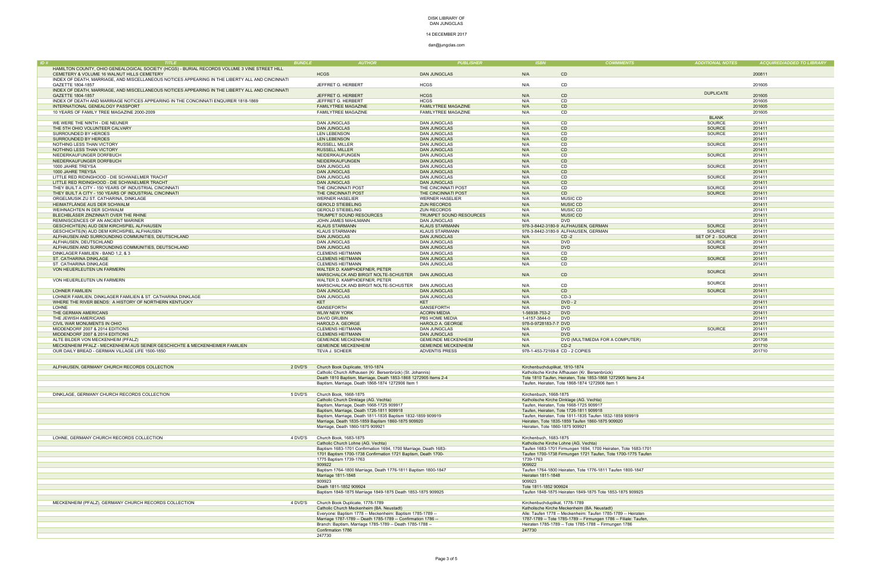DISK LIBRARY OF
DAN JUNGCLAS

14 DECEMBER 2017

dan@jungclas.com

| ID # | TITLE | BUNDLE | AUTHOR | PUBLISHER | ISBN | COMMMENTS | ADDITIONAL NOTES | ACQUIRED/ADDED TO LIBRARY |
|---|---|---|---|---|---|---|---|---|
| | HAMILTON COUNTY, OHIO GENEALOGICAL SOCIETY (HCGS) - BURIAL RECORDS VOLUME 3 VINE STREET HILL CEMETERY & VOLUME 16 WALNUT HILLS CEMETERY | | HCGS | DAN JUNGCLAS | N/A | CD | | 200811 |
| | INDEX OF DEATH, MARRIAGE, AND MISCELLANEOUS NOTICES APPEARING IN THE LIBERTY ALL AND CINCINNATI GAZETTE 1804-1857 | | JEFFRET G. HERBERT | HCGS | N/A | CD | | 201605 |
| | INDEX OF DEATH, MARRIAGE, AND MISCELLANEOUS NOTICES APPEARING IN THE LIBERTY ALL AND CINCINNATI GAZETTE 1804-1857 | | JEFFRET G. HERBERT | HCGS | N/A | CD | DUPLICATE | 201605 |
| | INDEX OF DEATH AND MARRIAGE NOTICES APPEARING IN THE CONCINNATI ENQUIRER 1818-1869 | | JEFFRET G. HERBERT | HCGS | N/A | CD | | 201605 |
| | INTERNATIONAL GENEALOGY PASSPORT | | FAMILYTREE MAGAZINE | FAMILYTREE MAGAZINE | N/A | CD | | 201605 |
| | 10 YEARS OF FAMILY TREE MAGAZINE 2000-2009 | | FAMILYTREE MAGAZINE | FAMILYTREE MAGAZINE | N/A | CD | | 201605 |
| | | | | | | | BLANK | |
| | WE WERE THE NINTH - DIE NEUNER | | DAN JUNGCLAS | DAN JUNGCLAS | N/A | CD | SOURCE | 201411 |
| | THE 5TH OHIO VOLUNTEER CALVARY | | DAN JUNGCLAS | DAN JUNGCLAS | N/A | CD | SOURCE | 201411 |
| | SURROUNDED BY HEROES | | LEN LEBENSON | DAN JUNGCLAS | N/A | CD | SOURCE | 201411 |
| | SURROUNDED BY HEROES | | LEN LEBENSON | DAN JUNGCLAS | N/A | CD | | 201411 |
| | NOTHING LESS THAN VICTORY | | RUSSELL MILLER | DAN JUNGCLAS | N/A | CD | SOURCE | 201411 |
| | NOTHING LESS THAN VICTORY | | RUSSELL MILLER | DAN JUNGCLAS | N/A | CD | | 201411 |
| | NIEDERKAUFUNGER DORFBUCH | | NEIDERKAUFUNGEN | DAN JUNGCLAS | N/A | CD | SOURCE | 201411 |
| | NIEDERKAUFUNGER DORFBUCH | | NEIDERKAUFUNGEN | DAN JUNGCLAS | N/A | CD | | 201411 |
| | 1000 JAHRE TREYSA | | DAN JUNGCLAS | DAN JUNGCLAS | N/A | CD | SOURCE | 201411 |
| | 1000 JAHRE TREYSA | | DAN JUNGCLAS | DAN JUNGCLAS | N/A | CD | | 201411 |
| | LITTLE RED RIDINGHOOD - DIE SCHWAELMER TRACHT | | DAN JUNGCLAS | DAN JUNGCLAS | N/A | CD | SOURCE | 201411 |
| | LITTLE RED RIDINGHOOD - DIE SCHWAELMER TRACHT | | DAN JUNGCLAS | DAN JUNGCLAS | N/A | CD | | 201411 |
| | THEY BUILT A CITY - 150 YEARS OF INDUSTRIAL CINCINNATI | | THE CINCINNATI POST | THE CINCINNATI POST | N/A | CD | SOURCE | 201411 |
| | THEY BUILT A CITY - 150 YEARS OF INDUSTRIAL CINCINNATI | | THE CINCINNATI POST | THE CINCINNATI POST | N/A | CD | SOURCE | 201411 |
| | ORGELMUSIK ZU ST. CATHARINA, DINKLAGE | | WERNER HASELIER | WERNER HASELIER | N/A | MUSIC CD | | 201411 |
| | HEIMATFLÄNGE AUS DER SCHWALM | | GEROLD STIEBELING | ZUN RECORDS | N/A | MUSIC CD | | 201411 |
| | WEIHNACHTEN IN DER SCHWALM | | GEROLD STIEBELING | ZUN RECORDS | N/A | MUSIC CD | | 201411 |
| | BLECHBLÄSER ZINZINNATI OVER THE RHINE | | TRUMPET SOUND RESOURCES | TRUMPET SOUND RESOURCES | N/A | MUSIC CD | | 201411 |
| | REMINISCENCES OF AN ANCIENT MARINER | | JOHN JAMES MAHLMANN | DAN JUNGCLAS | N/A | DVD | | 201411 |
| | GESCHICHTE(N) AUD DEM KIRCHSPIEL ALFHAUSEN | | KLAUS STARMANN | KLAUS STARMANN | 978-3-8442-3180-9 | ALFHAUSEN, GERMAN | SOURCE | 201411 |
| | GESCHICHTE(N) AUD DEM KIRCHSPIEL ALFHAUSEN | | KLAUS STARMANN | KLAUS STARMANN | 978-3-8442-3180-9 | ALFHAUSEN, GERMAN | SOURCE | 201411 |
| | ALFHAUSEN AND SURROUNDING COMMUNITIES, DEUTSCHLAND | | DAN JUNGCLAS | DAN JUNGCLAS | N/A | CD -2 | SET OF 2 - SOURCE | 201411 |
| | ALFHAUSEN, DEUTSCHLAND | | DAN JUNGCLAS | DAN JUNGCLAS | N/A | DVD | SOURCE | 201411 |
| | ALFHAUSEN AND SURROUNDING COMMUNITIES, DEUTSCHLAND | | DAN JUNGCLAS | DAN JUNGCLAS | N/A | DVD | SOURCE | 201411 |
| | DINKLAGER FAMILIEN - BAND 1,2, & 3 | | CLEMENS HEITMANN | DAN JUNGCLAS | N/A | CD | | 201411 |
| | ST. CATHARINA DINKLAGE | | CLEMENS HEITMANN | DAN JUNGCLAS | N/A | CD | SOURCE | 201411 |
| | ST. CATHARINA DINKLAGE | | CLEMENS HEITMANN | DAN JUNGCLAS | N/A | CD | | 201411 |
| | VON HEUERLEUTEN UN FARMERN | | WALTER D. KAMPHOEFNER, PETER MARSCHALCK AND BIRGIT NOLTE-SCHUSTER | DAN JUNGCLAS | N/A | CD | SOURCE | 201411 |
| | VON HEUERLEUTEN UN FARMERN | | WALTER D. KAMPHOEFNER, PETER MARSCHALCK AND BIRGIT NOLTE-SCHUSTER | DAN JUNGCLAS | N/A | CD | SOURCE | 201411 |
| | LOHNER FAMILIEN | | DAN JUNGCLAS | DAN JUNGCLAS | N/A | CD | SOURCE | 201411 |
| | LOHNER FAMILIEN, DINKLAGER FAMILIEN & ST. CATHARINA DINKLAGE | | DAN JUNGCLAS | DAN JUNGCLAS | N/A | CD-3 | | 201411 |
| | WHERE THE RIVER BENDS: A HISTORY OF NORTHERN KENTUCKY | | KET | KET | N/A | DVD - 2 | | 201411 |
| | LOHNE | | GANSEFORTH | GANSEFORTH | N/A | DVD | | 201411 |
| | THE GERMAN AMERICANS | | WLIW NEW YORK | ACORN MEDIA | 1-56938-753-2 | DVD | | 201411 |
| | THE JEWISH AMERICANS | | DAVID GRUBIN | PBS HOME MEDIA | 1-4157-3844-0 | DVD | | 201411 |
| | CIVIL WAR MONUMENTS IN OHIO | | HAROLD A. GEORGE | HAROLD A. GEORGE | 978-0-9728183-7-7 | DVD | | 201411 |
| | MIDDENDORF 2007 & 2014 EDITIONS | | CLEMENS HEITMANN | DAN JUNGCLAS | N/A | DVD | SOURCE | 201411 |
| | MIDDENDORF 2007 & 2014 EDITIONS | | CLEMENS HEITMANN | DAN JUNGCLAS | N/A | DVD | | 201411 |
| | ALTE BILDER VON MECKENHEIM (PFALZ) | | GEMEINDE MECKENHEIM | GEMEINDE MECKENHEIM | N/A | DVD (MULTIMEDIA FOR A COMPUTER) | | 201708 |
| | MECKENHEIM PFALZ - MECKENHEIM AUS SEINER GESCHICHTE & MECKENHEIMER FAMILIEN | | GEMEINDE MECKENHEIM | GEMEINDE MECKENHEIM | N/A | CD-2 | | 201710 |
| | OUR DAILY BREAD - GERMAN VILLAGE LIFE 1500-1850 | | TEVA J. SCHEER | ADVENTIS PRESS | 978-1-453-72169-8 | CD - 2 COPIES | | 201710 |
| | | | | | | | | |
| | ALFHAUSEN, GERMANY CHURCH RECORDS COLLECTION | 2 DVD'S | Church Book Duplicate, 1810-1874 | | Kirchenbuchduplikat, 1810-1874 | | | |
| | | | Catholic Church Alfhausen (Kr. Bersenbrück) (St. Johannis) | | Katholische Kirche Alfhausen (Kr. Bersenbrück) | | | |
| | | | Death 1810 Baptism, Marriage, Death 1853-1868 1272905 Items 2-4 | | Tote 1810 Taufen, Heiraten, Tote 1853-1868 1272905 Items 2-4 | | | |
| | | | Baptism, Marriage, Death 1868-1874 1272906 Item 1 | | Taufen, Heiraten, Tote 1868-1874 1272906 Item 1 | | | |
| | | | | | | | | |
| | DINKLAGE, GERMANY CHURCH RECORDS COLLECTION | 5 DVD'S | Church Book, 1668-1875 | | Kirchenbuch, 1668-1875 | | | |
| | | | Catholic Church Dinklage (AG. Vechta) | | Katholische Kirche Dinklage (AG. Vechta) | | | |
| | | | Baptism, Marriage, Death 1668-1725 909917 | | Taufen, Heiraten, Tote 1668-1725 909917 | | | |
| | | | Baptism, Marriage, Death 1726-1811 909918 | | Taufen, Heiraten, Tote 1726-1811 909918 | | | |
| | | | Baptism, Marriage, Death 1811-1835 Baptism 1832-1859 909919 | | Taufen, Heiraten, Tote 1811-1835 Taufen 1832-1859 909919 | | | |
| | | | Marriage, Death 1835-1859 Baptism 1860-1875 909920 | | Heiraten, Tote 1835-1859 Taufen 1860-1875 909920 | | | |
| | | | Marriage, Death 1860-1875 909921 | | Heiraten, Tote 1860-1875 909921 | | | |
| | | | | | | | | |
| | LOHNE, GERMANY CHURCH RECORDS COLLECTION | 4 DVD'S | Church Book, 1683-1875 | | Kirchenbuch, 1683-1875 | | | |
| | | | Catholic Church Lohne (AG. Vechta) | | Katholische Kirche Lohne (AG. Vechta) | | | |
| | | | Baptism 1683-1701 Confirmation 1694, 1700 Marriage, Death 1683-1701 Baptism 1700-1738 Confirmation 1721 Baptism, Death 1700-1775 Baptism 1739-1763 | | Taufen 1683-1701 Firmungen 1694, 1700 Heiraten, Tote 1683-1701 Taufen 1700-1738 Firmungen 1721 Taufen, Tote 1700-1775 Taufen 1739-1763 | | | |
| | | | 909922 | | 909922 | | | |
| | | | Baptism 1764-1800 Marriage, Death 1776-1811 Baptism 1800-1847 | | Taufen 1764-1800 Heiraten, Tote 1776-1811 Taufen 1800-1847 | | | |
| | | | Marriage 1811-1848 | | Heiraten 1811-1848 | | | |
| | | | 909923 | | 909923 | | | |
| | | | Death 1811-1852 909924 | | Tote 1811-1852 909924 | | | |
| | | | Baptism 1848-1875 Marriage 1849-1875 Death 1853-1875 909925 | | Taufen 1848-1875 Heiraten 1849-1875 Tote 1853-1875 909925 | | | |
| | | | | | | | | |
| | MECKENHEIM (PFALZ), GERMANY CHURCH RECORDS COLLECTION | 4 DVD'S | Church Book Duplicate, 1778-1789 | | Kirchenbuchduplikat, 1778-1789 | | | |
| | | | Catholic Church Meckenheim (BA. Neustadt) | | Katholische Kirche Meckenheim (BA. Neustadt) | | | |
| | | | Everyone: Baptism 1778 -- Meckenheim: Baptism 1785-1789 -- Marriage 1787-1789 -- Death 1785-1789 -- Confirmation 1786 -- Branch: Baptism, Marriage 1785-1789 -- Death 1785-1788 -- Confirmation 1786 | | Alle: Taufen 1778 -- Meckenheim: Taufen 1785-1789 -- Heiraten 1787-1789 -- Tote 1785-1789 -- Firmungen 1786 -- Filiale: Taufen, Heiraten 1785-1789 -- Tote 1785-1788 -- Firmungen 1786 | | | |
| | | | 247730 | | 247730 | | | |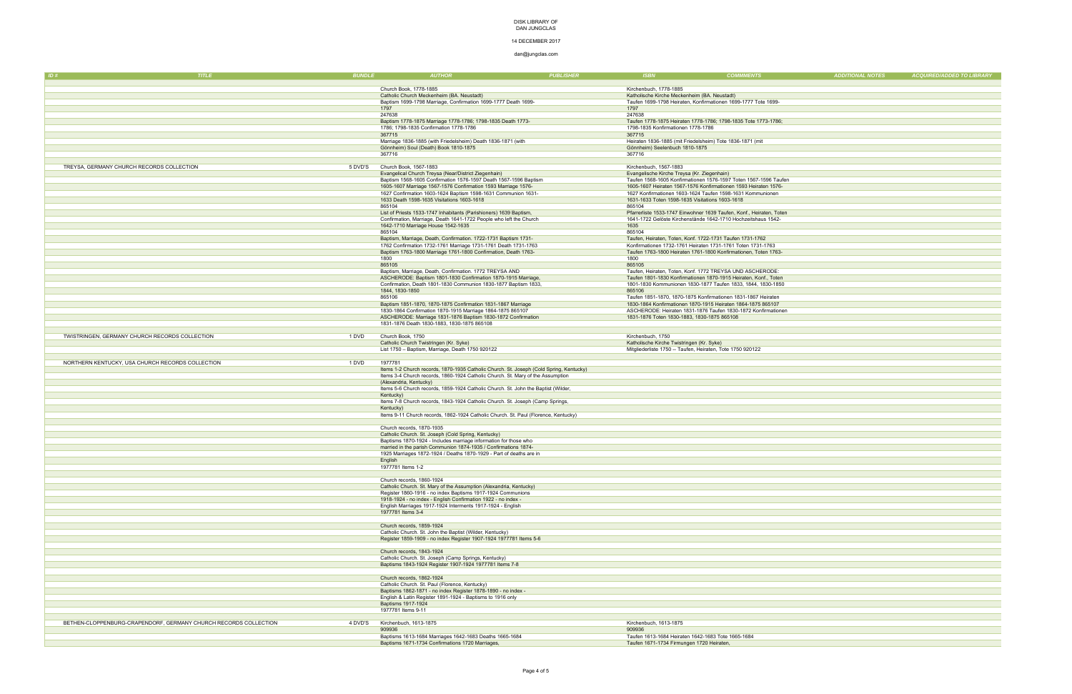DISK LIBRARY OF
DAN JUNGCLAS

14 DECEMBER 2017

dan@jungclas.com

| ID # | TITLE | BUNDLE | AUTHOR | PUBLISHER | ISBN | COMMMENTS | ADDITIONAL NOTES | ACQUIRED/ADDED TO LIBRARY |
|---|---|---|---|---|---|---|---|---|
| | | | Church Book, 1778-1885 | | Kirchenbuch, 1778-1885 | | | |
| | | | Catholic Church Meckenheim (BA. Neustadt) | | Katholische Kirche Meckenheim (BA. Neustadt) | | | |
| | | | Baptism 1699-1798 Marriage, Confirmation 1699-1777 Death 1699- | | Taufen 1699-1798 Heiraten, Konfirmationen 1699-1777 Tote 1699- | | | |
| | | | 1797 | | 1797 | | | |
| | | | 247638 | | 247638 | | | |
| | | | Baptism 1778-1875 Marriage 1778-1786; 1798-1835 Death 1773- | | Taufen 1778-1875 Heiraten 1778-1786; 1798-1835 Tote 1773-1786; | | | |
| | | | 1786; 1798-1835 Confirmation 1778-1786 | | 1798-1835 Konfirmationen 1778-1786 | | | |
| | | | 367715 | | 367715 | | | |
| | | | Marriage 1836-1885 (with Friedelsheim) Death 1836-1871 (with | | Heiraten 1836-1885 (mit Friedelsheim) Tote 1836-1871 (mit | | | |
| | | | Gönnheim) Soul (Death) Book 1810-1875 | | Gönnheim) Seelenbuch 1810-1875 | | | |
| | | | 367716 | | 367716 | | | |
| | | | | | | | | |
| | TREYSA, GERMANY CHURCH RECORDS COLLECTION | 5 DVD'S | Church Book, 1567-1883 | | Kirchenbuch, 1567-1883 | | | |
| | | | Evangelical Church Treysa (Near/District Ziegenhain) | | Evangelische Kirche Treysa (Kr. Ziegenhain) | | | |
| | | | Baptism 1568-1605 Confirmation 1576-1597 Death 1567-1596 Baptism | | Taufen 1568-1605 Konfirmationen 1576-1597 Toten 1567-1596 Taufen | | | |
| | | | 1605-1607 Marriage 1567-1576 Confirmation 1593 Marriage 1576- | | 1605-1607 Heiraten 1567-1576 Konfirmationen 1593 Heiraten 1576- | | | |
| | | | 1627 Confirmation 1603-1624 Baptism 1598-1631 Communion 1631- | | 1627 Konfirmationen 1603-1624 Taufen 1598-1631 Kommunionen | | | |
| | | | 1633 Death 1598-1635 Visitations 1603-1618 | | 1631-1633 Toten 1598-1635 Visitations 1603-1618 | | | |
| | | | 865104 | | 865104 | | | |
| | | | List of Priests 1533-1747 Inhabitants (Parishioners) 1639 Baptism, | | Pfarrerliste 1533-1747 Einwohner 1639 Taufen, Konf., Heiraten, Toten | | | |
| | | | Confirmation, Marriage, Death 1641-1722 People who left the Church | | 1641-1722 Gelöste Kirchenstände 1642-1710 Hochzeitshaus 1542- | | | |
| | | | 1642-1710 Marriage House 1542-1635 | | 1635 | | | |
| | | | 865104 | | 865104 | | | |
| | | | Baptism, Marriage, Death, Confirmation. 1722-1731 Baptism 1731- | | Taufen, Heiraten, Toten, Konf. 1722-1731 Taufen 1731-1762 | | | |
| | | | 1762 Confirmation 1732-1761 Marriage 1731-1761 Death 1731-1763 | | Konfirmationen 1732-1761 Heiraten 1731-1761 Toten 1731-1763 | | | |
| | | | Baptism 1763-1800 Marriage 1761-1800 Confirmation, Death 1763- | | Taufen 1763-1800 Heiraten 1761-1800 Konfirmationen, Toten 1763- | | | |
| | | | 1800 | | 1800 | | | |
| | | | 865105 | | 865105 | | | |
| | | | Baptism, Marriage, Death, Confirmation. 1772 TREYSA AND | | Taufen, Heiraten, Toten, Konf. 1772 TREYSA UND ASCHERODE: | | | |
| | | | ASCHERODE: Baptism 1801-1830 Confirmation 1870-1915 Marriage, | | Taufen 1801-1830 Konfirmationen 1870-1915 Heiraten, Konf., Toten | | | |
| | | | Confirmation, Death 1801-1830 Communion 1830-1877 Baptism 1833, | | 1801-1830 Kommunionen 1830-1877 Taufen 1833, 1844, 1830-1850 | | | |
| | | | 1844, 1830-1850 | | 865106 | | | |
| | | | 865106 | | Taufen 1851-1870, 1870-1875 Konfirmationen 1831-1867 Heiraten | | | |
| | | | Baptism 1851-1870, 1870-1875 Confirmation 1831-1867 Marriage | | 1830-1864 Konfirmationen 1870-1915 Heiraten 1864-1875 865107 | | | |
| | | | 1830-1864 Confirmation 1870-1915 Marriage 1864-1875 865107 | | ASCHERODE: Heiraten 1831-1876 Taufen 1830-1872 Konfirmationen | | | |
| | | | ASCHERODE: Marriage 1831-1876 Baptism 1830-1872 Confirmation | | 1831-1876 Toten 1830-1883, 1830-1875 865108 | | | |
| | | | 1831-1876 Death 1830-1883, 1830-1875 865108 | | | | | |
| | | | | | | | | |
| | TWISTRINGEN, GERMANY CHURCH RECORDS COLLECTION | 1 DVD | Church Book, 1750 | | Kirchenbuch, 1750 | | | |
| | | | Catholic Church Twistringen (Kr. Syke) | | Katholische Kirche Twistringen (Kr. Syke) | | | |
| | | | List 1750 – Baptism, Marriage, Death 1750 920122 | | Mitgliederliste 1750 -- Taufen, Heiraten, Tote 1750 920122 | | | |
| | | | | | | | | |
| | NORTHERN KENTUCKY, USA CHURCH RECORDS COLLECTION | 1 DVD | 1977781 | | | | | |
| | | | Items 1-2 Church records, 1870-1935 Catholic Church. St. Joseph (Cold Spring, Kentucky) | | | | | |
| | | | Items 3-4 Church records, 1860-1924 Catholic Church. St. Mary of the Assumption | | | | | |
| | | | (Alexandria, Kentucky) | | | | | |
| | | | Items 5-6 Church records, 1859-1924 Catholic Church. St. John the Baptist (Wilder, | | | | | |
| | | | Kentucky) | | | | | |
| | | | Items 7-8 Church records, 1843-1924 Catholic Church. St. Joseph (Camp Springs, | | | | | |
| | | | Kentucky) | | | | | |
| | | | Items 9-11 Church records, 1862-1924 Catholic Church. St. Paul (Florence, Kentucky) | | | | | |
| | | | | | | | | |
| | | | Church records, 1870-1935 | | | | | |
| | | | Catholic Church. St. Joseph (Cold Spring, Kentucky) | | | | | |
| | | | Baptisms 1870-1924 - Includes marriage information for those who | | | | | |
| | | | married in the parish Communion 1874-1935 / Confirmations 1874- | | | | | |
| | | | 1925 Marriages 1872-1924 / Deaths 1870-1929 - Part of deaths are in | | | | | |
| | | | English | | | | | |
| | | | 1977781 Items 1-2 | | | | | |
| | | | | | | | | |
| | | | Church records, 1860-1924 | | | | | |
| | | | Catholic Church. St. Mary of the Assumption (Alexandria, Kentucky) | | | | | |
| | | | Register 1860-1916 - no index Baptisms 1917-1924 Communions | | | | | |
| | | | 1918-1924 - no index - English Confirmation 1922 - no index - | | | | | |
| | | | English Marriages 1917-1924 Interments 1917-1924 - English | | | | | |
| | | | 1977781 Items 3-4 | | | | | |
| | | | | | | | | |
| | | | Church records, 1859-1924 | | | | | |
| | | | Catholic Church. St. John the Baptist (Wilder, Kentucky) | | | | | |
| | | | Register 1859-1909 - no index Register 1907-1924 1977781 Items 5-6 | | | | | |
| | | | | | | | | |
| | | | Church records, 1843-1924 | | | | | |
| | | | Catholic Church. St. Joseph (Camp Springs, Kentucky) | | | | | |
| | | | Baptisms 1843-1924 Register 1907-1924 1977781 Items 7-8 | | | | | |
| | | | | | | | | |
| | | | Church records, 1862-1924 | | | | | |
| | | | Catholic Church. St. Paul (Florence, Kentucky) | | | | | |
| | | | Baptisms 1862-1871 - no index Register 1878-1890 - no index - | | | | | |
| | | | English & Latin Register 1891-1924 - Baptisms to 1916 only | | | | | |
| | | | Baptisms 1917-1924 | | | | | |
| | | | 1977781 Items 9-11 | | | | | |
| | | | | | | | | |
| | BETHEN-CLOPPENBURG-CRAPENDORF, GERMANY CHURCH RECORDS COLLECTION | 4 DVD'S | Kirchenbuch, 1613-1875 | | Kirchenbuch, 1613-1875 | | | |
| | | | 909936 | | 909936 | | | |
| | | | Baptisms 1613-1684 Marriages 1642-1683 Deaths 1665-1684 | | Taufen 1613-1684 Heiraten 1642-1683 Tote 1665-1684 | | | |
| | | | Baptisms 1671-1734 Confirmations 1720 Marriages, | | Taufen 1671-1734 Firmungen 1720 Heiraten, | | | |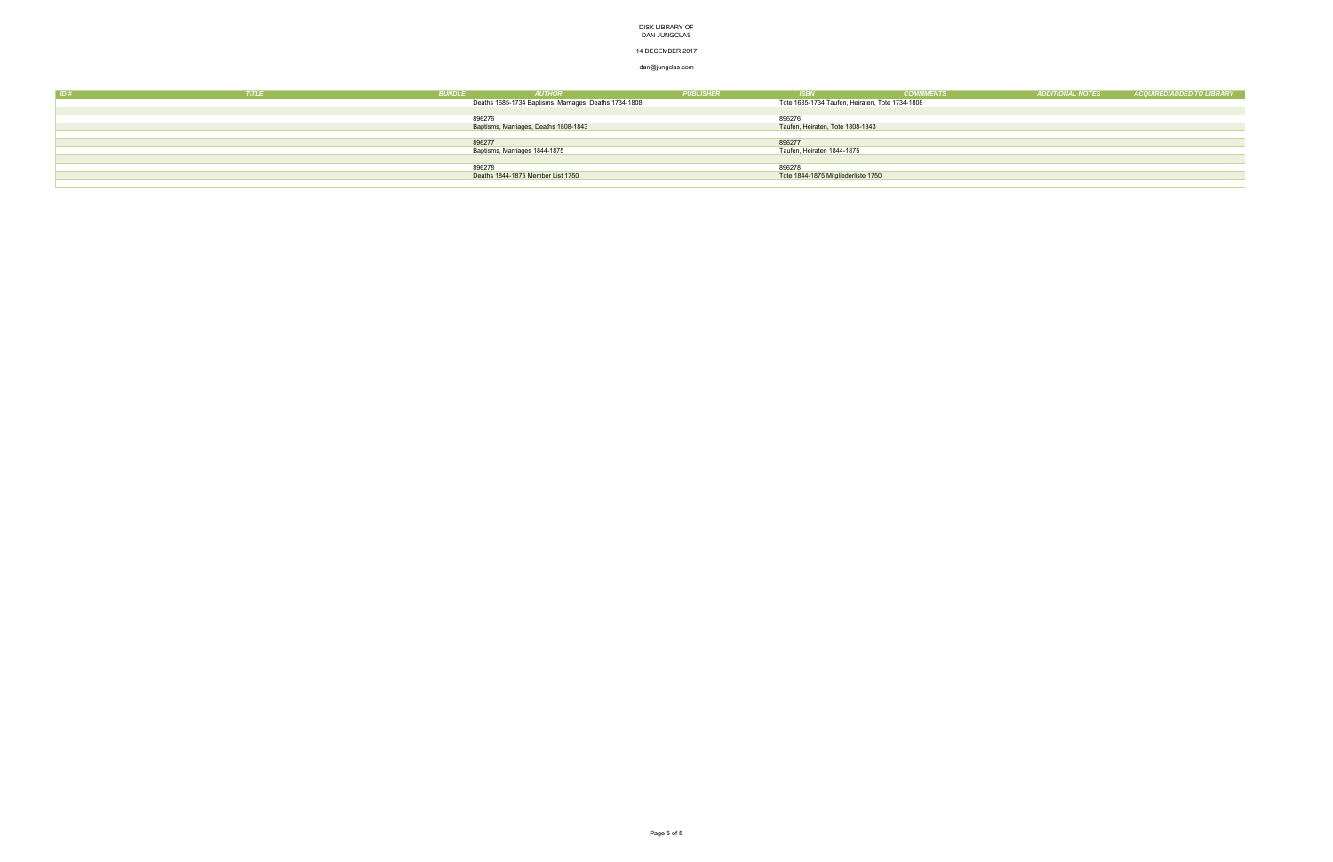| ID # | TITLE | BUNDLE | AUTHOR | PUBLISHER | ISBN | COMMMENTS | ADDITIONAL NOTES | ACQUIRED/ADDED TO LIBRARY |
|---|---|---|---|---|---|---|---|---|
| | | | Deaths 1685-1734 Baptisms, Marriages, Deaths 1734-1808 | | Tote 1685-1734 Taufen, Heiraten, Tote 1734-1808 | | | |
| | | | | | | | | |
| | | | 896276 | | 896276 | | | |
| | | | Baptisms, Marriages, Deaths 1808-1843 | | Taufen, Heiraten, Tote 1808-1843 | | | |
| | | | | | | | | |
| | | | 896277 | | 896277 | | | |
| | | | Baptisms, Marriages 1844-1875 | | Taufen, Heiraten 1844-1875 | | | |
| | | | | | | | | |
| | | | 896278 | | 896278 | | | |
| | | | Deaths 1844-1875 Member List 1750 | | Tote 1844-1875 Mitgliederliste 1750 | | | |
| | | | | | | | | |